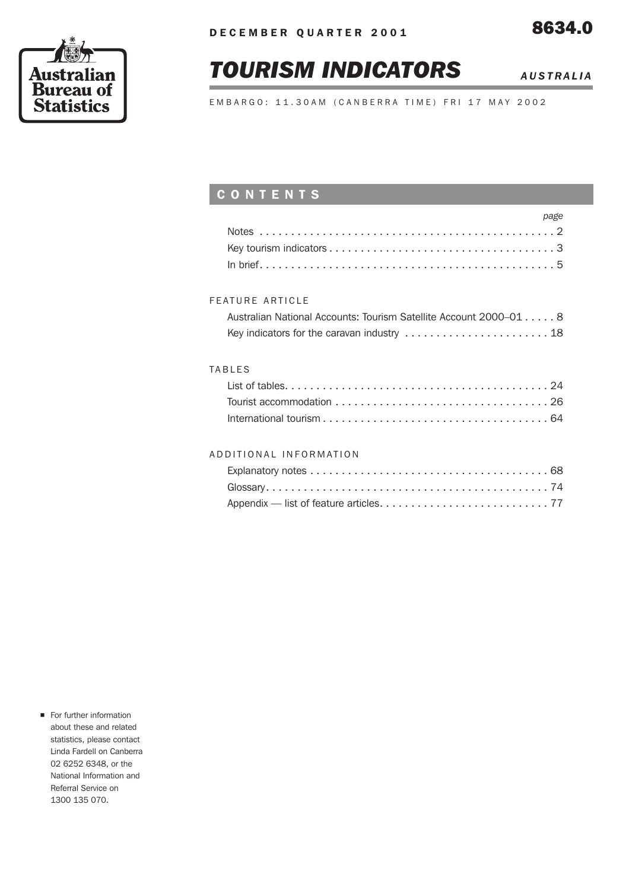DECEMBER QUARTER 2001

8634.0

# TOURISM INDICATORS

*AUSTRALIA*

EMBARGO: 11.30AM (CANBERRA TIME) FRI 17 MAY 2002

Australian Bureau of Statistics

## CONTENTS

| | page |
|---|---|
| Notes | 2 |
| Key tourism indicators | 3 |
| In brief | 5 |

**FEATURE ARTICLE**

| | |
|---|---|
| Australian National Accounts: Tourism Satellite Account 2000–01 | 8 |
| Key indicators for the caravan industry | 18 |

**TABLES**

| | |
|---|---|
| List of tables | 24 |
| Tourist accommodation | 26 |
| International tourism | 64 |

**ADDITIONAL INFORMATION**

| | |
|---|---|
| Explanatory notes | 68 |
| Glossary | 74 |
| Appendix — list of feature articles | 77 |

- For further information about these and related statistics, please contact Linda Fardell on Canberra 02 6252 6348, or the National Information and Referral Service on 1300 135 070.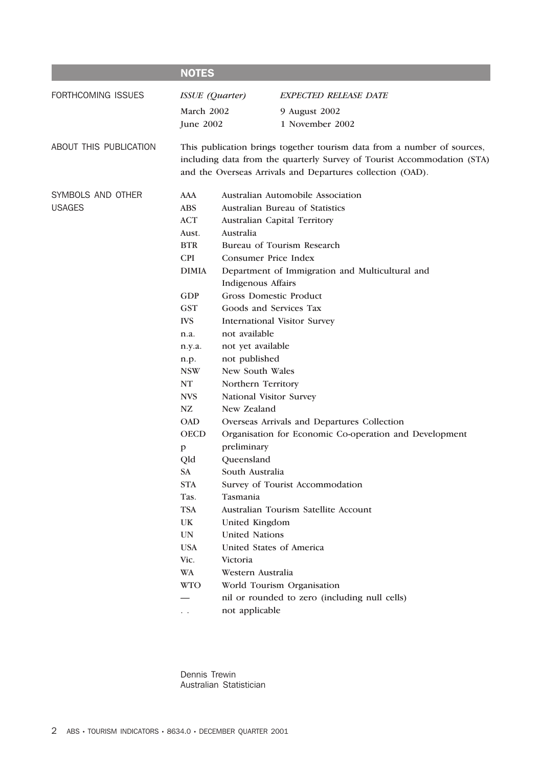## NOTES

### FORTHCOMING ISSUES

| *ISSUE (Quarter)* | *EXPECTED RELEASE DATE* |
|---|---|
| March 2002 | 9 August 2002 |
| June 2002 | 1 November 2002 |

### ABOUT THIS PUBLICATION

This publication brings together tourism data from a number of sources, including data from the quarterly Survey of Tourist Accommodation (STA) and the Overseas Arrivals and Departures collection (OAD).

### SYMBOLS AND OTHER USAGES

| | |
|---|---|
| AAA | Australian Automobile Association |
| ABS | Australian Bureau of Statistics |
| ACT | Australian Capital Territory |
| Aust. | Australia |
| BTR | Bureau of Tourism Research |
| CPI | Consumer Price Index |
| DIMIA | Department of Immigration and Multicultural and Indigenous Affairs |
| GDP | Gross Domestic Product |
| GST | Goods and Services Tax |
| IVS | International Visitor Survey |
| n.a. | not available |
| n.y.a. | not yet available |
| n.p. | not published |
| NSW | New South Wales |
| NT | Northern Territory |
| NVS | National Visitor Survey |
| NZ | New Zealand |
| OAD | Overseas Arrivals and Departures Collection |
| OECD | Organisation for Economic Co-operation and Development |
| p | preliminary |
| Qld | Queensland |
| SA | South Australia |
| STA | Survey of Tourist Accommodation |
| Tas. | Tasmania |
| TSA | Australian Tourism Satellite Account |
| UK | United Kingdom |
| UN | United Nations |
| USA | United States of America |
| Vic. | Victoria |
| WA | Western Australia |
| WTO | World Tourism Organisation |
| — | nil or rounded to zero (including null cells) |
| . . | not applicable |

Dennis Trewin
Australian Statistician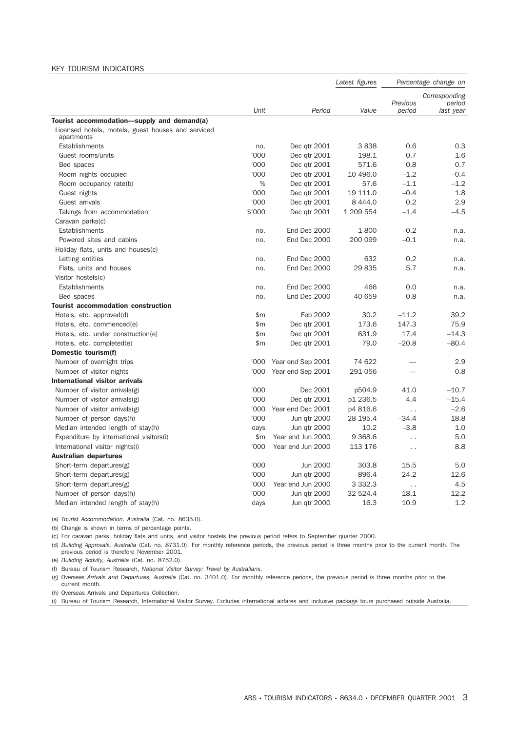KEY TOURISM INDICATORS

| | Unit | Period | Latest figures Value | Percentage change on Previous period | Percentage change on Corresponding period last year |
|---|---|---|---|---|---|
| **Tourist accommodation—supply and demand(a)** | | | | | |
| Licensed hotels, motels, guest houses and serviced apartments | | | | | |
| Establishments | no. | Dec qtr 2001 | 3 838 | 0.6 | 0.3 |
| Guest rooms/units | '000 | Dec qtr 2001 | 198.1 | 0.7 | 1.6 |
| Bed spaces | '000 | Dec qtr 2001 | 571.6 | 0.8 | 0.7 |
| Room nights occupied | '000 | Dec qtr 2001 | 10 496.0 | –1.2 | –0.4 |
| Room occupancy rate(b) | % | Dec qtr 2001 | 57.6 | –1.1 | –1.2 |
| Guest nights | '000 | Dec qtr 2001 | 19 111.0 | –0.4 | 1.8 |
| Guest arrivals | '000 | Dec qtr 2001 | 8 444.0 | 0.2 | 2.9 |
| Takings from accommodation | $'000 | Dec qtr 2001 | 1 209 554 | –1.4 | –4.5 |
| Caravan parks(c) | | | | | |
| Establishments | no. | End Dec 2000 | 1 800 | –0.2 | n.a. |
| Powered sites and cabins | no. | End Dec 2000 | 200 099 | –0.1 | n.a. |
| Holiday flats, units and houses(c) | | | | | |
| Letting entities | no. | End Dec 2000 | 632 | 0.2 | n.a. |
| Flats, units and houses | no. | End Dec 2000 | 29 835 | 5.7 | n.a. |
| Visitor hostels(c) | | | | | |
| Establishments | no. | End Dec 2000 | 466 | 0.0 | n.a. |
| Bed spaces | no. | End Dec 2000 | 40 659 | 0.8 | n.a. |
| **Tourist accommodation construction** | | | | | |
| Hotels, etc. approved(d) | $m | Feb 2002 | 30.2 | –11.2 | 39.2 |
| Hotels, etc. commenced(e) | $m | Dec qtr 2001 | 173.6 | 147.3 | 75.9 |
| Hotels, etc. under construction(e) | $m | Dec qtr 2001 | 631.9 | 17.4 | –14.3 |
| Hotels, etc. completed(e) | $m | Dec qtr 2001 | 79.0 | –20.8 | –80.4 |
| **Domestic tourism(f)** | | | | | |
| Number of overnight trips | '000 | Year end Sep 2001 | 74 622 | — | 2.9 |
| Number of visitor nights | '000 | Year end Sep 2001 | 291 056 | — | 0.8 |
| **International visitor arrivals** | | | | | |
| Number of visitor arrivals(g) | '000 | Dec 2001 | p504.9 | 41.0 | –10.7 |
| Number of visitor arrivals(g) | '000 | Dec qtr 2001 | p1 236.5 | 4.4 | –15.4 |
| Number of visitor arrivals(g) | '000 | Year end Dec 2001 | p4 816.6 | . . | –2.6 |
| Number of person days(h) | '000 | Jun qtr 2000 | 28 195.4 | –34.4 | 18.8 |
| Median intended length of stay(h) | days | Jun qtr 2000 | 10.2 | –3.8 | 1.0 |
| Expenditure by international visitors(i) | $m | Year end Jun 2000 | 9 368.6 | . . | 5.0 |
| International visitor nights(i) | '000 | Year end Jun 2000 | 113 176 | . . | 8.8 |
| **Australian departures** | | | | | |
| Short-term departures(g) | '000 | Jun 2000 | 303.8 | 15.5 | 5.0 |
| Short-term departures(g) | '000 | Jun qtr 2000 | 896.4 | 24.2 | 12.6 |
| Short-term departures(g) | '000 | Year end Jun 2000 | 3 332.3 | . . | 4.5 |
| Number of person days(h) | '000 | Jun qtr 2000 | 32 524.4 | 18.1 | 12.2 |
| Median intended length of stay(h) | days | Jun qtr 2000 | 16.3 | 10.9 | 1.2 |

(a) *Tourist Accommodation, Australia* (Cat. no. 8635.0).

(b) Change is shown in terms of percentage points.

(c) For caravan parks, holiday flats and units, and visitor hostels the previous period refers to September quarter 2000.

(d) *Building Approvals, Australia* (Cat. no. 8731.0). For monthly reference periods, the previous period is three months prior to the current month. The previous period is therefore November 2001.

(e) *Building Activity, Australia* (Cat. no. 8752.0).

(f) Bureau of Tourism Research, *National Visitor Survey: Travel by Australians*.

(g) *Overseas Arrivals and Departures, Australia* (Cat. no. 3401.0). For monthly reference periods, the previous period is three months prior to the current month.

(h) Overseas Arrivals and Departures Collection.

(i) Bureau of Tourism Research, International Visitor Survey. Excludes international airfares and inclusive package tours purchased outside Australia.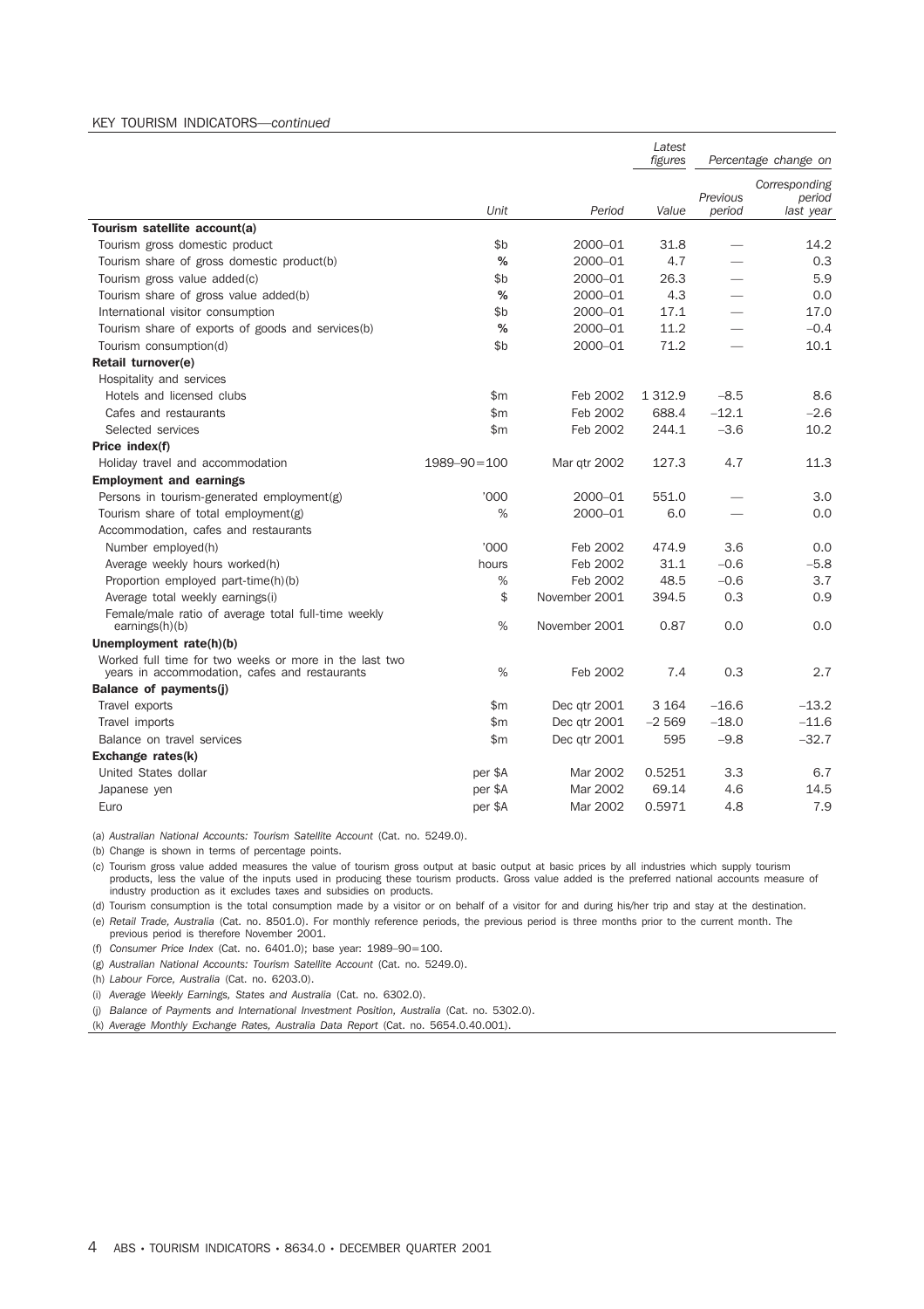KEY TOURISM INDICATORS—*continued*

| | Unit | Period | Latest figures Value | Percentage change on Previous period | Corresponding period last year |
|---|---|---|---|---|---|
| **Tourism satellite account(a)** | | | | | |
| Tourism gross domestic product | $b | 2000–01 | 31.8 | — | 14.2 |
| Tourism share of gross domestic product(b) | % | 2000–01 | 4.7 | — | 0.3 |
| Tourism gross value added(c) | $b | 2000–01 | 26.3 | — | 5.9 |
| Tourism share of gross value added(b) | % | 2000–01 | 4.3 | — | 0.0 |
| International visitor consumption | $b | 2000–01 | 17.1 | — | 17.0 |
| Tourism share of exports of goods and services(b) | % | 2000–01 | 11.2 | — | –0.4 |
| Tourism consumption(d) | $b | 2000–01 | 71.2 | — | 10.1 |
| **Retail turnover(e)** | | | | | |
| Hospitality and services | | | | | |
| Hotels and licensed clubs | $m | Feb 2002 | 1 312.9 | –8.5 | 8.6 |
| Cafes and restaurants | $m | Feb 2002 | 688.4 | –12.1 | –2.6 |
| Selected services | $m | Feb 2002 | 244.1 | –3.6 | 10.2 |
| **Price index(f)** | | | | | |
| Holiday travel and accommodation | 1989–90=100 | Mar qtr 2002 | 127.3 | 4.7 | 11.3 |
| **Employment and earnings** | | | | | |
| Persons in tourism-generated employment(g) | '000 | 2000–01 | 551.0 | — | 3.0 |
| Tourism share of total employment(g) | % | 2000–01 | 6.0 | — | 0.0 |
| Accommodation, cafes and restaurants | | | | | |
| Number employed(h) | '000 | Feb 2002 | 474.9 | 3.6 | 0.0 |
| Average weekly hours worked(h) | hours | Feb 2002 | 31.1 | –0.6 | –5.8 |
| Proportion employed part-time(h)(b) | % | Feb 2002 | 48.5 | –0.6 | 3.7 |
| Average total weekly earnings(i) | $ | November 2001 | 394.5 | 0.3 | 0.9 |
| Female/male ratio of average total full-time weekly earnings(h)(b) | % | November 2001 | 0.87 | 0.0 | 0.0 |
| **Unemployment rate(h)(b)** | | | | | |
| Worked full time for two weeks or more in the last two years in accommodation, cafes and restaurants | % | Feb 2002 | 7.4 | 0.3 | 2.7 |
| **Balance of payments(j)** | | | | | |
| Travel exports | $m | Dec qtr 2001 | 3 164 | –16.6 | –13.2 |
| Travel imports | $m | Dec qtr 2001 | –2 569 | –18.0 | –11.6 |
| Balance on travel services | $m | Dec qtr 2001 | 595 | –9.8 | –32.7 |
| **Exchange rates(k)** | | | | | |
| United States dollar | per $A | Mar 2002 | 0.5251 | 3.3 | 6.7 |
| Japanese yen | per $A | Mar 2002 | 69.14 | 4.6 | 14.5 |
| Euro | per $A | Mar 2002 | 0.5971 | 4.8 | 7.9 |

(a) *Australian National Accounts: Tourism Satellite Account* (Cat. no. 5249.0).

(b) Change is shown in terms of percentage points.

(c) Tourism gross value added measures the value of tourism gross output at basic output at basic prices by all industries which supply tourism products, less the value of the inputs used in producing these tourism products. Gross value added is the preferred national accounts measure of industry production as it excludes taxes and subsidies on products.

(d) Tourism consumption is the total consumption made by a visitor or on behalf of a visitor for and during his/her trip and stay at the destination.

(e) *Retail Trade, Australia* (Cat. no. 8501.0). For monthly reference periods, the previous period is three months prior to the current month. The previous period is therefore November 2001.

(f) *Consumer Price Index* (Cat. no. 6401.0); base year: 1989–90=100.

(g) *Australian National Accounts: Tourism Satellite Account* (Cat. no. 5249.0).

(h) *Labour Force, Australia* (Cat. no. 6203.0).

(i) *Average Weekly Earnings, States and Australia* (Cat. no. 6302.0).

(j) *Balance of Payments and International Investment Position, Australia* (Cat. no. 5302.0).

(k) *Average Monthly Exchange Rates, Australia Data Report* (Cat. no. 5654.0.40.001).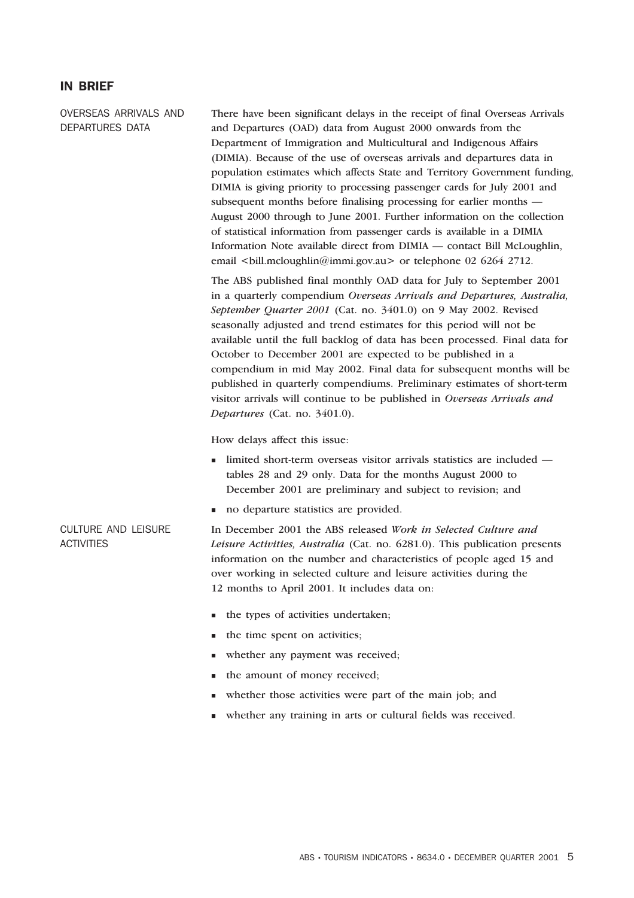## IN BRIEF

### OVERSEAS ARRIVALS AND DEPARTURES DATA

There have been significant delays in the receipt of final Overseas Arrivals and Departures (OAD) data from August 2000 onwards from the Department of Immigration and Multicultural and Indigenous Affairs (DIMIA). Because of the use of overseas arrivals and departures data in population estimates which affects State and Territory Government funding, DIMIA is giving priority to processing passenger cards for July 2001 and subsequent months before finalising processing for earlier months — August 2000 through to June 2001. Further information on the collection of statistical information from passenger cards is available in a DIMIA Information Note available direct from DIMIA — contact Bill McLoughlin, email <bill.mcloughlin@immi.gov.au> or telephone 02 6264 2712.

The ABS published final monthly OAD data for July to September 2001 in a quarterly compendium *Overseas Arrivals and Departures, Australia, September Quarter 2001* (Cat. no. 3401.0) on 9 May 2002. Revised seasonally adjusted and trend estimates for this period will not be available until the full backlog of data has been processed. Final data for October to December 2001 are expected to be published in a compendium in mid May 2002. Final data for subsequent months will be published in quarterly compendiums. Preliminary estimates of short-term visitor arrivals will continue to be published in *Overseas Arrivals and Departures* (Cat. no. 3401.0).

How delays affect this issue:

- limited short-term overseas visitor arrivals statistics are included — tables 28 and 29 only. Data for the months August 2000 to December 2001 are preliminary and subject to revision; and
- no departure statistics are provided.

### CULTURE AND LEISURE ACTIVITIES

In December 2001 the ABS released *Work in Selected Culture and Leisure Activities, Australia* (Cat. no. 6281.0). This publication presents information on the number and characteristics of people aged 15 and over working in selected culture and leisure activities during the 12 months to April 2001. It includes data on:

- the types of activities undertaken;
- the time spent on activities;
- whether any payment was received;
- the amount of money received;
- whether those activities were part of the main job; and
- whether any training in arts or cultural fields was received.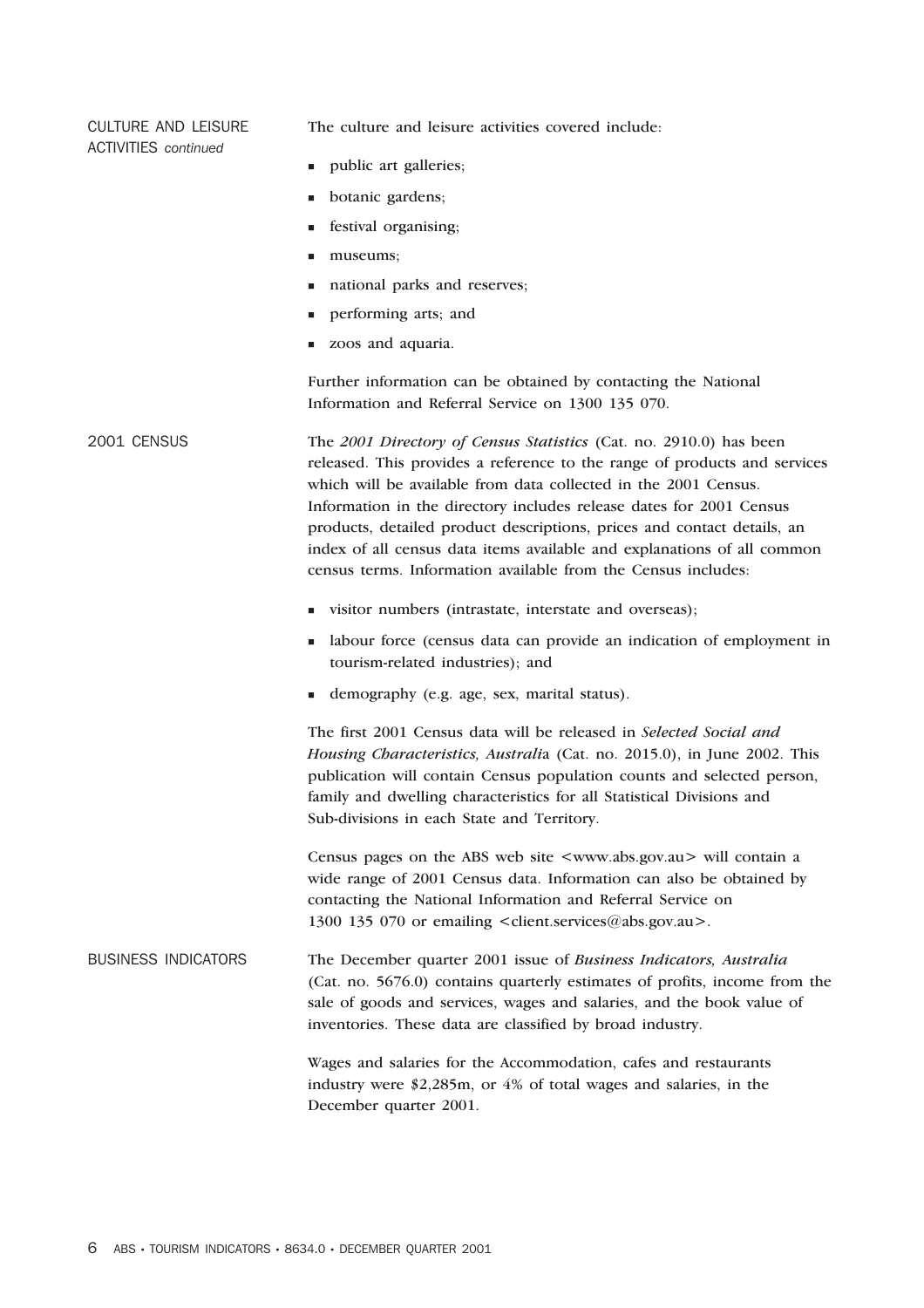## CULTURE AND LEISURE ACTIVITIES *continued*

The culture and leisure activities covered include:

- public art galleries;
- botanic gardens;
- festival organising;
- museums;
- national parks and reserves;
- performing arts; and
- zoos and aquaria.

Further information can be obtained by contacting the National Information and Referral Service on 1300 135 070.

## 2001 CENSUS

The *2001 Directory of Census Statistics* (Cat. no. 2910.0) has been released. This provides a reference to the range of products and services which will be available from data collected in the 2001 Census. Information in the directory includes release dates for 2001 Census products, detailed product descriptions, prices and contact details, an index of all census data items available and explanations of all common census terms. Information available from the Census includes:

- visitor numbers (intrastate, interstate and overseas);
- labour force (census data can provide an indication of employment in tourism-related industries); and
- demography (e.g. age, sex, marital status).

The first 2001 Census data will be released in *Selected Social and Housing Characteristics, Australia* (Cat. no. 2015.0), in June 2002. This publication will contain Census population counts and selected person, family and dwelling characteristics for all Statistical Divisions and Sub-divisions in each State and Territory.

Census pages on the ABS web site <www.abs.gov.au> will contain a wide range of 2001 Census data. Information can also be obtained by contacting the National Information and Referral Service on 1300 135 070 or emailing <client.services@abs.gov.au>.

## BUSINESS INDICATORS

The December quarter 2001 issue of *Business Indicators, Australia* (Cat. no. 5676.0) contains quarterly estimates of profits, income from the sale of goods and services, wages and salaries, and the book value of inventories. These data are classified by broad industry.

Wages and salaries for the Accommodation, cafes and restaurants industry were $2,285m, or 4% of total wages and salaries, in the December quarter 2001.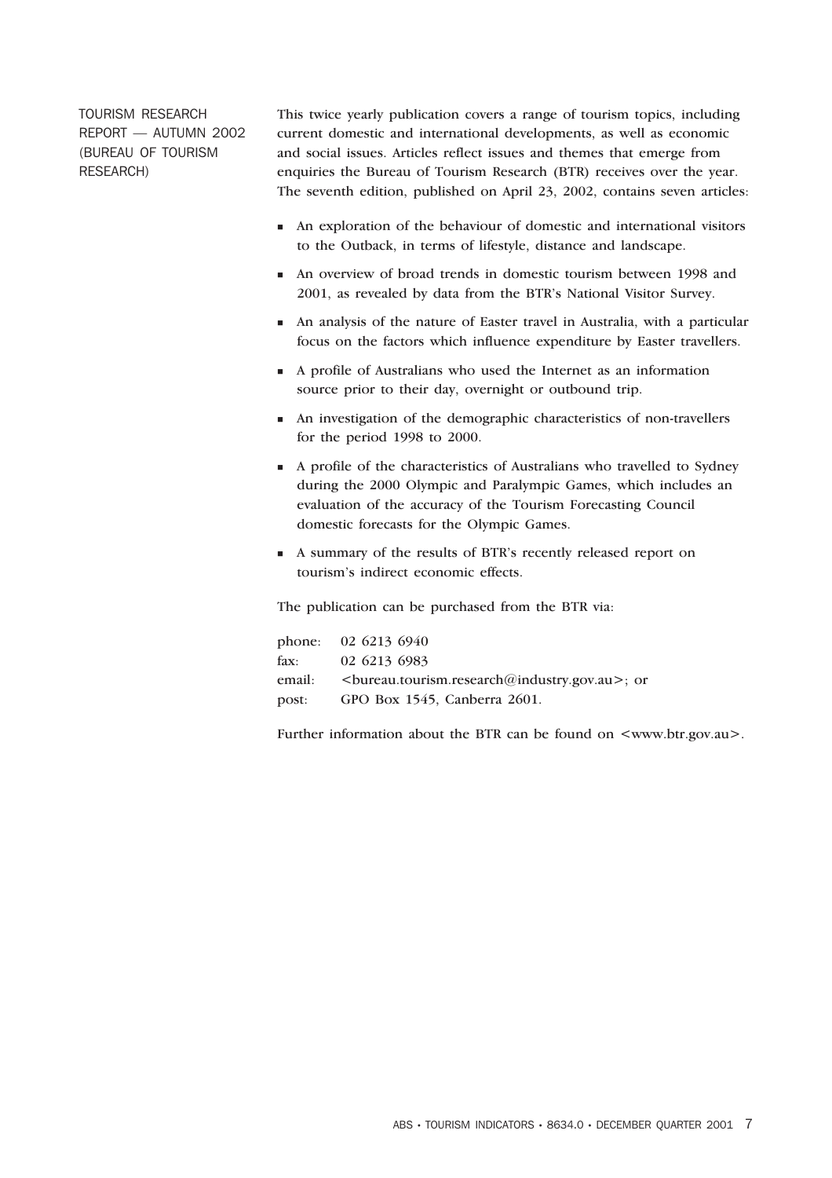## TOURISM RESEARCH REPORT — AUTUMN 2002 (BUREAU OF TOURISM RESEARCH)

This twice yearly publication covers a range of tourism topics, including current domestic and international developments, as well as economic and social issues. Articles reflect issues and themes that emerge from enquiries the Bureau of Tourism Research (BTR) receives over the year. The seventh edition, published on April 23, 2002, contains seven articles:

- An exploration of the behaviour of domestic and international visitors to the Outback, in terms of lifestyle, distance and landscape.
- An overview of broad trends in domestic tourism between 1998 and 2001, as revealed by data from the BTR's National Visitor Survey.
- An analysis of the nature of Easter travel in Australia, with a particular focus on the factors which influence expenditure by Easter travellers.
- A profile of Australians who used the Internet as an information source prior to their day, overnight or outbound trip.
- An investigation of the demographic characteristics of non-travellers for the period 1998 to 2000.
- A profile of the characteristics of Australians who travelled to Sydney during the 2000 Olympic and Paralympic Games, which includes an evaluation of the accuracy of the Tourism Forecasting Council domestic forecasts for the Olympic Games.
- A summary of the results of BTR's recently released report on tourism's indirect economic effects.

The publication can be purchased from the BTR via:

phone: 02 6213 6940
fax: 02 6213 6983
email: <bureau.tourism.research@industry.gov.au>; or
post: GPO Box 1545, Canberra 2601.

Further information about the BTR can be found on <www.btr.gov.au>.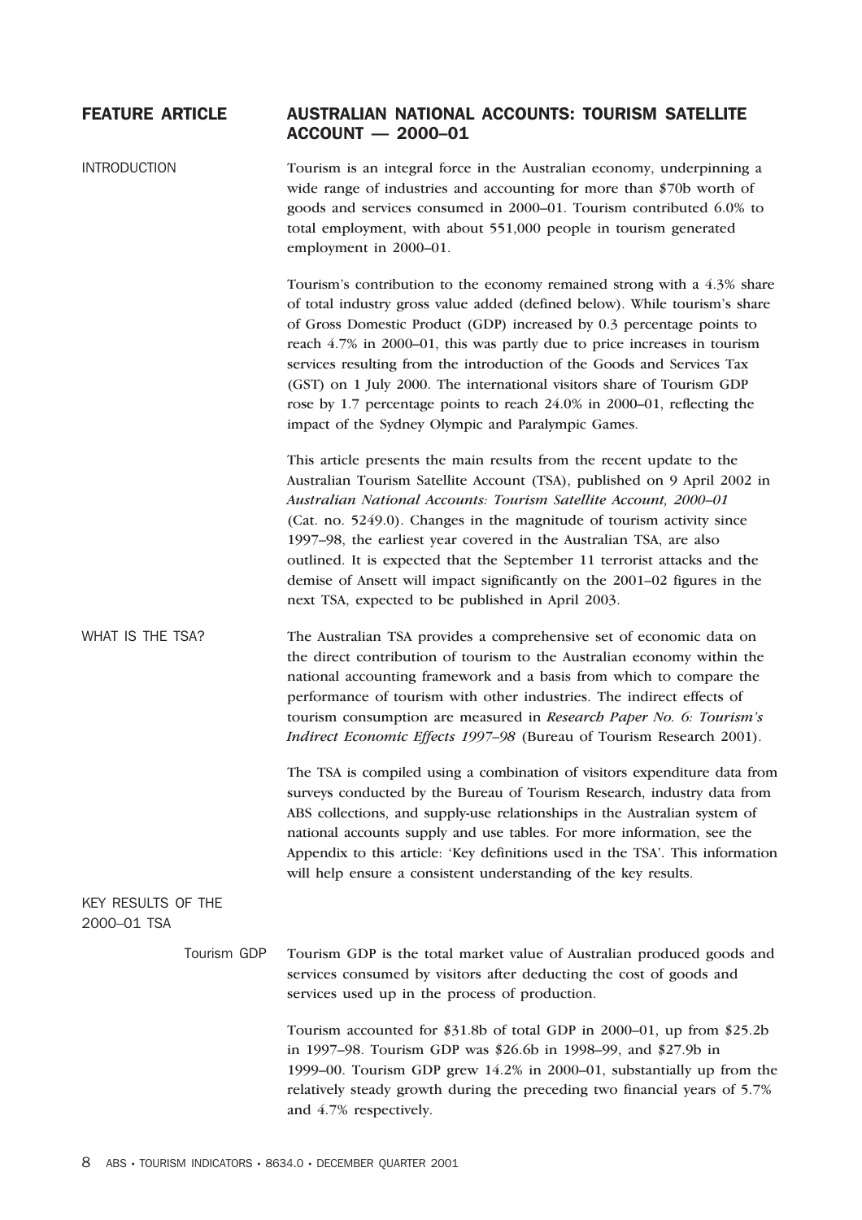# FEATURE ARTICLE — AUSTRALIAN NATIONAL ACCOUNTS: TOURISM SATELLITE ACCOUNT — 2000–01

## INTRODUCTION

Tourism is an integral force in the Australian economy, underpinning a wide range of industries and accounting for more than $70b worth of goods and services consumed in 2000–01. Tourism contributed 6.0% to total employment, with about 551,000 people in tourism generated employment in 2000–01.

Tourism's contribution to the economy remained strong with a 4.3% share of total industry gross value added (defined below). While tourism's share of Gross Domestic Product (GDP) increased by 0.3 percentage points to reach 4.7% in 2000–01, this was partly due to price increases in tourism services resulting from the introduction of the Goods and Services Tax (GST) on 1 July 2000. The international visitors share of Tourism GDP rose by 1.7 percentage points to reach 24.0% in 2000–01, reflecting the impact of the Sydney Olympic and Paralympic Games.

This article presents the main results from the recent update to the Australian Tourism Satellite Account (TSA), published on 9 April 2002 in *Australian National Accounts: Tourism Satellite Account, 2000–01* (Cat. no. 5249.0). Changes in the magnitude of tourism activity since 1997–98, the earliest year covered in the Australian TSA, are also outlined. It is expected that the September 11 terrorist attacks and the demise of Ansett will impact significantly on the 2001–02 figures in the next TSA, expected to be published in April 2003.

## WHAT IS THE TSA?

The Australian TSA provides a comprehensive set of economic data on the direct contribution of tourism to the Australian economy within the national accounting framework and a basis from which to compare the performance of tourism with other industries. The indirect effects of tourism consumption are measured in *Research Paper No. 6: Tourism's Indirect Economic Effects 1997–98* (Bureau of Tourism Research 2001).

The TSA is compiled using a combination of visitors expenditure data from surveys conducted by the Bureau of Tourism Research, industry data from ABS collections, and supply-use relationships in the Australian system of national accounts supply and use tables. For more information, see the Appendix to this article: 'Key definitions used in the TSA'. This information will help ensure a consistent understanding of the key results.

## KEY RESULTS OF THE 2000–01 TSA

### Tourism GDP

Tourism GDP is the total market value of Australian produced goods and services consumed by visitors after deducting the cost of goods and services used up in the process of production.

Tourism accounted for $31.8b of total GDP in 2000–01, up from $25.2b in 1997–98. Tourism GDP was $26.6b in 1998–99, and $27.9b in 1999–00. Tourism GDP grew 14.2% in 2000–01, substantially up from the relatively steady growth during the preceding two financial years of 5.7% and 4.7% respectively.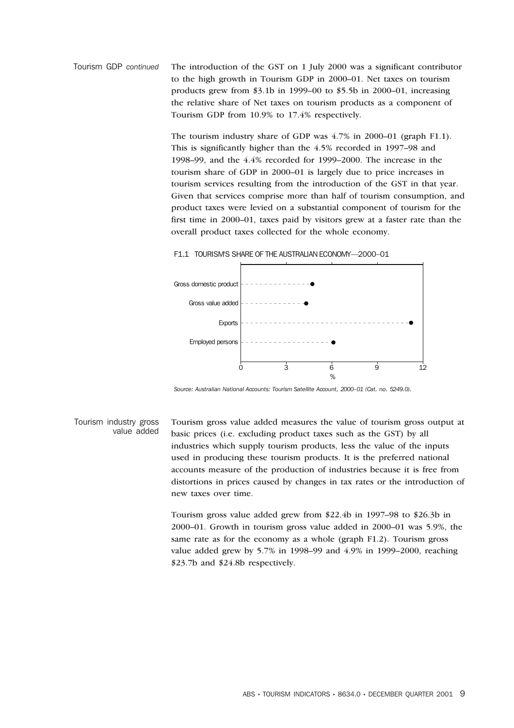Tourism GDP *continued*

The introduction of the GST on 1 July 2000 was a significant contributor to the high growth in Tourism GDP in 2000–01. Net taxes on tourism products grew from $3.1b in 1999–00 to $5.5b in 2000–01, increasing the relative share of Net taxes on tourism products as a component of Tourism GDP from 10.9% to 17.4% respectively.

The tourism industry share of GDP was 4.7% in 2000–01 (graph F1.1). This is significantly higher than the 4.5% recorded in 1997–98 and 1998–99, and the 4.4% recorded for 1999–2000. The increase in the tourism share of GDP in 2000–01 is largely due to price increases in tourism services resulting from the introduction of the GST in that year. Given that services comprise more than half of tourism consumption, and product taxes were levied on a substantial component of tourism for the first time in 2000–01, taxes paid by visitors grew at a faster rate than the overall product taxes collected for the whole economy.

F1.1 TOURISM'S SHARE OF THE AUSTRALIAN ECONOMY—2000–01

| Category | % (approx.) |
| --- | --- |
| Gross domestic product | 4.7 |
| Gross value added | 4.3 |
| Exports | 11.2 |
| Employed persons | 6.1 |

*Source: Australian National Accounts: Tourism Satellite Account, 2000–01 (Cat. no. 5249.0).*

## Tourism industry gross value added

Tourism gross value added measures the value of tourism gross output at basic prices (i.e. excluding product taxes such as the GST) by all industries which supply tourism products, less the value of the inputs used in producing these tourism products. It is the preferred national accounts measure of the production of industries because it is free from distortions in prices caused by changes in tax rates or the introduction of new taxes over time.

Tourism gross value added grew from $22.4b in 1997–98 to $26.3b in 2000–01. Growth in tourism gross value added in 2000–01 was 5.9%, the same rate as for the economy as a whole (graph F1.2). Tourism gross value added grew by 5.7% in 1998–99 and 4.9% in 1999–2000, reaching $23.7b and $24.8b respectively.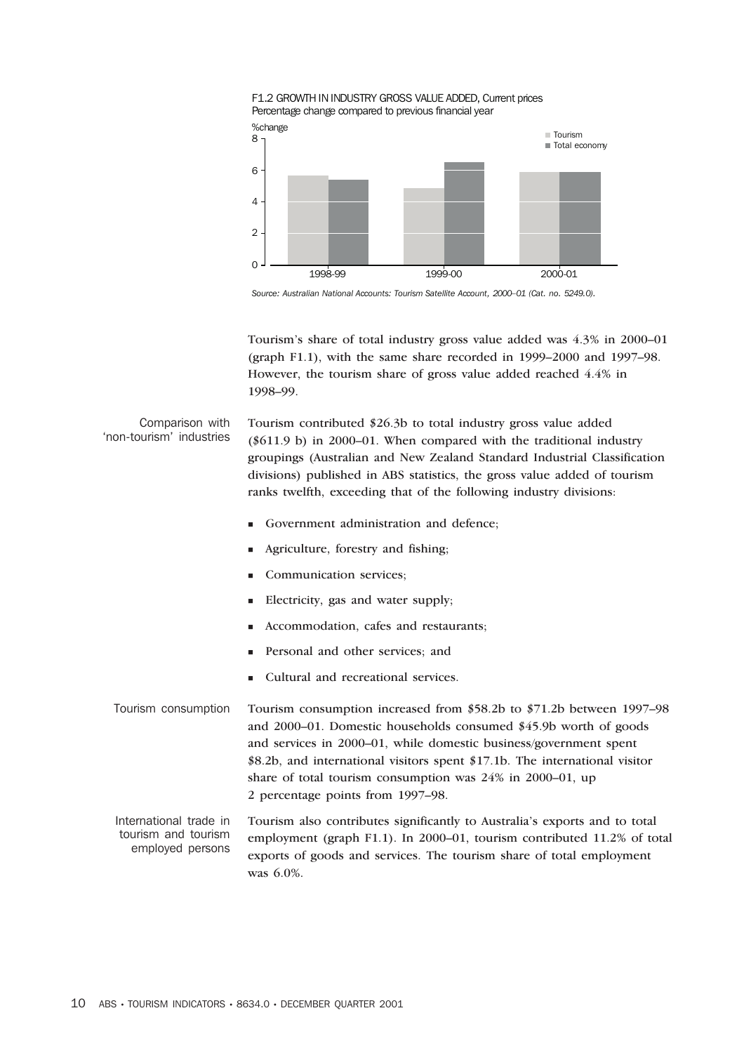F1.2 GROWTH IN INDUSTRY GROSS VALUE ADDED, Current prices
Percentage change compared to previous financial year

Source: Australian National Accounts: Tourism Satellite Account, 2000–01 (Cat. no. 5249.0).

Tourism's share of total industry gross value added was 4.3% in 2000–01 (graph F1.1), with the same share recorded in 1999–2000 and 1997–98. However, the tourism share of gross value added reached 4.4% in 1998–99.

**Comparison with 'non-tourism' industries**

Tourism contributed $26.3b to total industry gross value added ($611.9 b) in 2000–01. When compared with the traditional industry groupings (Australian and New Zealand Standard Industrial Classification divisions) published in ABS statistics, the gross value added of tourism ranks twelfth, exceeding that of the following industry divisions:

- Government administration and defence;
- Agriculture, forestry and fishing;
- Communication services;
- Electricity, gas and water supply;
- Accommodation, cafes and restaurants;
- Personal and other services; and
- Cultural and recreational services.

**Tourism consumption**

Tourism consumption increased from $58.2b to $71.2b between 1997–98 and 2000–01. Domestic households consumed $45.9b worth of goods and services in 2000–01, while domestic business/government spent $8.2b, and international visitors spent $17.1b. The international visitor share of total tourism consumption was 24% in 2000–01, up 2 percentage points from 1997–98.

**International trade in tourism and tourism employed persons**

Tourism also contributes significantly to Australia's exports and to total employment (graph F1.1). In 2000–01, tourism contributed 11.2% of total exports of goods and services. The tourism share of total employment was 6.0%.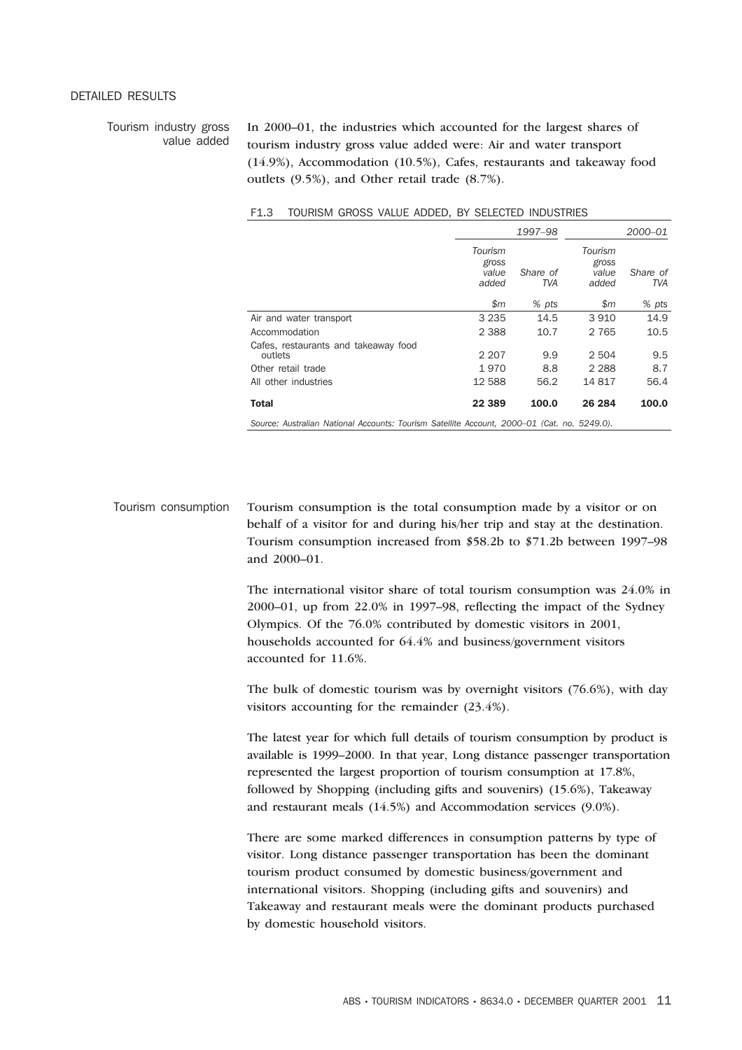## DETAILED RESULTS

### Tourism industry gross value added

In 2000–01, the industries which accounted for the largest shares of tourism industry gross value added were: Air and water transport (14.9%), Accommodation (10.5%), Cafes, restaurants and takeaway food outlets (9.5%), and Other retail trade (8.7%).

F1.3 TOURISM GROSS VALUE ADDED, BY SELECTED INDUSTRIES

| | *1997–98* | | *2000–01* | |
|---|---|---|---|---|
| | *Tourism gross value added* | *Share of TVA* | *Tourism gross value added* | *Share of TVA* |
| | *$m* | *% pts* | *$m* | *% pts* |
| Air and water transport | 3 235 | 14.5 | 3 910 | 14.9 |
| Accommodation | 2 388 | 10.7 | 2 765 | 10.5 |
| Cafes, restaurants and takeaway food outlets | 2 207 | 9.9 | 2 504 | 9.5 |
| Other retail trade | 1 970 | 8.8 | 2 288 | 8.7 |
| All other industries | 12 588 | 56.2 | 14 817 | 56.4 |
| **Total** | **22 389** | **100.0** | **26 284** | **100.0** |

*Source: Australian National Accounts: Tourism Satellite Account, 2000–01 (Cat. no. 5249.0).*

### Tourism consumption

Tourism consumption is the total consumption made by a visitor or on behalf of a visitor for and during his/her trip and stay at the destination. Tourism consumption increased from $58.2b to $71.2b between 1997–98 and 2000–01.

The international visitor share of total tourism consumption was 24.0% in 2000–01, up from 22.0% in 1997–98, reflecting the impact of the Sydney Olympics. Of the 76.0% contributed by domestic visitors in 2001, households accounted for 64.4% and business/government visitors accounted for 11.6%.

The bulk of domestic tourism was by overnight visitors (76.6%), with day visitors accounting for the remainder (23.4%).

The latest year for which full details of tourism consumption by product is available is 1999–2000. In that year, Long distance passenger transportation represented the largest proportion of tourism consumption at 17.8%, followed by Shopping (including gifts and souvenirs) (15.6%), Takeaway and restaurant meals (14.5%) and Accommodation services (9.0%).

There are some marked differences in consumption patterns by type of visitor. Long distance passenger transportation has been the dominant tourism product consumed by domestic business/government and international visitors. Shopping (including gifts and souvenirs) and Takeaway and restaurant meals were the dominant products purchased by domestic household visitors.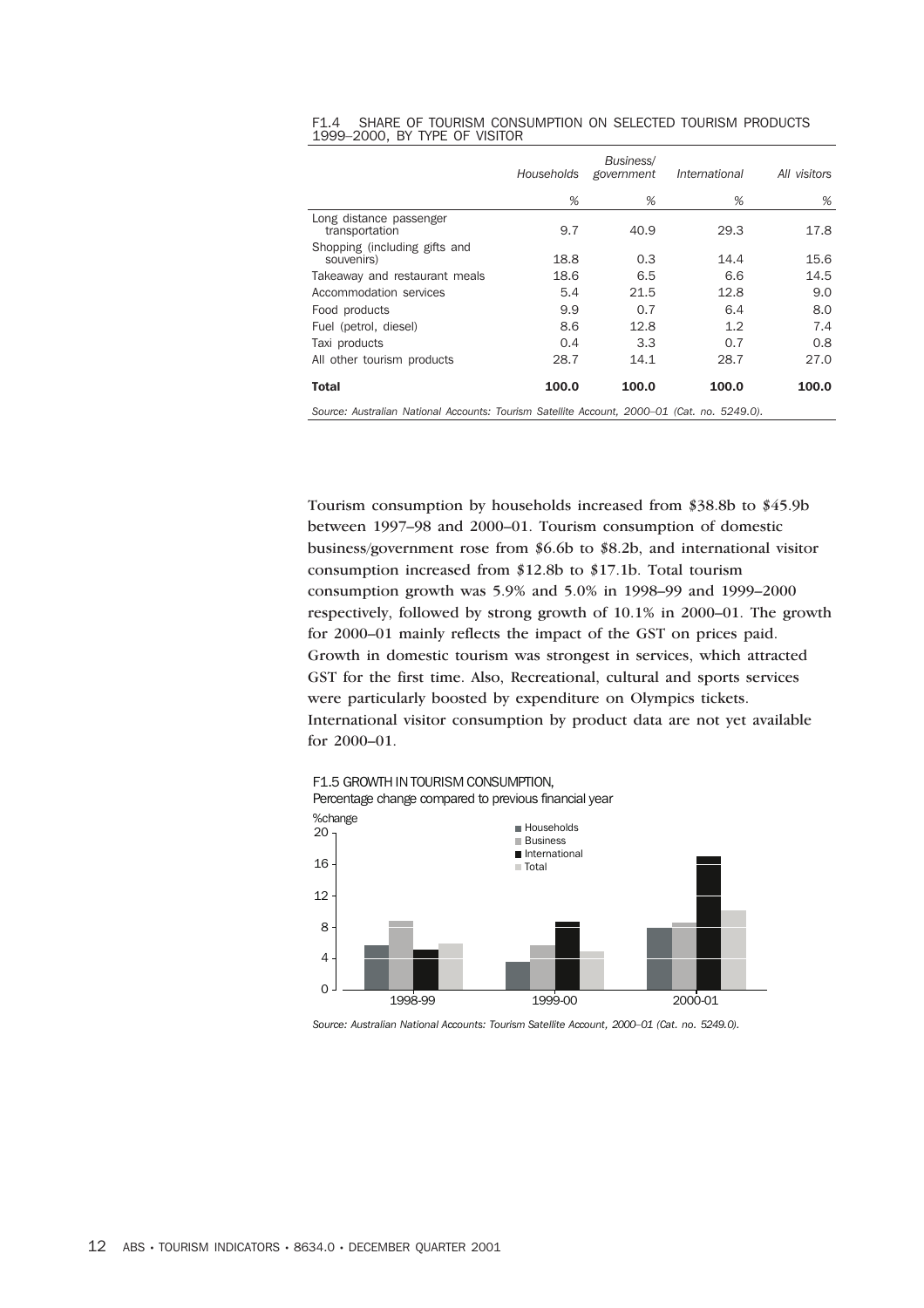F1.4 SHARE OF TOURISM CONSUMPTION ON SELECTED TOURISM PRODUCTS 1999–2000, BY TYPE OF VISITOR

| | *Households* | *Business/ government* | *International* | *All visitors* |
|---|---|---|---|---|
| | *%* | *%* | *%* | *%* |
| Long distance passenger transportation | 9.7 | 40.9 | 29.3 | 17.8 |
| Shopping (including gifts and souvenirs) | 18.8 | 0.3 | 14.4 | 15.6 |
| Takeaway and restaurant meals | 18.6 | 6.5 | 6.6 | 14.5 |
| Accommodation services | 5.4 | 21.5 | 12.8 | 9.0 |
| Food products | 9.9 | 0.7 | 6.4 | 8.0 |
| Fuel (petrol, diesel) | 8.6 | 12.8 | 1.2 | 7.4 |
| Taxi products | 0.4 | 3.3 | 0.7 | 0.8 |
| All other tourism products | 28.7 | 14.1 | 28.7 | 27.0 |
| **Total** | **100.0** | **100.0** | **100.0** | **100.0** |

*Source: Australian National Accounts: Tourism Satellite Account, 2000–01 (Cat. no. 5249.0).*

Tourism consumption by households increased from $38.8b to $45.9b between 1997–98 and 2000–01. Tourism consumption of domestic business/government rose from $6.6b to $8.2b, and international visitor consumption increased from $12.8b to $17.1b. Total tourism consumption growth was 5.9% and 5.0% in 1998–99 and 1999–2000 respectively, followed by strong growth of 10.1% in 2000–01. The growth for 2000–01 mainly reflects the impact of the GST on prices paid. Growth in domestic tourism was strongest in services, which attracted GST for the first time. Also, Recreational, cultural and sports services were particularly boosted by expenditure on Olympics tickets. International visitor consumption by product data are not yet available for 2000–01.

F1.5 GROWTH IN TOURISM CONSUMPTION, Percentage change compared to previous financial year

*Source: Australian National Accounts: Tourism Satellite Account, 2000–01 (Cat. no. 5249.0).*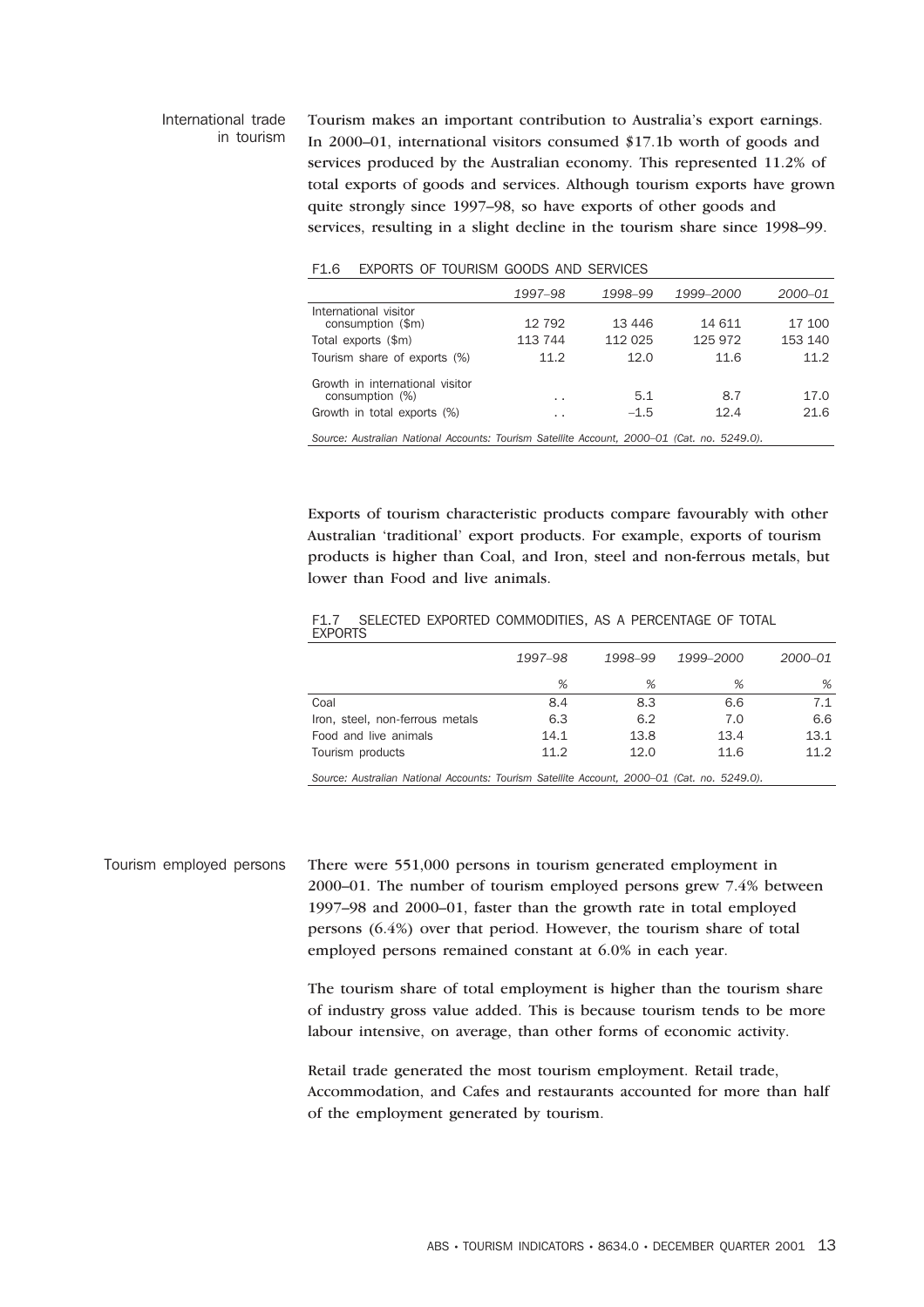## International trade in tourism

Tourism makes an important contribution to Australia's export earnings. In 2000–01, international visitors consumed $17.1b worth of goods and services produced by the Australian economy. This represented 11.2% of total exports of goods and services. Although tourism exports have grown quite strongly since 1997–98, so have exports of other goods and services, resulting in a slight decline in the tourism share since 1998–99.

F1.6 EXPORTS OF TOURISM GOODS AND SERVICES

| | 1997–98 | 1998–99 | 1999–2000 | 2000–01 |
|---|---|---|---|---|
| International visitor consumption ($m) | 12 792 | 13 446 | 14 611 | 17 100 |
| Total exports ($m) | 113 744 | 112 025 | 125 972 | 153 140 |
| Tourism share of exports (%) | 11.2 | 12.0 | 11.6 | 11.2 |
| Growth in international visitor consumption (%) | . . | 5.1 | 8.7 | 17.0 |
| Growth in total exports (%) | . . | –1.5 | 12.4 | 21.6 |

*Source: Australian National Accounts: Tourism Satellite Account, 2000–01 (Cat. no. 5249.0).*

Exports of tourism characteristic products compare favourably with other Australian 'traditional' export products. For example, exports of tourism products is higher than Coal, and Iron, steel and non-ferrous metals, but lower than Food and live animals.

F1.7 SELECTED EXPORTED COMMODITIES, AS A PERCENTAGE OF TOTAL EXPORTS

| | 1997–98 | 1998–99 | 1999–2000 | 2000–01 |
|---|---|---|---|---|
| | % | % | % | % |
| Coal | 8.4 | 8.3 | 6.6 | 7.1 |
| Iron, steel, non-ferrous metals | 6.3 | 6.2 | 7.0 | 6.6 |
| Food and live animals | 14.1 | 13.8 | 13.4 | 13.1 |
| Tourism products | 11.2 | 12.0 | 11.6 | 11.2 |

*Source: Australian National Accounts: Tourism Satellite Account, 2000–01 (Cat. no. 5249.0).*

## Tourism employed persons

There were 551,000 persons in tourism generated employment in 2000–01. The number of tourism employed persons grew 7.4% between 1997–98 and 2000–01, faster than the growth rate in total employed persons (6.4%) over that period. However, the tourism share of total employed persons remained constant at 6.0% in each year.

The tourism share of total employment is higher than the tourism share of industry gross value added. This is because tourism tends to be more labour intensive, on average, than other forms of economic activity.

Retail trade generated the most tourism employment. Retail trade, Accommodation, and Cafes and restaurants accounted for more than half of the employment generated by tourism.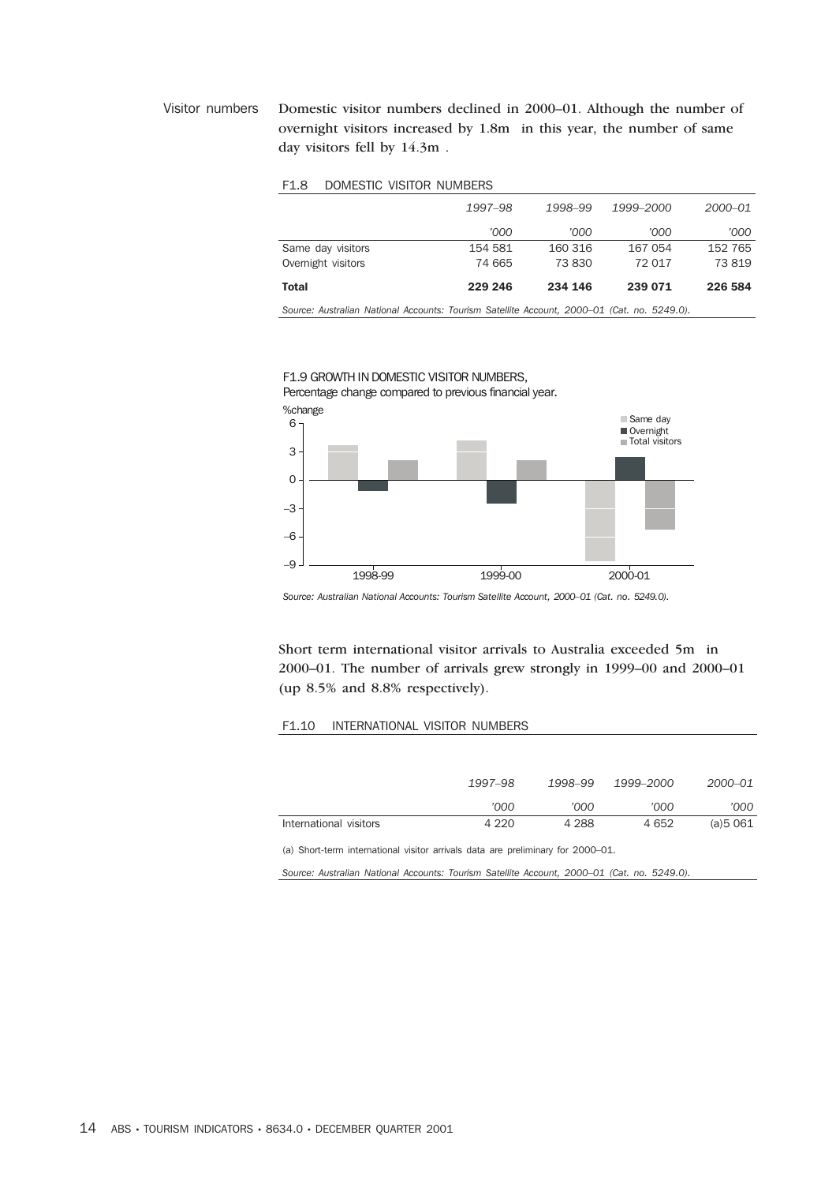## Visitor numbers

Domestic visitor numbers declined in 2000–01. Although the number of overnight visitors increased by 1.8m in this year, the number of same day visitors fell by 14.3m .

F1.8 DOMESTIC VISITOR NUMBERS

| | *1997–98* | *1998–99* | *1999–2000* | *2000–01* |
|---|---|---|---|---|
| | *'000* | *'000* | *'000* | *'000* |
| Same day visitors | 154 581 | 160 316 | 167 054 | 152 765 |
| Overnight visitors | 74 665 | 73 830 | 72 017 | 73 819 |
| **Total** | **229 246** | **234 146** | **239 071** | **226 584** |

*Source: Australian National Accounts: Tourism Satellite Account, 2000–01 (Cat. no. 5249.0).*

F1.9 GROWTH IN DOMESTIC VISITOR NUMBERS,
Percentage change compared to previous financial year.

*Source: Australian National Accounts: Tourism Satellite Account, 2000–01 (Cat. no. 5249.0).*

Short term international visitor arrivals to Australia exceeded 5m in 2000–01. The number of arrivals grew strongly in 1999–00 and 2000–01 (up 8.5% and 8.8% respectively).

F1.10 INTERNATIONAL VISITOR NUMBERS

| | *1997–98* | *1998–99* | *1999–2000* | *2000–01* |
|---|---|---|---|---|
| | *'000* | *'000* | *'000* | *'000* |
| International visitors | 4 220 | 4 288 | 4 652 | (a)5 061 |

(a) Short-term international visitor arrivals data are preliminary for 2000–01.

*Source: Australian National Accounts: Tourism Satellite Account, 2000–01 (Cat. no. 5249.0).*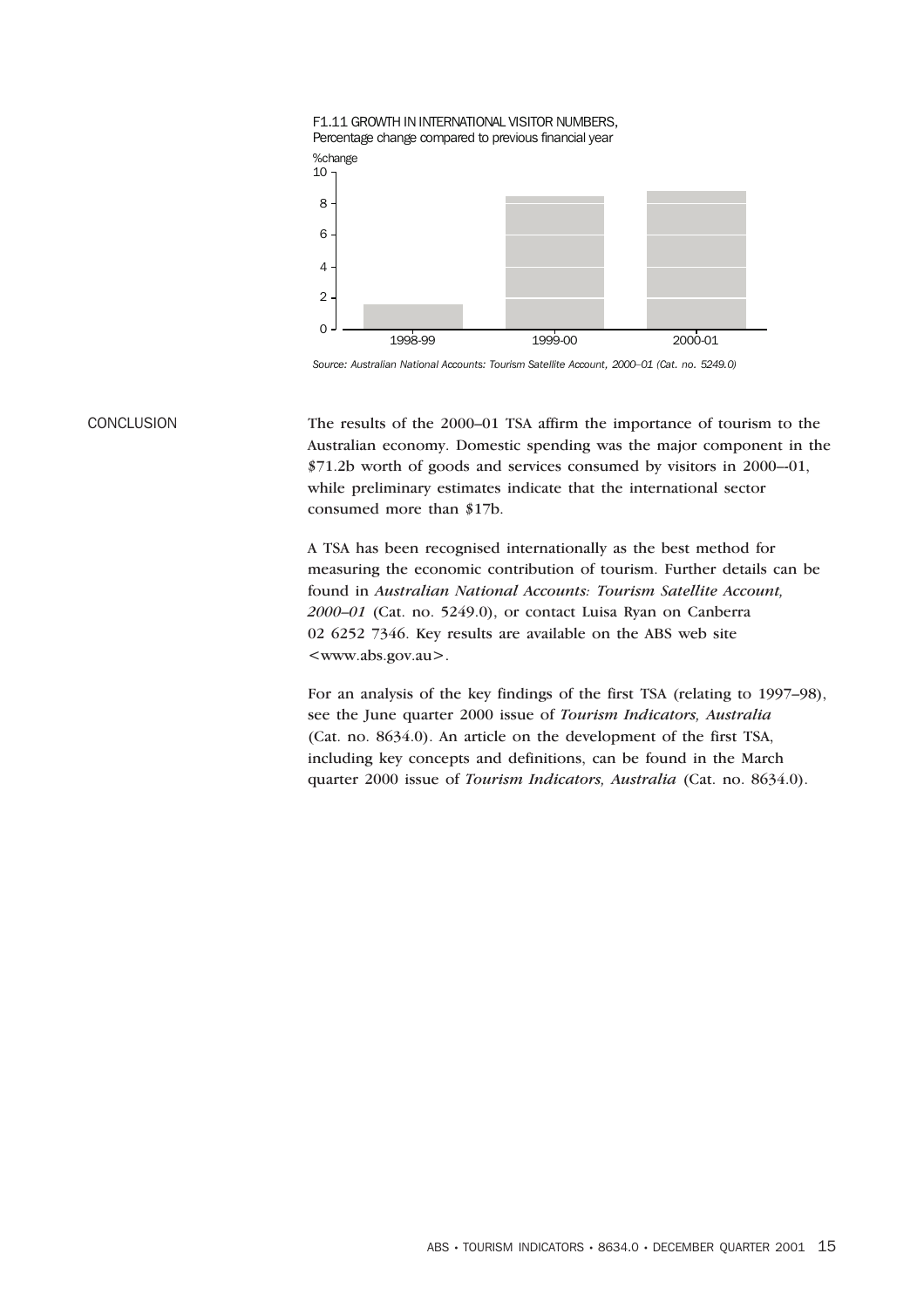F1.11 GROWTH IN INTERNATIONAL VISITOR NUMBERS, Percentage change compared to previous financial year

Source: Australian National Accounts: Tourism Satellite Account, 2000–01 (Cat. no. 5249.0)

## CONCLUSION

The results of the 2000–01 TSA affirm the importance of tourism to the Australian economy. Domestic spending was the major component in the $71.2b worth of goods and services consumed by visitors in 2000–-01, while preliminary estimates indicate that the international sector consumed more than $17b.

A TSA has been recognised internationally as the best method for measuring the economic contribution of tourism. Further details can be found in *Australian National Accounts: Tourism Satellite Account, 2000–01* (Cat. no. 5249.0), or contact Luisa Ryan on Canberra 02 6252 7346. Key results are available on the ABS web site <www.abs.gov.au>.

For an analysis of the key findings of the first TSA (relating to 1997–98), see the June quarter 2000 issue of *Tourism Indicators, Australia* (Cat. no. 8634.0). An article on the development of the first TSA, including key concepts and definitions, can be found in the March quarter 2000 issue of *Tourism Indicators, Australia* (Cat. no. 8634.0).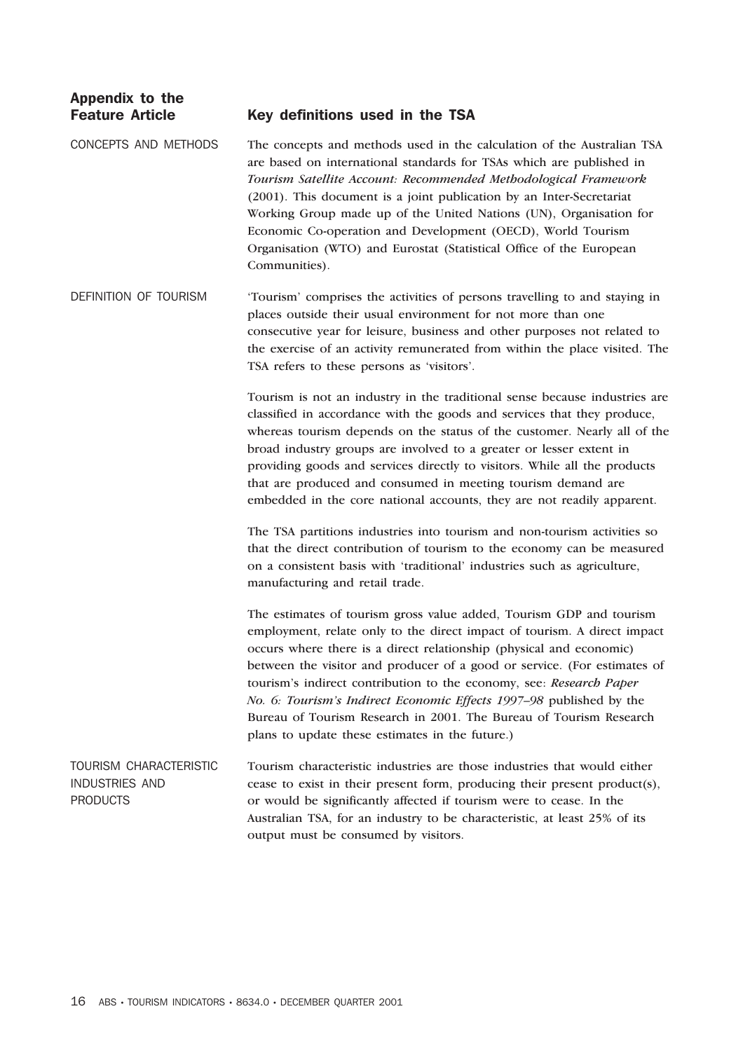## Appendix to the Feature Article

## Key definitions used in the TSA

### CONCEPTS AND METHODS

The concepts and methods used in the calculation of the Australian TSA are based on international standards for TSAs which are published in *Tourism Satellite Account: Recommended Methodological Framework* (2001). This document is a joint publication by an Inter-Secretariat Working Group made up of the United Nations (UN), Organisation for Economic Co-operation and Development (OECD), World Tourism Organisation (WTO) and Eurostat (Statistical Office of the European Communities).

### DEFINITION OF TOURISM

'Tourism' comprises the activities of persons travelling to and staying in places outside their usual environment for not more than one consecutive year for leisure, business and other purposes not related to the exercise of an activity remunerated from within the place visited. The TSA refers to these persons as 'visitors'.

Tourism is not an industry in the traditional sense because industries are classified in accordance with the goods and services that they produce, whereas tourism depends on the status of the customer. Nearly all of the broad industry groups are involved to a greater or lesser extent in providing goods and services directly to visitors. While all the products that are produced and consumed in meeting tourism demand are embedded in the core national accounts, they are not readily apparent.

The TSA partitions industries into tourism and non-tourism activities so that the direct contribution of tourism to the economy can be measured on a consistent basis with 'traditional' industries such as agriculture, manufacturing and retail trade.

The estimates of tourism gross value added, Tourism GDP and tourism employment, relate only to the direct impact of tourism. A direct impact occurs where there is a direct relationship (physical and economic) between the visitor and producer of a good or service. (For estimates of tourism's indirect contribution to the economy, see: *Research Paper No. 6: Tourism's Indirect Economic Effects 1997–98* published by the Bureau of Tourism Research in 2001. The Bureau of Tourism Research plans to update these estimates in the future.)

### TOURISM CHARACTERISTIC INDUSTRIES AND PRODUCTS

Tourism characteristic industries are those industries that would either cease to exist in their present form, producing their present product(s), or would be significantly affected if tourism were to cease. In the Australian TSA, for an industry to be characteristic, at least 25% of its output must be consumed by visitors.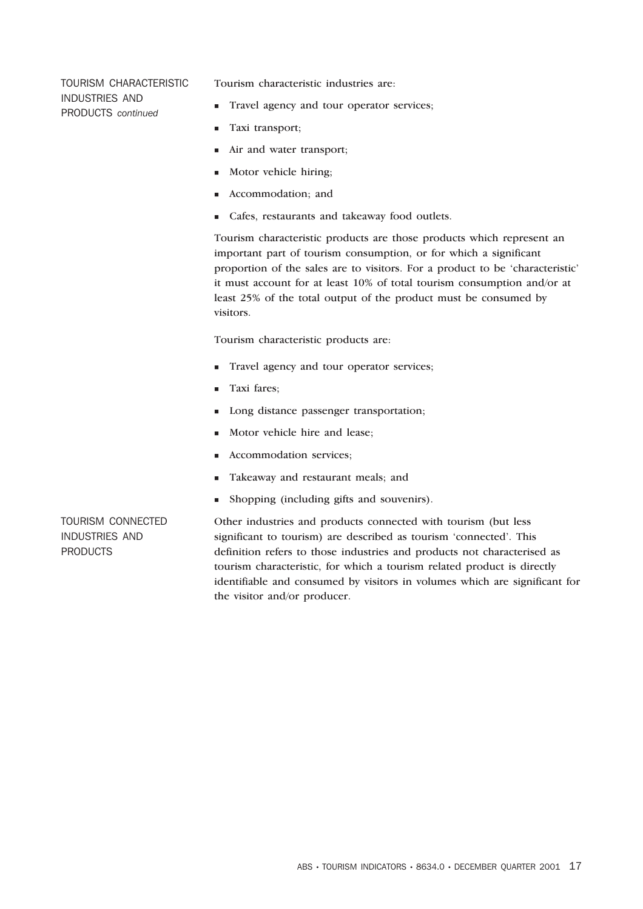## TOURISM CHARACTERISTIC INDUSTRIES AND PRODUCTS *continued*

Tourism characteristic industries are:

- Travel agency and tour operator services;
- Taxi transport;
- Air and water transport;
- Motor vehicle hiring;
- Accommodation; and
- Cafes, restaurants and takeaway food outlets.

Tourism characteristic products are those products which represent an important part of tourism consumption, or for which a significant proportion of the sales are to visitors. For a product to be 'characteristic' it must account for at least 10% of total tourism consumption and/or at least 25% of the total output of the product must be consumed by visitors.

Tourism characteristic products are:

- Travel agency and tour operator services;
- Taxi fares;
- Long distance passenger transportation;
- Motor vehicle hire and lease;
- Accommodation services;
- Takeaway and restaurant meals; and
- Shopping (including gifts and souvenirs).

## TOURISM CONNECTED INDUSTRIES AND PRODUCTS

Other industries and products connected with tourism (but less significant to tourism) are described as tourism 'connected'. This definition refers to those industries and products not characterised as tourism characteristic, for which a tourism related product is directly identifiable and consumed by visitors in volumes which are significant for the visitor and/or producer.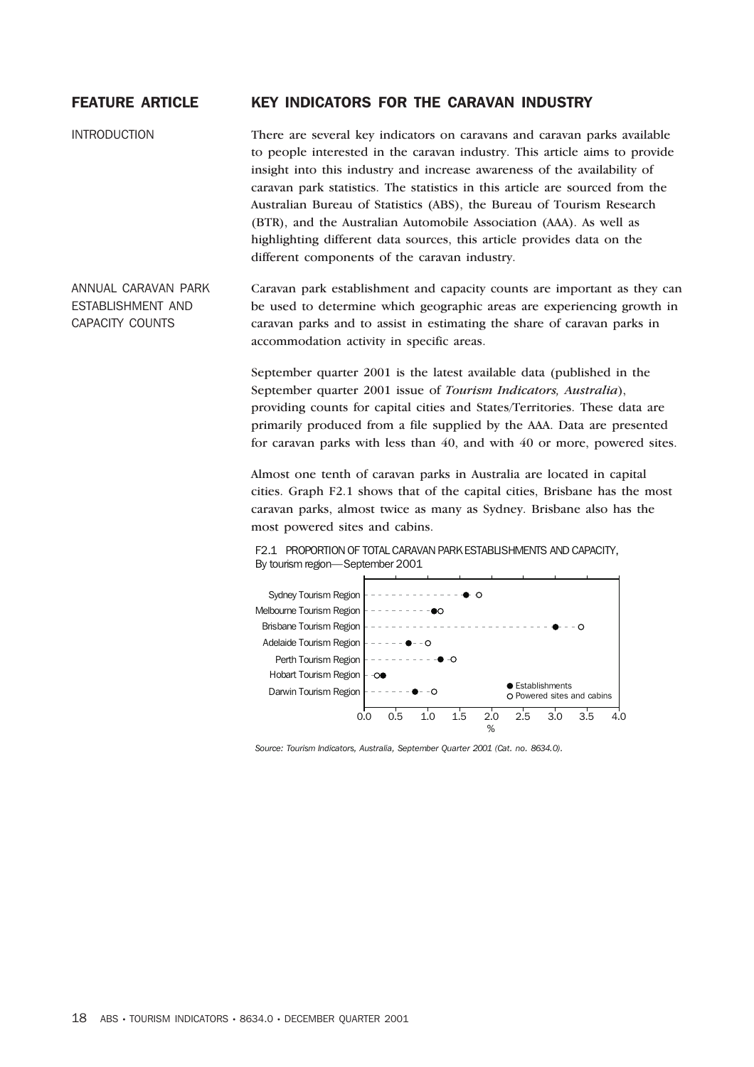# FEATURE ARTICLE — KEY INDICATORS FOR THE CARAVAN INDUSTRY

## INTRODUCTION

There are several key indicators on caravans and caravan parks available to people interested in the caravan industry. This article aims to provide insight into this industry and increase awareness of the availability of caravan park statistics. The statistics in this article are sourced from the Australian Bureau of Statistics (ABS), the Bureau of Tourism Research (BTR), and the Australian Automobile Association (AAA). As well as highlighting different data sources, this article provides data on the different components of the caravan industry.

## ANNUAL CARAVAN PARK ESTABLISHMENT AND CAPACITY COUNTS

Caravan park establishment and capacity counts are important as they can be used to determine which geographic areas are experiencing growth in caravan parks and to assist in estimating the share of caravan parks in accommodation activity in specific areas.

September quarter 2001 is the latest available data (published in the September quarter 2001 issue of *Tourism Indicators, Australia*), providing counts for capital cities and States/Territories. These data are primarily produced from a file supplied by the AAA. Data are presented for caravan parks with less than 40, and with 40 or more, powered sites.

Almost one tenth of caravan parks in Australia are located in capital cities. Graph F2.1 shows that of the capital cities, Brisbane has the most caravan parks, almost twice as many as Sydney. Brisbane also has the most powered sites and cabins.

F2.1 PROPORTION OF TOTAL CARAVAN PARK ESTABLISHMENTS AND CAPACITY, By tourism region—September 2001

| Tourism region | Establishments (%) | Powered sites and cabins (%) |
|---|---|---|
| Sydney Tourism Region | 1.6 | 1.8 |
| Melbourne Tourism Region | 1.1 | 1.2 |
| Brisbane Tourism Region | 3.0 | 3.4 |
| Adelaide Tourism Region | 0.7 | 1.0 |
| Perth Tourism Region | 1.2 | 1.4 |
| Hobart Tourism Region | 0.3 | 0.2 |
| Darwin Tourism Region | 0.8 | 1.1 |

*Source: Tourism Indicators, Australia, September Quarter 2001 (Cat. no. 8634.0).*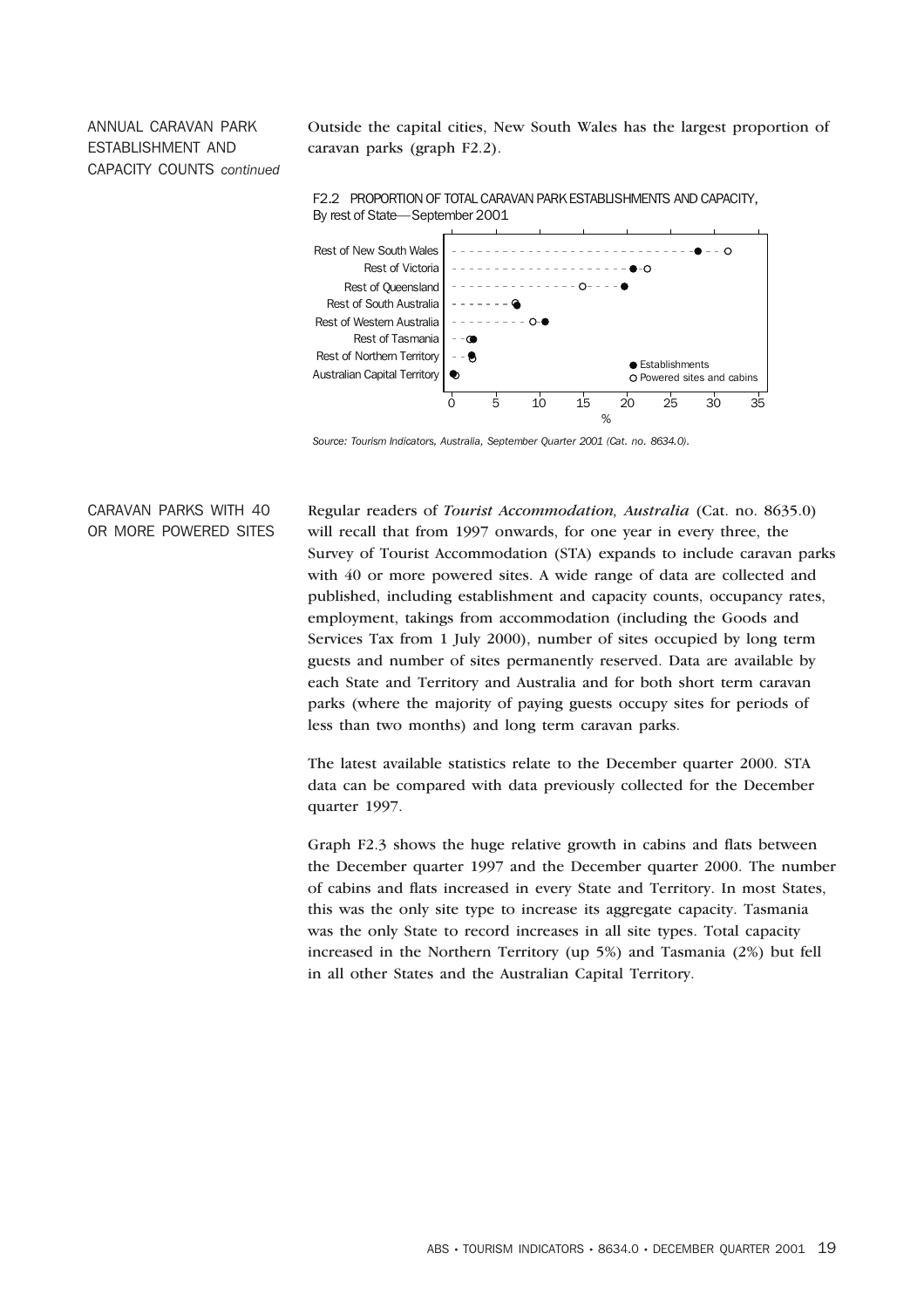## ANNUAL CARAVAN PARK ESTABLISHMENT AND CAPACITY COUNTS *continued*

Outside the capital cities, New South Wales has the largest proportion of caravan parks (graph F2.2).

F2.2 PROPORTION OF TOTAL CARAVAN PARK ESTABLISHMENTS AND CAPACITY, By rest of State—September 2001

Rest of New South Wales
Rest of Victoria
Rest of Queensland
Rest of South Australia
Rest of Western Australia
Rest of Tasmania
Rest of Northern Territory
Australian Capital Territory

● Establishments
○ Powered sites and cabins

0 5 10 15 20 25 30 35
%

*Source: Tourism Indicators, Australia, September Quarter 2001 (Cat. no. 8634.0).*

## CARAVAN PARKS WITH 40 OR MORE POWERED SITES

Regular readers of *Tourist Accommodation, Australia* (Cat. no. 8635.0) will recall that from 1997 onwards, for one year in every three, the Survey of Tourist Accommodation (STA) expands to include caravan parks with 40 or more powered sites. A wide range of data are collected and published, including establishment and capacity counts, occupancy rates, employment, takings from accommodation (including the Goods and Services Tax from 1 July 2000), number of sites occupied by long term guests and number of sites permanently reserved. Data are available by each State and Territory and Australia and for both short term caravan parks (where the majority of paying guests occupy sites for periods of less than two months) and long term caravan parks.

The latest available statistics relate to the December quarter 2000. STA data can be compared with data previously collected for the December quarter 1997.

Graph F2.3 shows the huge relative growth in cabins and flats between the December quarter 1997 and the December quarter 2000. The number of cabins and flats increased in every State and Territory. In most States, this was the only site type to increase its aggregate capacity. Tasmania was the only State to record increases in all site types. Total capacity increased in the Northern Territory (up 5%) and Tasmania (2%) but fell in all other States and the Australian Capital Territory.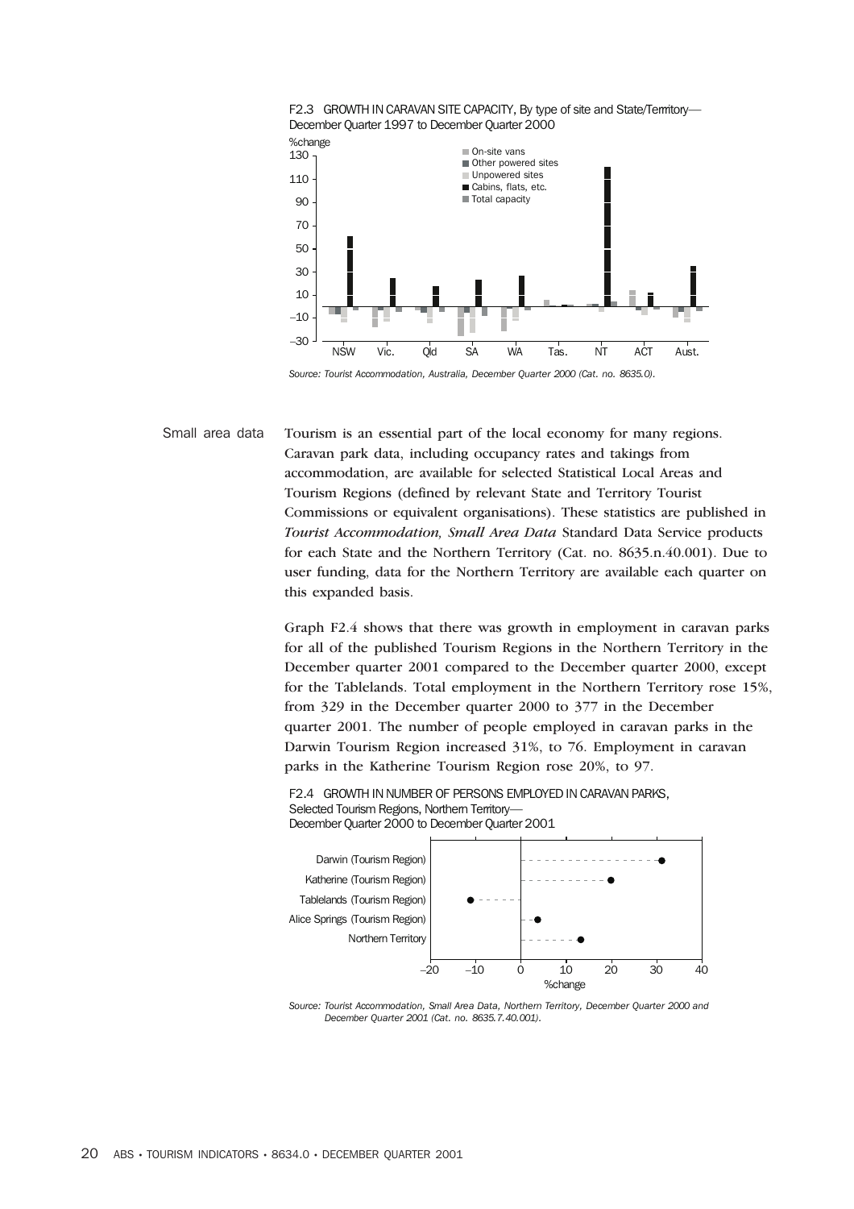F2.3 GROWTH IN CARAVAN SITE CAPACITY, By type of site and State/Territory—December Quarter 1997 to December Quarter 2000

Source: Tourist Accommodation, Australia, December Quarter 2000 (Cat. no. 8635.0).

## Small area data

Tourism is an essential part of the local economy for many regions. Caravan park data, including occupancy rates and takings from accommodation, are available for selected Statistical Local Areas and Tourism Regions (defined by relevant State and Territory Tourist Commissions or equivalent organisations). These statistics are published in *Tourist Accommodation, Small Area Data* Standard Data Service products for each State and the Northern Territory (Cat. no. 8635.n.40.001). Due to user funding, data for the Northern Territory are available each quarter on this expanded basis.

Graph F2.4 shows that there was growth in employment in caravan parks for all of the published Tourism Regions in the Northern Territory in the December quarter 2001 compared to the December quarter 2000, except for the Tablelands. Total employment in the Northern Territory rose 15%, from 329 in the December quarter 2000 to 377 in the December quarter 2001. The number of people employed in caravan parks in the Darwin Tourism Region increased 31%, to 76. Employment in caravan parks in the Katherine Tourism Region rose 20%, to 97.

F2.4 GROWTH IN NUMBER OF PERSONS EMPLOYED IN CARAVAN PARKS, Selected Tourism Regions, Northern Territory—December Quarter 2000 to December Quarter 2001

Source: Tourist Accommodation, Small Area Data, Northern Territory, December Quarter 2000 and December Quarter 2001 (Cat. no. 8635.7.40.001).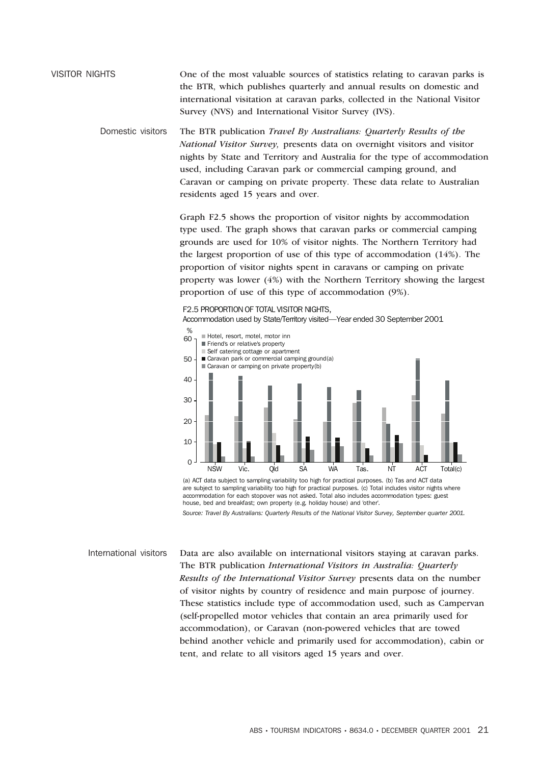## VISITOR NIGHTS

One of the most valuable sources of statistics relating to caravan parks is the BTR, which publishes quarterly and annual results on domestic and international visitation at caravan parks, collected in the National Visitor Survey (NVS) and International Visitor Survey (IVS).

### Domestic visitors

The BTR publication *Travel By Australians: Quarterly Results of the National Visitor Survey,* presents data on overnight visitors and visitor nights by State and Territory and Australia for the type of accommodation used, including Caravan park or commercial camping ground, and Caravan or camping on private property. These data relate to Australian residents aged 15 years and over.

Graph F2.5 shows the proportion of visitor nights by accommodation type used. The graph shows that caravan parks or commercial camping grounds are used for 10% of visitor nights. The Northern Territory had the largest proportion of use of this type of accommodation (14%). The proportion of visitor nights spent in caravans or camping on private property was lower (4%) with the Northern Territory showing the largest proportion of use of this type of accommodation (9%).

F2.5 PROPORTION OF TOTAL VISITOR NIGHTS,
Accommodation used by State/Territory visited—Year ended 30 September 2001

(a) ACT data subject to sampling variability too high for practical purposes. (b) Tas and ACT data are subject to sampling variability too high for practical purposes. (c) Total includes visitor nights where accommodation for each stopover was not asked. Total also includes accommodation types: guest house, bed and breakfast; own property (e.g. holiday house) and 'other'.

*Source: Travel By Australians: Quarterly Results of the National Visitor Survey, September quarter 2001.*

### International visitors

Data are also available on international visitors staying at caravan parks. The BTR publication *International Visitors in Australia: Quarterly Results of the International Visitor Survey* presents data on the number of visitor nights by country of residence and main purpose of journey. These statistics include type of accommodation used, such as Campervan (self-propelled motor vehicles that contain an area primarily used for accommodation), or Caravan (non-powered vehicles that are towed behind another vehicle and primarily used for accommodation), cabin or tent, and relate to all visitors aged 15 years and over.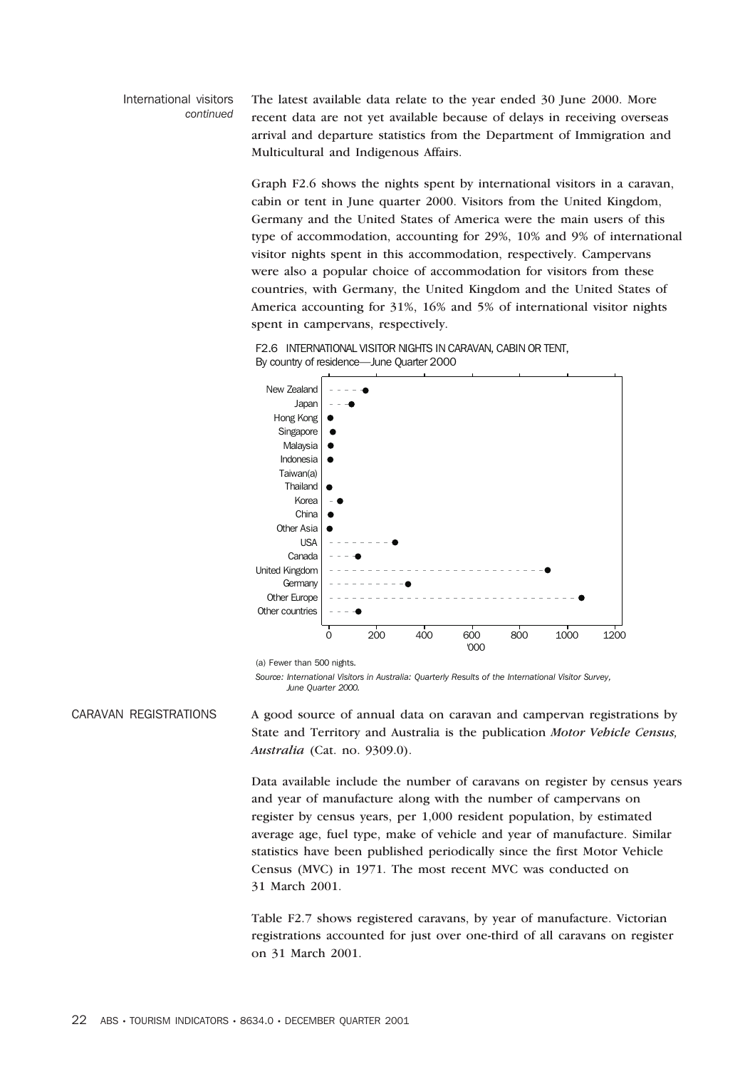International visitors *continued*

The latest available data relate to the year ended 30 June 2000. More recent data are not yet available because of delays in receiving overseas arrival and departure statistics from the Department of Immigration and Multicultural and Indigenous Affairs.

Graph F2.6 shows the nights spent by international visitors in a caravan, cabin or tent in June quarter 2000. Visitors from the United Kingdom, Germany and the United States of America were the main users of this type of accommodation, accounting for 29%, 10% and 9% of international visitor nights spent in this accommodation, respectively. Campervans were also a popular choice of accommodation for visitors from these countries, with Germany, the United Kingdom and the United States of America accounting for 31%, 16% and 5% of international visitor nights spent in campervans, respectively.

F2.6 INTERNATIONAL VISITOR NIGHTS IN CARAVAN, CABIN OR TENT, By country of residence—June Quarter 2000

(a) Fewer than 500 nights.

*Source: International Visitors in Australia: Quarterly Results of the International Visitor Survey, June Quarter 2000.*

## CARAVAN REGISTRATIONS

A good source of annual data on caravan and campervan registrations by State and Territory and Australia is the publication ***Motor Vehicle Census, Australia*** (Cat. no. 9309.0).

Data available include the number of caravans on register by census years and year of manufacture along with the number of campervans on register by census years, per 1,000 resident population, by estimated average age, fuel type, make of vehicle and year of manufacture. Similar statistics have been published periodically since the first Motor Vehicle Census (MVC) in 1971. The most recent MVC was conducted on 31 March 2001.

Table F2.7 shows registered caravans, by year of manufacture. Victorian registrations accounted for just over one-third of all caravans on register on 31 March 2001.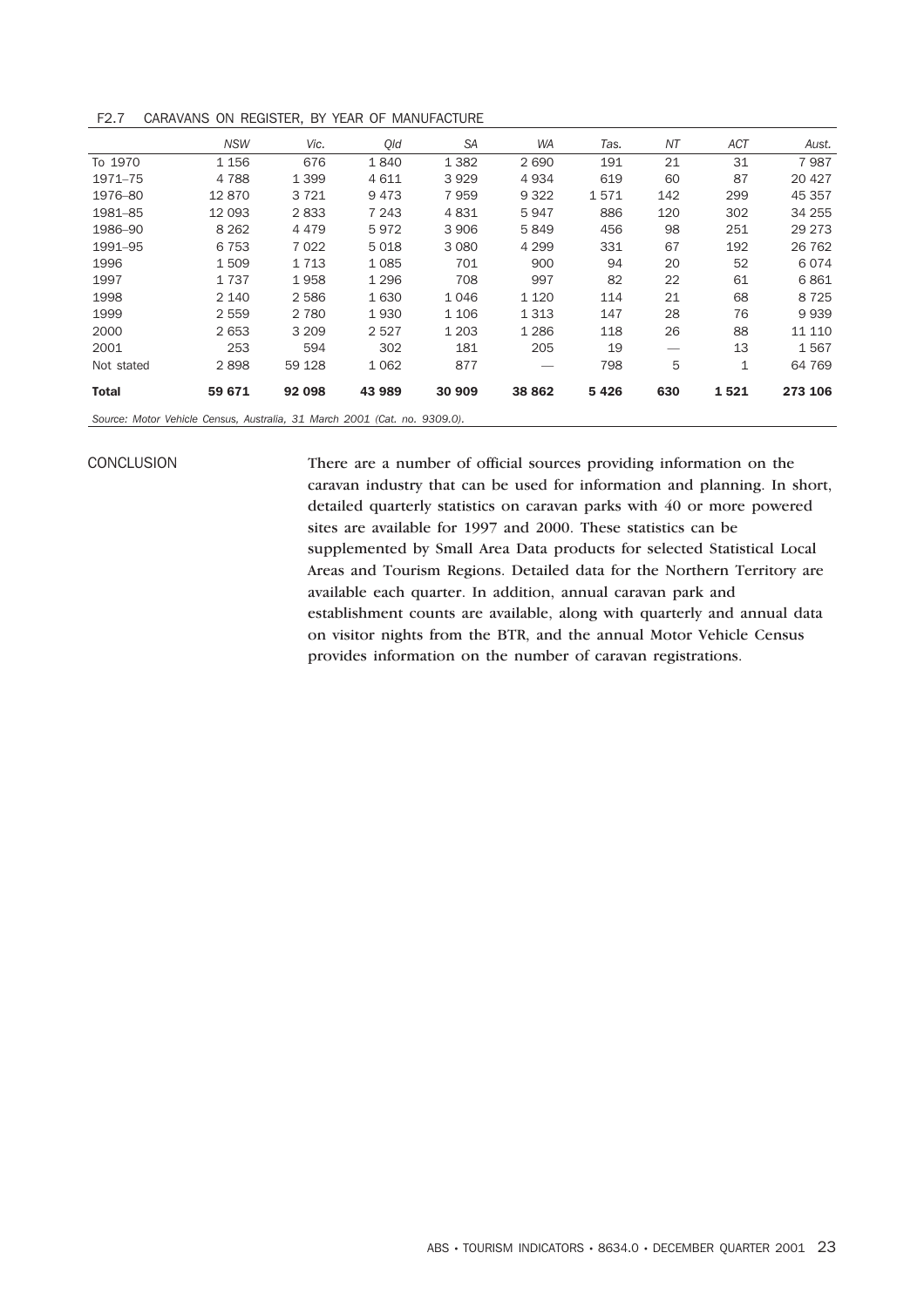F2.7 CARAVANS ON REGISTER, BY YEAR OF MANUFACTURE

| | *NSW* | *Vic.* | *Qld* | *SA* | *WA* | *Tas.* | *NT* | *ACT* | *Aust.* |
|---|---|---|---|---|---|---|---|---|---|
| To 1970 | 1 156 | 676 | 1 840 | 1 382 | 2 690 | 191 | 21 | 31 | 7 987 |
| 1971–75 | 4 788 | 1 399 | 4 611 | 3 929 | 4 934 | 619 | 60 | 87 | 20 427 |
| 1976–80 | 12 870 | 3 721 | 9 473 | 7 959 | 9 322 | 1 571 | 142 | 299 | 45 357 |
| 1981–85 | 12 093 | 2 833 | 7 243 | 4 831 | 5 947 | 886 | 120 | 302 | 34 255 |
| 1986–90 | 8 262 | 4 479 | 5 972 | 3 906 | 5 849 | 456 | 98 | 251 | 29 273 |
| 1991–95 | 6 753 | 7 022 | 5 018 | 3 080 | 4 299 | 331 | 67 | 192 | 26 762 |
| 1996 | 1 509 | 1 713 | 1 085 | 701 | 900 | 94 | 20 | 52 | 6 074 |
| 1997 | 1 737 | 1 958 | 1 296 | 708 | 997 | 82 | 22 | 61 | 6 861 |
| 1998 | 2 140 | 2 586 | 1 630 | 1 046 | 1 120 | 114 | 21 | 68 | 8 725 |
| 1999 | 2 559 | 2 780 | 1 930 | 1 106 | 1 313 | 147 | 28 | 76 | 9 939 |
| 2000 | 2 653 | 3 209 | 2 527 | 1 203 | 1 286 | 118 | 26 | 88 | 11 110 |
| 2001 | 253 | 594 | 302 | 181 | 205 | 19 | — | 13 | 1 567 |
| Not stated | 2 898 | 59 128 | 1 062 | 877 | — | 798 | 5 | 1 | 64 769 |
| **Total** | **59 671** | **92 098** | **43 989** | **30 909** | **38 862** | **5 426** | **630** | **1 521** | **273 106** |

*Source: Motor Vehicle Census, Australia, 31 March 2001 (Cat. no. 9309.0).*

CONCLUSION

There are a number of official sources providing information on the caravan industry that can be used for information and planning. In short, detailed quarterly statistics on caravan parks with 40 or more powered sites are available for 1997 and 2000. These statistics can be supplemented by Small Area Data products for selected Statistical Local Areas and Tourism Regions. Detailed data for the Northern Territory are available each quarter. In addition, annual caravan park and establishment counts are available, along with quarterly and annual data on visitor nights from the BTR, and the annual Motor Vehicle Census provides information on the number of caravan registrations.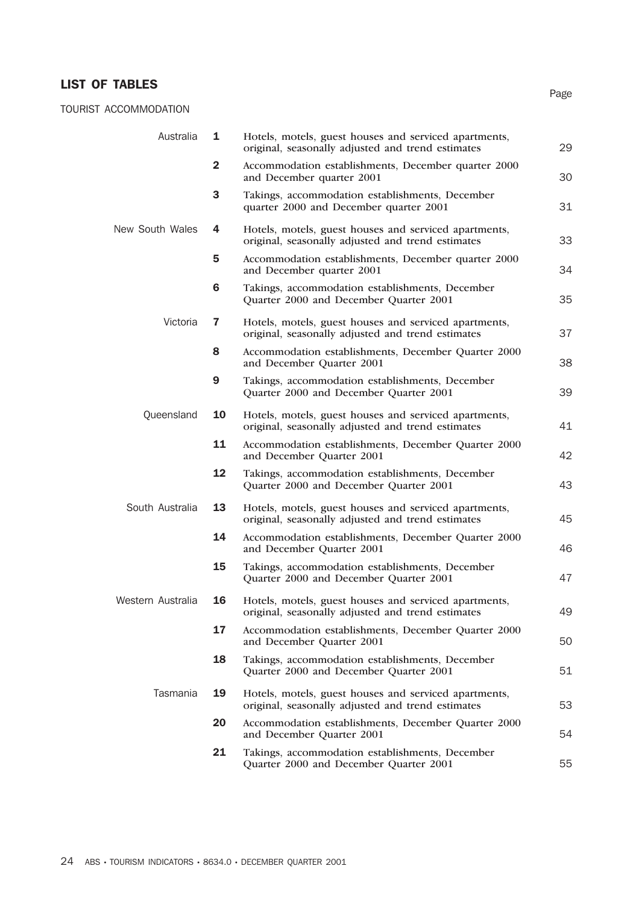## LIST OF TABLES

TOURIST ACCOMMODATION

| | | | Page |
|---|---|---|---|
| Australia | **1** | Hotels, motels, guest houses and serviced apartments, original, seasonally adjusted and trend estimates | 29 |
| | **2** | Accommodation establishments, December quarter 2000 and December quarter 2001 | 30 |
| | **3** | Takings, accommodation establishments, December quarter 2000 and December quarter 2001 | 31 |
| New South Wales | **4** | Hotels, motels, guest houses and serviced apartments, original, seasonally adjusted and trend estimates | 33 |
| | **5** | Accommodation establishments, December quarter 2000 and December quarter 2001 | 34 |
| | **6** | Takings, accommodation establishments, December Quarter 2000 and December Quarter 2001 | 35 |
| Victoria | **7** | Hotels, motels, guest houses and serviced apartments, original, seasonally adjusted and trend estimates | 37 |
| | **8** | Accommodation establishments, December Quarter 2000 and December Quarter 2001 | 38 |
| | **9** | Takings, accommodation establishments, December Quarter 2000 and December Quarter 2001 | 39 |
| Queensland | **10** | Hotels, motels, guest houses and serviced apartments, original, seasonally adjusted and trend estimates | 41 |
| | **11** | Accommodation establishments, December Quarter 2000 and December Quarter 2001 | 42 |
| | **12** | Takings, accommodation establishments, December Quarter 2000 and December Quarter 2001 | 43 |
| South Australia | **13** | Hotels, motels, guest houses and serviced apartments, original, seasonally adjusted and trend estimates | 45 |
| | **14** | Accommodation establishments, December Quarter 2000 and December Quarter 2001 | 46 |
| | **15** | Takings, accommodation establishments, December Quarter 2000 and December Quarter 2001 | 47 |
| Western Australia | **16** | Hotels, motels, guest houses and serviced apartments, original, seasonally adjusted and trend estimates | 49 |
| | **17** | Accommodation establishments, December Quarter 2000 and December Quarter 2001 | 50 |
| | **18** | Takings, accommodation establishments, December Quarter 2000 and December Quarter 2001 | 51 |
| Tasmania | **19** | Hotels, motels, guest houses and serviced apartments, original, seasonally adjusted and trend estimates | 53 |
| | **20** | Accommodation establishments, December Quarter 2000 and December Quarter 2001 | 54 |
| | **21** | Takings, accommodation establishments, December Quarter 2000 and December Quarter 2001 | 55 |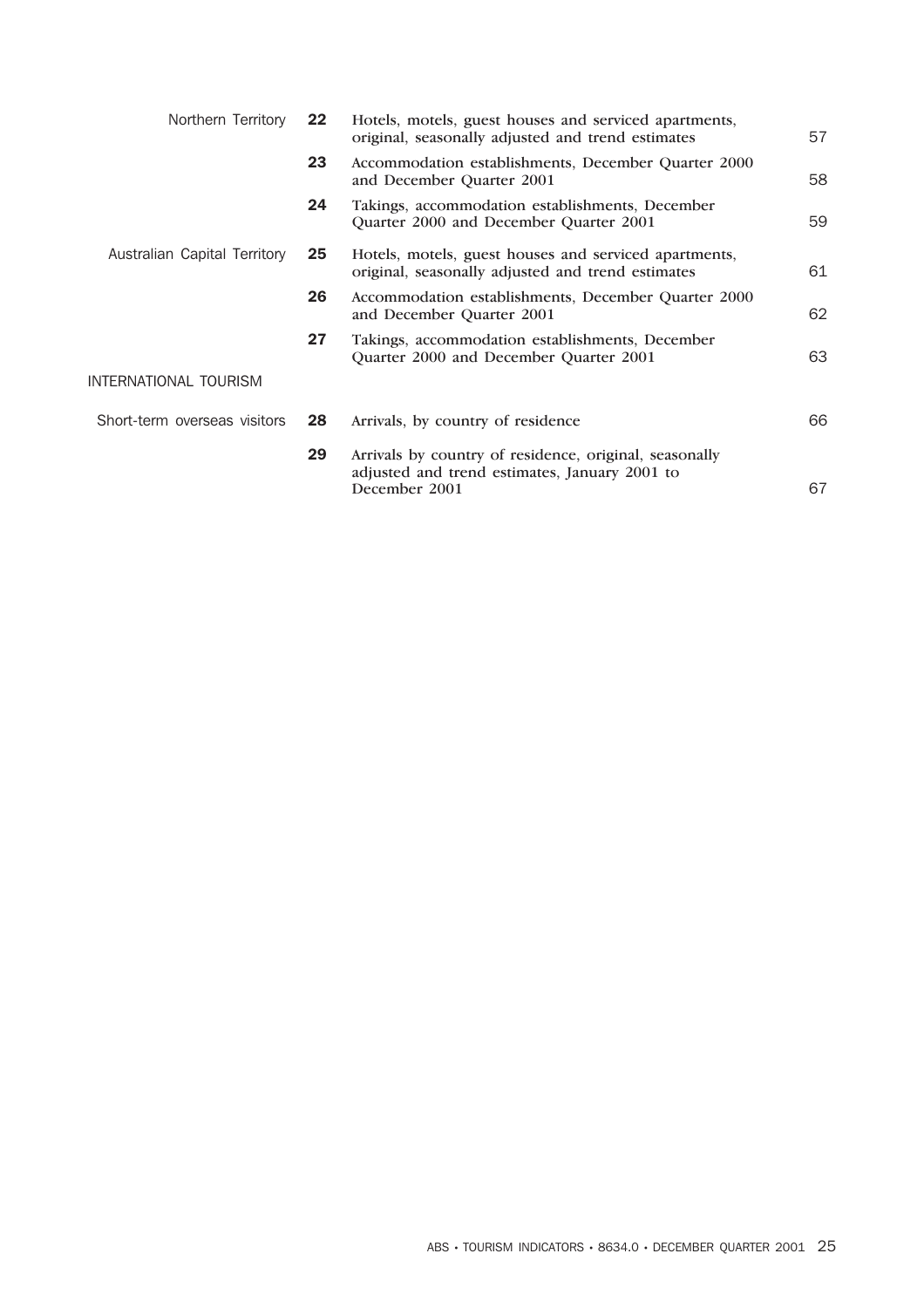| | | | |
|---|---|---|---|
| Northern Territory | **22** | Hotels, motels, guest houses and serviced apartments, original, seasonally adjusted and trend estimates | 57 |
| | **23** | Accommodation establishments, December Quarter 2000 and December Quarter 2001 | 58 |
| | **24** | Takings, accommodation establishments, December Quarter 2000 and December Quarter 2001 | 59 |
| Australian Capital Territory | **25** | Hotels, motels, guest houses and serviced apartments, original, seasonally adjusted and trend estimates | 61 |
| | **26** | Accommodation establishments, December Quarter 2000 and December Quarter 2001 | 62 |
| | **27** | Takings, accommodation establishments, December Quarter 2000 and December Quarter 2001 | 63 |

INTERNATIONAL TOURISM

| | | | |
|---|---|---|---|
| Short-term overseas visitors | **28** | Arrivals, by country of residence | 66 |
| | **29** | Arrivals by country of residence, original, seasonally adjusted and trend estimates, January 2001 to December 2001 | 67 |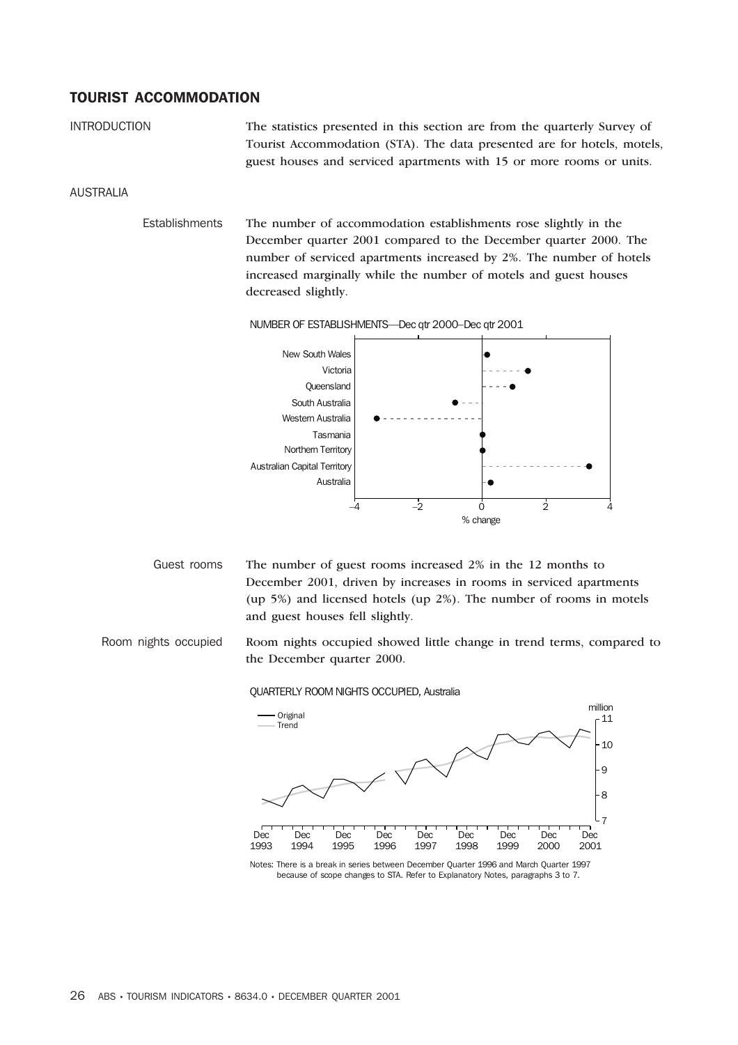# TOURIST ACCOMMODATION

INTRODUCTION

The statistics presented in this section are from the quarterly Survey of Tourist Accommodation (STA). The data presented are for hotels, motels, guest houses and serviced apartments with 15 or more rooms or units.

## AUSTRALIA

### Establishments

The number of accommodation establishments rose slightly in the December quarter 2001 compared to the December quarter 2000. The number of serviced apartments increased by 2%. The number of hotels increased marginally while the number of motels and guest houses decreased slightly.

NUMBER OF ESTABLISHMENTS—Dec qtr 2000–Dec qtr 2001

### Guest rooms

The number of guest rooms increased 2% in the 12 months to December 2001, driven by increases in rooms in serviced apartments (up 5%) and licensed hotels (up 2%). The number of rooms in motels and guest houses fell slightly.

### Room nights occupied

Room nights occupied showed little change in trend terms, compared to the December quarter 2000.

QUARTERLY ROOM NIGHTS OCCUPIED, Australia

Notes: There is a break in series between December Quarter 1996 and March Quarter 1997 because of scope changes to STA. Refer to Explanatory Notes, paragraphs 3 to 7.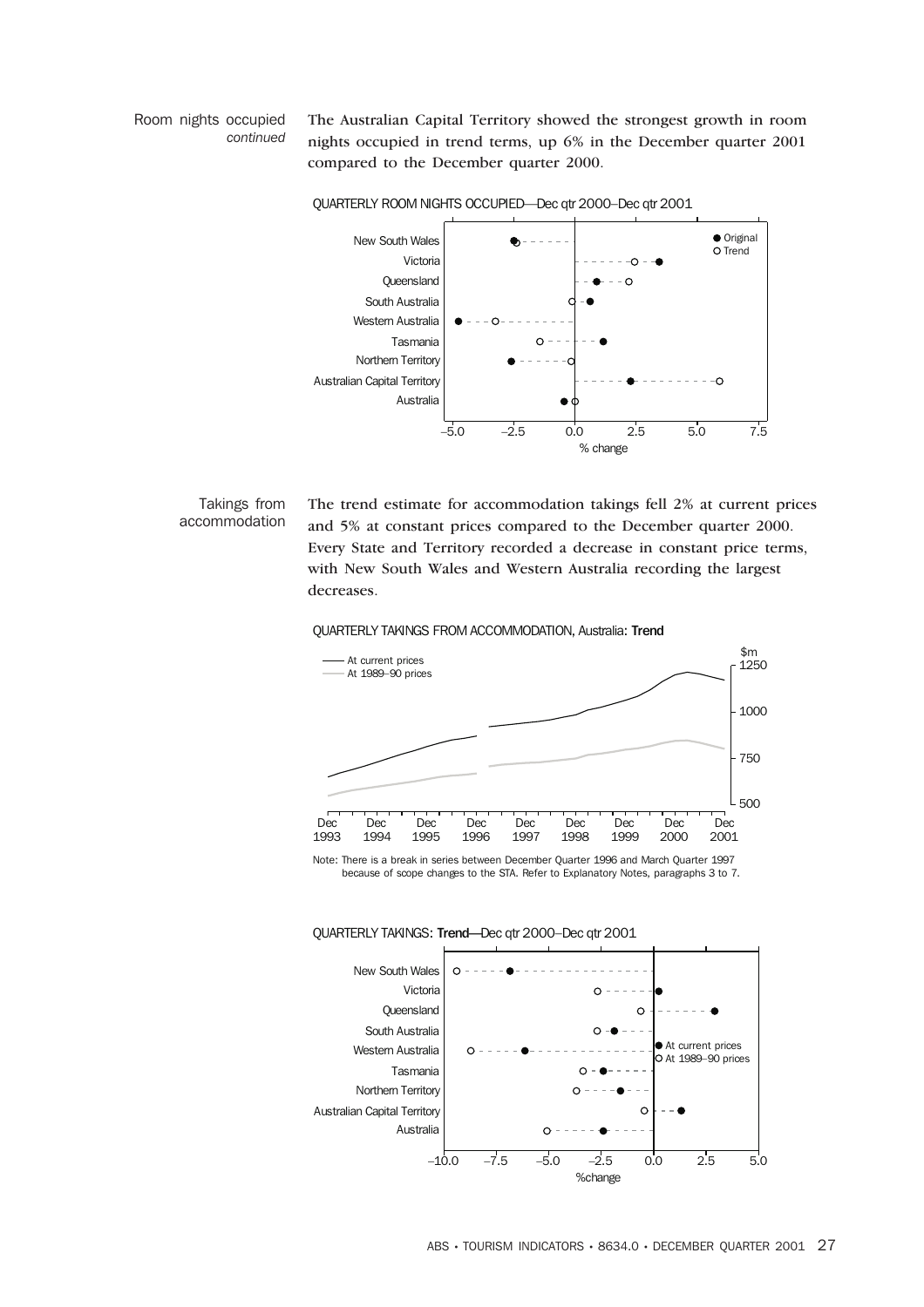Room nights occupied *continued*

The Australian Capital Territory showed the strongest growth in room nights occupied in trend terms, up 6% in the December quarter 2001 compared to the December quarter 2000.

QUARTERLY ROOM NIGHTS OCCUPIED—Dec qtr 2000–Dec qtr 2001

Takings from accommodation

The trend estimate for accommodation takings fell 2% at current prices and 5% at constant prices compared to the December quarter 2000. Every State and Territory recorded a decrease in constant price terms, with New South Wales and Western Australia recording the largest decreases.

QUARTERLY TAKINGS FROM ACCOMMODATION, Australia: **Trend**

Note: There is a break in series between December Quarter 1996 and March Quarter 1997 because of scope changes to the STA. Refer to Explanatory Notes, paragraphs 3 to 7.

QUARTERLY TAKINGS: **Trend**—Dec qtr 2000–Dec qtr 2001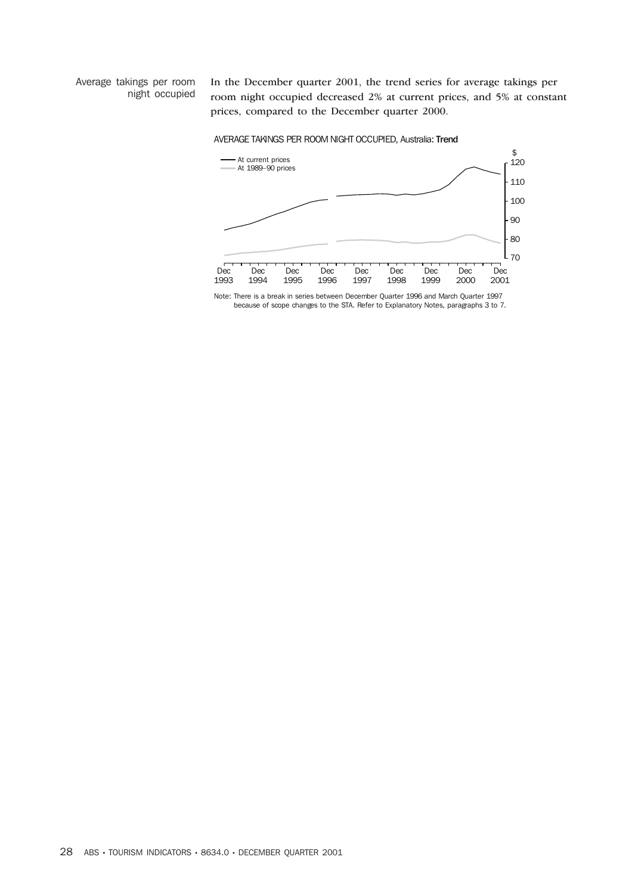Average takings per room night occupied

In the December quarter 2001, the trend series for average takings per room night occupied decreased 2% at current prices, and 5% at constant prices, compared to the December quarter 2000.

AVERAGE TAKINGS PER ROOM NIGHT OCCUPIED, Australia: **Trend**

Note: There is a break in series between December Quarter 1996 and March Quarter 1997 because of scope changes to the STA. Refer to Explanatory Notes, paragraphs 3 to 7.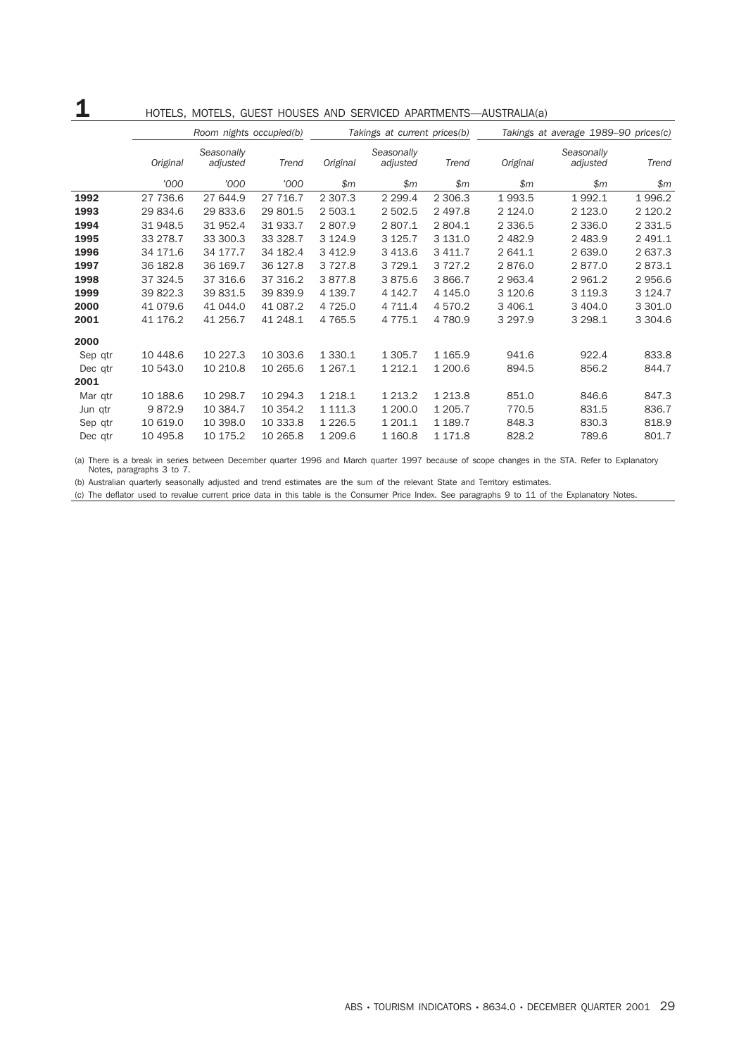# 1 HOTELS, MOTELS, GUEST HOUSES AND SERVICED APARTMENTS—AUSTRALIA(a)

| | Room nights occupied(b) | | | Takings at current prices(b) | | | Takings at average 1989–90 prices(c) | | |
|---|---|---|---|---|---|---|---|---|---|
| | Original | Seasonally adjusted | Trend | Original | Seasonally adjusted | Trend | Original | Seasonally adjusted | Trend |
| | '000 | '000 | '000 | $m | $m | $m | $m | $m | $m |
| **1992** | 27 736.6 | 27 644.9 | 27 716.7 | 2 307.3 | 2 299.4 | 2 306.3 | 1 993.5 | 1 992.1 | 1 996.2 |
| **1993** | 29 834.6 | 29 833.6 | 29 801.5 | 2 503.1 | 2 502.5 | 2 497.8 | 2 124.0 | 2 123.0 | 2 120.2 |
| **1994** | 31 948.5 | 31 952.4 | 31 933.7 | 2 807.9 | 2 807.1 | 2 804.1 | 2 336.5 | 2 336.0 | 2 331.5 |
| **1995** | 33 278.7 | 33 300.3 | 33 328.7 | 3 124.9 | 3 125.7 | 3 131.0 | 2 482.9 | 2 483.9 | 2 491.1 |
| **1996** | 34 171.6 | 34 177.7 | 34 182.4 | 3 412.9 | 3 413.6 | 3 411.7 | 2 641.1 | 2 639.0 | 2 637.3 |
| **1997** | 36 182.8 | 36 169.7 | 36 127.8 | 3 727.8 | 3 729.1 | 3 727.2 | 2 876.0 | 2 877.0 | 2 873.1 |
| **1998** | 37 324.5 | 37 316.6 | 37 316.2 | 3 877.8 | 3 875.6 | 3 866.7 | 2 963.4 | 2 961.2 | 2 956.6 |
| **1999** | 39 822.3 | 39 831.5 | 39 839.9 | 4 139.7 | 4 142.7 | 4 145.0 | 3 120.6 | 3 119.3 | 3 124.7 |
| **2000** | 41 079.6 | 41 044.0 | 41 087.2 | 4 725.0 | 4 711.4 | 4 570.2 | 3 406.1 | 3 404.0 | 3 301.0 |
| **2001** | 41 176.2 | 41 256.7 | 41 248.1 | 4 765.5 | 4 775.1 | 4 780.9 | 3 297.9 | 3 298.1 | 3 304.6 |
| **2000** | | | | | | | | | |
| Sep qtr | 10 448.6 | 10 227.3 | 10 303.6 | 1 330.1 | 1 305.7 | 1 165.9 | 941.6 | 922.4 | 833.8 |
| Dec qtr | 10 543.0 | 10 210.8 | 10 265.6 | 1 267.1 | 1 212.1 | 1 200.6 | 894.5 | 856.2 | 844.7 |
| **2001** | | | | | | | | | |
| Mar qtr | 10 188.6 | 10 298.7 | 10 294.3 | 1 218.1 | 1 213.2 | 1 213.8 | 851.0 | 846.6 | 847.3 |
| Jun qtr | 9 872.9 | 10 384.7 | 10 354.2 | 1 111.3 | 1 200.0 | 1 205.7 | 770.5 | 831.5 | 836.7 |
| Sep qtr | 10 619.0 | 10 398.0 | 10 333.8 | 1 226.5 | 1 201.1 | 1 189.7 | 848.3 | 830.3 | 818.9 |
| Dec qtr | 10 495.8 | 10 175.2 | 10 265.8 | 1 209.6 | 1 160.8 | 1 171.8 | 828.2 | 789.6 | 801.7 |

(a) There is a break in series between December quarter 1996 and March quarter 1997 because of scope changes in the STA. Refer to Explanatory Notes, paragraphs 3 to 7.

(b) Australian quarterly seasonally adjusted and trend estimates are the sum of the relevant State and Territory estimates.

(c) The deflator used to revalue current price data in this table is the Consumer Price Index. See paragraphs 9 to 11 of the Explanatory Notes.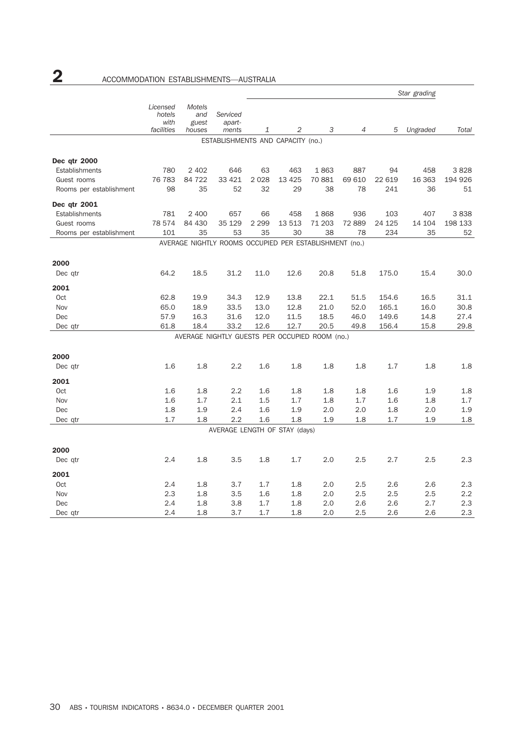# 2 ACCOMMODATION ESTABLISHMENTS—AUSTRALIA

| | Licensed hotels with facilities | Motels and guest houses | Serviced apart-ments | Star grading | | | | | | |
|---|---|---|---|---|---|---|---|---|---|---|
| | | | | 1 | 2 | 3 | 4 | 5 | Ungraded | Total |
| **ESTABLISHMENTS AND CAPACITY (no.)** | | | | | | | | | | |
| **Dec qtr 2000** | | | | | | | | | | |
| Establishments | 780 | 2 402 | 646 | 63 | 463 | 1 863 | 887 | 94 | 458 | 3 828 |
| Guest rooms | 76 783 | 84 722 | 33 421 | 2 028 | 13 425 | 70 881 | 69 610 | 22 619 | 16 363 | 194 926 |
| Rooms per establishment | 98 | 35 | 52 | 32 | 29 | 38 | 78 | 241 | 36 | 51 |
| **Dec qtr 2001** | | | | | | | | | | |
| Establishments | 781 | 2 400 | 657 | 66 | 458 | 1 868 | 936 | 103 | 407 | 3 838 |
| Guest rooms | 78 574 | 84 430 | 35 129 | 2 299 | 13 513 | 71 203 | 72 889 | 24 125 | 14 104 | 198 133 |
| Rooms per establishment | 101 | 35 | 53 | 35 | 30 | 38 | 78 | 234 | 35 | 52 |
| **AVERAGE NIGHTLY ROOMS OCCUPIED PER ESTABLISHMENT (no.)** | | | | | | | | | | |
| **2000** | | | | | | | | | | |
| Dec qtr | 64.2 | 18.5 | 31.2 | 11.0 | 12.6 | 20.8 | 51.8 | 175.0 | 15.4 | 30.0 |
| **2001** | | | | | | | | | | |
| Oct | 62.8 | 19.9 | 34.3 | 12.9 | 13.8 | 22.1 | 51.5 | 154.6 | 16.5 | 31.1 |
| Nov | 65.0 | 18.9 | 33.5 | 13.0 | 12.8 | 21.0 | 52.0 | 165.1 | 16.0 | 30.8 |
| Dec | 57.9 | 16.3 | 31.6 | 12.0 | 11.5 | 18.5 | 46.0 | 149.6 | 14.8 | 27.4 |
| Dec qtr | 61.8 | 18.4 | 33.2 | 12.6 | 12.7 | 20.5 | 49.8 | 156.4 | 15.8 | 29.8 |
| **AVERAGE NIGHTLY GUESTS PER OCCUPIED ROOM (no.)** | | | | | | | | | | |
| **2000** | | | | | | | | | | |
| Dec qtr | 1.6 | 1.8 | 2.2 | 1.6 | 1.8 | 1.8 | 1.8 | 1.7 | 1.8 | 1.8 |
| **2001** | | | | | | | | | | |
| Oct | 1.6 | 1.8 | 2.2 | 1.6 | 1.8 | 1.8 | 1.8 | 1.6 | 1.9 | 1.8 |
| Nov | 1.6 | 1.7 | 2.1 | 1.5 | 1.7 | 1.8 | 1.7 | 1.6 | 1.8 | 1.7 |
| Dec | 1.8 | 1.9 | 2.4 | 1.6 | 1.9 | 2.0 | 2.0 | 1.8 | 2.0 | 1.9 |
| Dec qtr | 1.7 | 1.8 | 2.2 | 1.6 | 1.8 | 1.9 | 1.8 | 1.7 | 1.9 | 1.8 |
| **AVERAGE LENGTH OF STAY (days)** | | | | | | | | | | |
| **2000** | | | | | | | | | | |
| Dec qtr | 2.4 | 1.8 | 3.5 | 1.8 | 1.7 | 2.0 | 2.5 | 2.7 | 2.5 | 2.3 |
| **2001** | | | | | | | | | | |
| Oct | 2.4 | 1.8 | 3.7 | 1.7 | 1.8 | 2.0 | 2.5 | 2.6 | 2.6 | 2.3 |
| Nov | 2.3 | 1.8 | 3.5 | 1.6 | 1.8 | 2.0 | 2.5 | 2.5 | 2.5 | 2.2 |
| Dec | 2.4 | 1.8 | 3.8 | 1.7 | 1.8 | 2.0 | 2.6 | 2.6 | 2.7 | 2.3 |
| Dec qtr | 2.4 | 1.8 | 3.7 | 1.7 | 1.8 | 2.0 | 2.5 | 2.6 | 2.6 | 2.3 |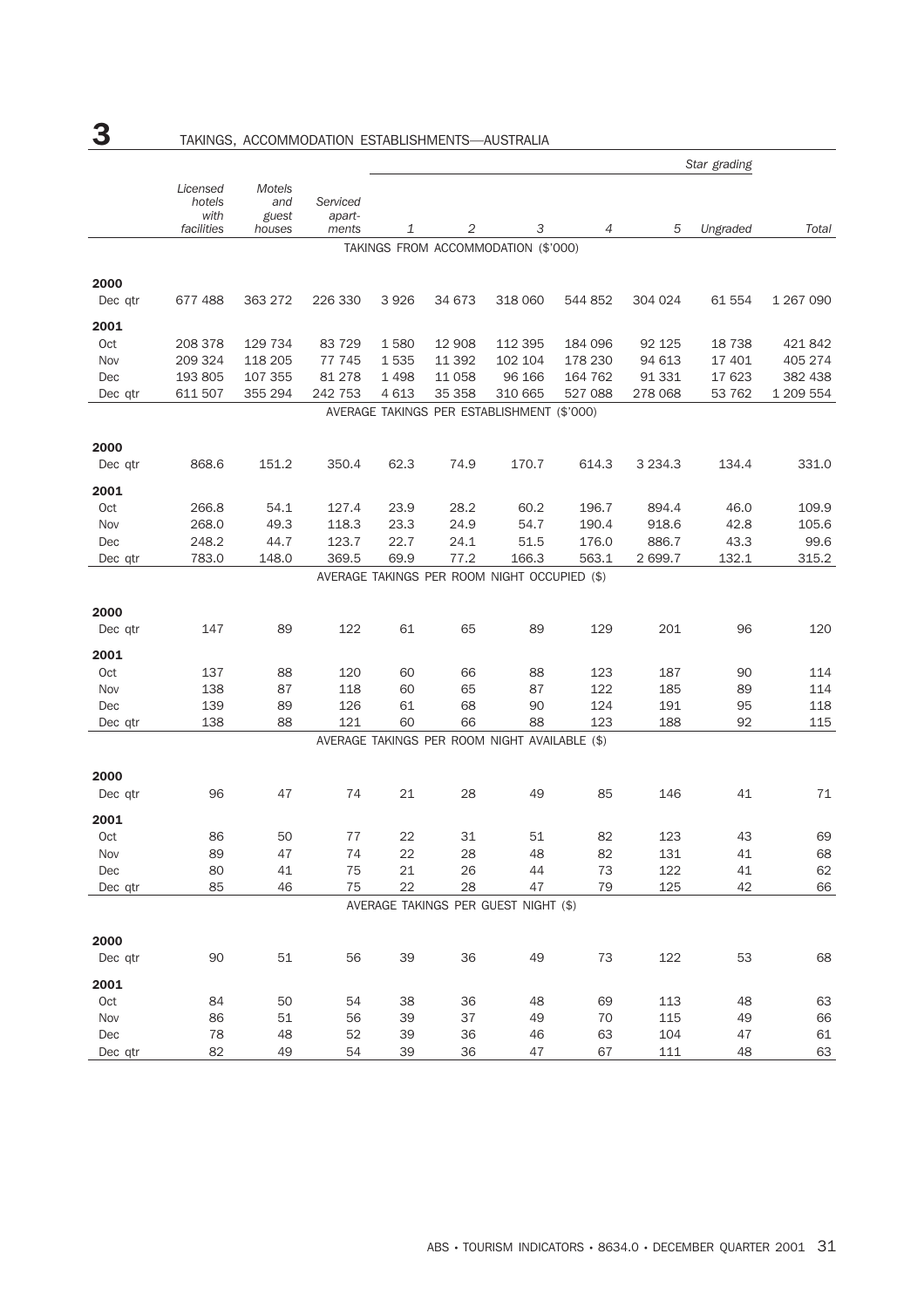# 3 TAKINGS, ACCOMMODATION ESTABLISHMENTS—AUSTRALIA

| | Licensed hotels with facilities | Motels and guest houses | Serviced apart-ments | Star grading | | | | | | Total |
|---|---|---|---|---|---|---|---|---|---|---|
| | | | | 1 | 2 | 3 | 4 | 5 | Ungraded | |
| **TAKINGS FROM ACCOMMODATION ($'000)** | | | | | | | | | | |
| **2000** | | | | | | | | | | |
| Dec qtr | 677 488 | 363 272 | 226 330 | 3 926 | 34 673 | 318 060 | 544 852 | 304 024 | 61 554 | 1 267 090 |
| **2001** | | | | | | | | | | |
| Oct | 208 378 | 129 734 | 83 729 | 1 580 | 12 908 | 112 395 | 184 096 | 92 125 | 18 738 | 421 842 |
| Nov | 209 324 | 118 205 | 77 745 | 1 535 | 11 392 | 102 104 | 178 230 | 94 613 | 17 401 | 405 274 |
| Dec | 193 805 | 107 355 | 81 278 | 1 498 | 11 058 | 96 166 | 164 762 | 91 331 | 17 623 | 382 438 |
| Dec qtr | 611 507 | 355 294 | 242 753 | 4 613 | 35 358 | 310 665 | 527 088 | 278 068 | 53 762 | 1 209 554 |
| **AVERAGE TAKINGS PER ESTABLISHMENT ($'000)** | | | | | | | | | | |
| **2000** | | | | | | | | | | |
| Dec qtr | 868.6 | 151.2 | 350.4 | 62.3 | 74.9 | 170.7 | 614.3 | 3 234.3 | 134.4 | 331.0 |
| **2001** | | | | | | | | | | |
| Oct | 266.8 | 54.1 | 127.4 | 23.9 | 28.2 | 60.2 | 196.7 | 894.4 | 46.0 | 109.9 |
| Nov | 268.0 | 49.3 | 118.3 | 23.3 | 24.9 | 54.7 | 190.4 | 918.6 | 42.8 | 105.6 |
| Dec | 248.2 | 44.7 | 123.7 | 22.7 | 24.1 | 51.5 | 176.0 | 886.7 | 43.3 | 99.6 |
| Dec qtr | 783.0 | 148.0 | 369.5 | 69.9 | 77.2 | 166.3 | 563.1 | 2 699.7 | 132.1 | 315.2 |
| **AVERAGE TAKINGS PER ROOM NIGHT OCCUPIED ($)** | | | | | | | | | | |
| **2000** | | | | | | | | | | |
| Dec qtr | 147 | 89 | 122 | 61 | 65 | 89 | 129 | 201 | 96 | 120 |
| **2001** | | | | | | | | | | |
| Oct | 137 | 88 | 120 | 60 | 66 | 88 | 123 | 187 | 90 | 114 |
| Nov | 138 | 87 | 118 | 60 | 65 | 87 | 122 | 185 | 89 | 114 |
| Dec | 139 | 89 | 126 | 61 | 68 | 90 | 124 | 191 | 95 | 118 |
| Dec qtr | 138 | 88 | 121 | 60 | 66 | 88 | 123 | 188 | 92 | 115 |
| **AVERAGE TAKINGS PER ROOM NIGHT AVAILABLE ($)** | | | | | | | | | | |
| **2000** | | | | | | | | | | |
| Dec qtr | 96 | 47 | 74 | 21 | 28 | 49 | 85 | 146 | 41 | 71 |
| **2001** | | | | | | | | | | |
| Oct | 86 | 50 | 77 | 22 | 31 | 51 | 82 | 123 | 43 | 69 |
| Nov | 89 | 47 | 74 | 22 | 28 | 48 | 82 | 131 | 41 | 68 |
| Dec | 80 | 41 | 75 | 21 | 26 | 44 | 73 | 122 | 41 | 62 |
| Dec qtr | 85 | 46 | 75 | 22 | 28 | 47 | 79 | 125 | 42 | 66 |
| **AVERAGE TAKINGS PER GUEST NIGHT ($)** | | | | | | | | | | |
| **2000** | | | | | | | | | | |
| Dec qtr | 90 | 51 | 56 | 39 | 36 | 49 | 73 | 122 | 53 | 68 |
| **2001** | | | | | | | | | | |
| Oct | 84 | 50 | 54 | 38 | 36 | 48 | 69 | 113 | 48 | 63 |
| Nov | 86 | 51 | 56 | 39 | 37 | 49 | 70 | 115 | 49 | 66 |
| Dec | 78 | 48 | 52 | 39 | 36 | 46 | 63 | 104 | 47 | 61 |
| Dec qtr | 82 | 49 | 54 | 39 | 36 | 47 | 67 | 111 | 48 | 63 |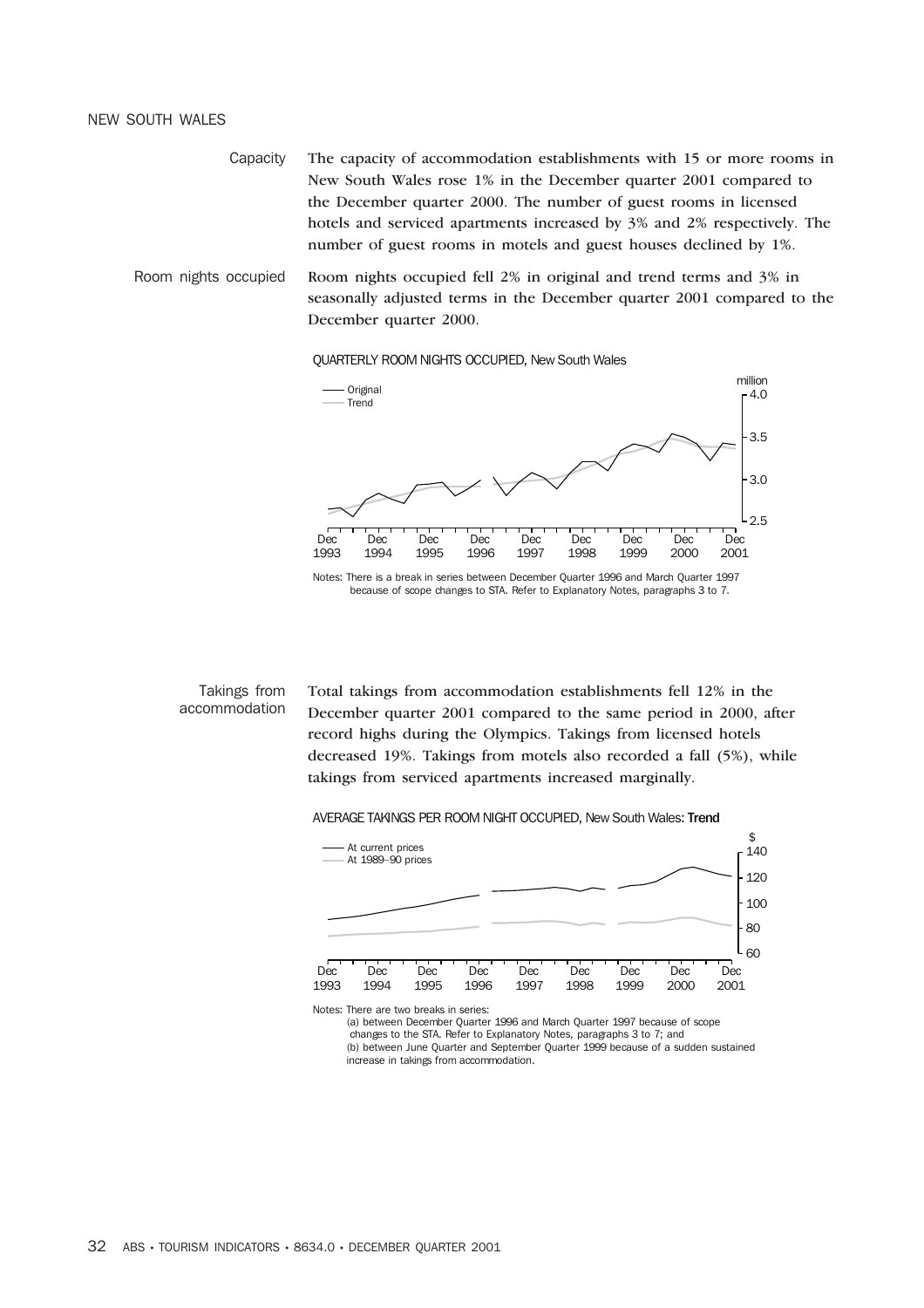NEW SOUTH WALES

**Capacity**

The capacity of accommodation establishments with 15 or more rooms in New South Wales rose 1% in the December quarter 2001 compared to the December quarter 2000. The number of guest rooms in licensed hotels and serviced apartments increased by 3% and 2% respectively. The number of guest rooms in motels and guest houses declined by 1%.

**Room nights occupied**

Room nights occupied fell 2% in original and trend terms and 3% in seasonally adjusted terms in the December quarter 2001 compared to the December quarter 2000.

QUARTERLY ROOM NIGHTS OCCUPIED, New South Wales

Notes: There is a break in series between December Quarter 1996 and March Quarter 1997 because of scope changes to STA. Refer to Explanatory Notes, paragraphs 3 to 7.

**Takings from accommodation**

Total takings from accommodation establishments fell 12% in the December quarter 2001 compared to the same period in 2000, after record highs during the Olympics. Takings from licensed hotels decreased 19%. Takings from motels also recorded a fall (5%), while takings from serviced apartments increased marginally.

AVERAGE TAKINGS PER ROOM NIGHT OCCUPIED, New South Wales: **Trend**

Notes: There are two breaks in series:
(a) between December Quarter 1996 and March Quarter 1997 because of scope changes to the STA. Refer to Explanatory Notes, paragraphs 3 to 7; and
(b) between June Quarter and September Quarter 1999 because of a sudden sustained increase in takings from accommodation.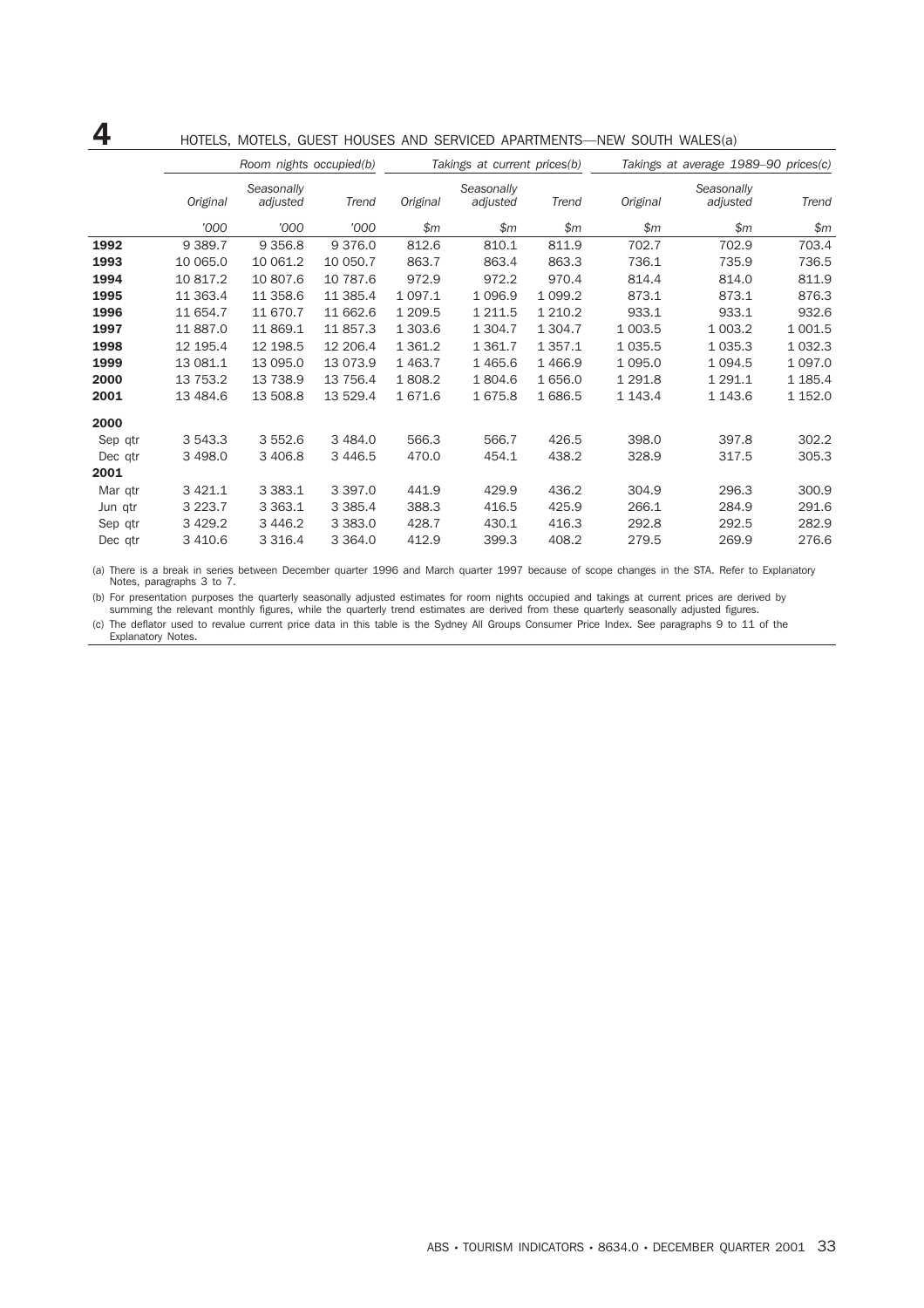# 4 HOTELS, MOTELS, GUEST HOUSES AND SERVICED APARTMENTS—NEW SOUTH WALES(a)

| | Room nights occupied(b) | | | Takings at current prices(b) | | | Takings at average 1989–90 prices(c) | | |
|---|---|---|---|---|---|---|---|---|---|
| | Original | Seasonally adjusted | Trend | Original | Seasonally adjusted | Trend | Original | Seasonally adjusted | Trend |
| | '000 | '000 | '000 | $m | $m | $m | $m | $m | $m |
| **1992** | 9 389.7 | 9 356.8 | 9 376.0 | 812.6 | 810.1 | 811.9 | 702.7 | 702.9 | 703.4 |
| **1993** | 10 065.0 | 10 061.2 | 10 050.7 | 863.7 | 863.4 | 863.3 | 736.1 | 735.9 | 736.5 |
| **1994** | 10 817.2 | 10 807.6 | 10 787.6 | 972.9 | 972.2 | 970.4 | 814.4 | 814.0 | 811.9 |
| **1995** | 11 363.4 | 11 358.6 | 11 385.4 | 1 097.1 | 1 096.9 | 1 099.2 | 873.1 | 873.1 | 876.3 |
| **1996** | 11 654.7 | 11 670.7 | 11 662.6 | 1 209.5 | 1 211.5 | 1 210.2 | 933.1 | 933.1 | 932.6 |
| **1997** | 11 887.0 | 11 869.1 | 11 857.3 | 1 303.6 | 1 304.7 | 1 304.7 | 1 003.5 | 1 003.2 | 1 001.5 |
| **1998** | 12 195.4 | 12 198.5 | 12 206.4 | 1 361.2 | 1 361.7 | 1 357.1 | 1 035.5 | 1 035.3 | 1 032.3 |
| **1999** | 13 081.1 | 13 095.0 | 13 073.9 | 1 463.7 | 1 465.6 | 1 466.9 | 1 095.0 | 1 094.5 | 1 097.0 |
| **2000** | 13 753.2 | 13 738.9 | 13 756.4 | 1 808.2 | 1 804.6 | 1 656.0 | 1 291.8 | 1 291.1 | 1 185.4 |
| **2001** | 13 484.6 | 13 508.8 | 13 529.4 | 1 671.6 | 1 675.8 | 1 686.5 | 1 143.4 | 1 143.6 | 1 152.0 |
| **2000** | | | | | | | | | |
| Sep qtr | 3 543.3 | 3 552.6 | 3 484.0 | 566.3 | 566.7 | 426.5 | 398.0 | 397.8 | 302.2 |
| Dec qtr | 3 498.0 | 3 406.8 | 3 446.5 | 470.0 | 454.1 | 438.2 | 328.9 | 317.5 | 305.3 |
| **2001** | | | | | | | | | |
| Mar qtr | 3 421.1 | 3 383.1 | 3 397.0 | 441.9 | 429.9 | 436.2 | 304.9 | 296.3 | 300.9 |
| Jun qtr | 3 223.7 | 3 363.1 | 3 385.4 | 388.3 | 416.5 | 425.9 | 266.1 | 284.9 | 291.6 |
| Sep qtr | 3 429.2 | 3 446.2 | 3 383.0 | 428.7 | 430.1 | 416.3 | 292.8 | 292.5 | 282.9 |
| Dec qtr | 3 410.6 | 3 316.4 | 3 364.0 | 412.9 | 399.3 | 408.2 | 279.5 | 269.9 | 276.6 |

(a) There is a break in series between December quarter 1996 and March quarter 1997 because of scope changes in the STA. Refer to Explanatory Notes, paragraphs 3 to 7.

(b) For presentation purposes the quarterly seasonally adjusted estimates for room nights occupied and takings at current prices are derived by summing the relevant monthly figures, while the quarterly trend estimates are derived from these quarterly seasonally adjusted figures.

(c) The deflator used to revalue current price data in this table is the Sydney All Groups Consumer Price Index. See paragraphs 9 to 11 of the Explanatory Notes.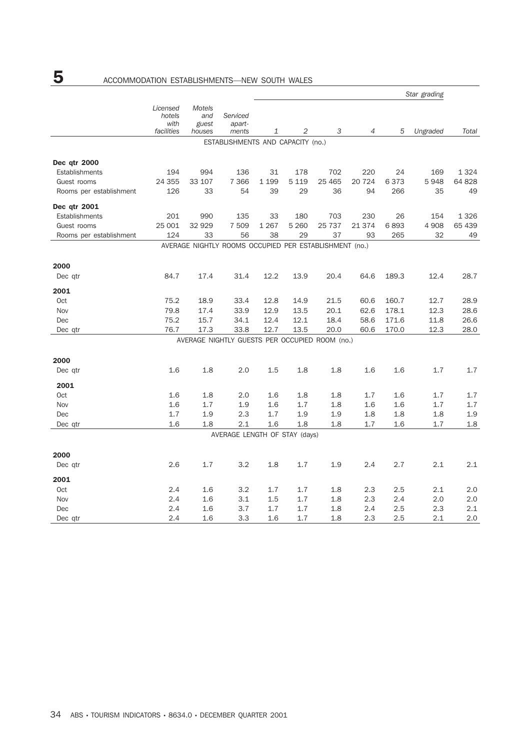# 5 ACCOMMODATION ESTABLISHMENTS—NEW SOUTH WALES

| | Licensed hotels with facilities | Motels and guest houses | Serviced apart-ments | Star grading 1 | 2 | 3 | 4 | 5 | Ungraded | Total |
|---|---|---|---|---|---|---|---|---|---|---|
| **ESTABLISHMENTS AND CAPACITY (no.)** | | | | | | | | | | |
| **Dec qtr 2000** | | | | | | | | | | |
| Establishments | 194 | 994 | 136 | 31 | 178 | 702 | 220 | 24 | 169 | 1 324 |
| Guest rooms | 24 355 | 33 107 | 7 366 | 1 199 | 5 119 | 25 465 | 20 724 | 6 373 | 5 948 | 64 828 |
| Rooms per establishment | 126 | 33 | 54 | 39 | 29 | 36 | 94 | 266 | 35 | 49 |
| **Dec qtr 2001** | | | | | | | | | | |
| Establishments | 201 | 990 | 135 | 33 | 180 | 703 | 230 | 26 | 154 | 1 326 |
| Guest rooms | 25 001 | 32 929 | 7 509 | 1 267 | 5 260 | 25 737 | 21 374 | 6 893 | 4 908 | 65 439 |
| Rooms per establishment | 124 | 33 | 56 | 38 | 29 | 37 | 93 | 265 | 32 | 49 |
| **AVERAGE NIGHTLY ROOMS OCCUPIED PER ESTABLISHMENT (no.)** | | | | | | | | | | |
| **2000** | | | | | | | | | | |
| Dec qtr | 84.7 | 17.4 | 31.4 | 12.2 | 13.9 | 20.4 | 64.6 | 189.3 | 12.4 | 28.7 |
| **2001** | | | | | | | | | | |
| Oct | 75.2 | 18.9 | 33.4 | 12.8 | 14.9 | 21.5 | 60.6 | 160.7 | 12.7 | 28.9 |
| Nov | 79.8 | 17.4 | 33.9 | 12.9 | 13.5 | 20.1 | 62.6 | 178.1 | 12.3 | 28.6 |
| Dec | 75.2 | 15.7 | 34.1 | 12.4 | 12.1 | 18.4 | 58.6 | 171.6 | 11.8 | 26.6 |
| Dec qtr | 76.7 | 17.3 | 33.8 | 12.7 | 13.5 | 20.0 | 60.6 | 170.0 | 12.3 | 28.0 |
| **AVERAGE NIGHTLY GUESTS PER OCCUPIED ROOM (no.)** | | | | | | | | | | |
| **2000** | | | | | | | | | | |
| Dec qtr | 1.6 | 1.8 | 2.0 | 1.5 | 1.8 | 1.8 | 1.6 | 1.6 | 1.7 | 1.7 |
| **2001** | | | | | | | | | | |
| Oct | 1.6 | 1.8 | 2.0 | 1.6 | 1.8 | 1.8 | 1.7 | 1.6 | 1.7 | 1.7 |
| Nov | 1.6 | 1.7 | 1.9 | 1.6 | 1.7 | 1.8 | 1.6 | 1.6 | 1.7 | 1.7 |
| Dec | 1.7 | 1.9 | 2.3 | 1.7 | 1.9 | 1.9 | 1.8 | 1.8 | 1.8 | 1.9 |
| Dec qtr | 1.6 | 1.8 | 2.1 | 1.6 | 1.8 | 1.8 | 1.7 | 1.6 | 1.7 | 1.8 |
| **AVERAGE LENGTH OF STAY (days)** | | | | | | | | | | |
| **2000** | | | | | | | | | | |
| Dec qtr | 2.6 | 1.7 | 3.2 | 1.8 | 1.7 | 1.9 | 2.4 | 2.7 | 2.1 | 2.1 |
| **2001** | | | | | | | | | | |
| Oct | 2.4 | 1.6 | 3.2 | 1.7 | 1.7 | 1.8 | 2.3 | 2.5 | 2.1 | 2.0 |
| Nov | 2.4 | 1.6 | 3.1 | 1.5 | 1.7 | 1.8 | 2.3 | 2.4 | 2.0 | 2.0 |
| Dec | 2.4 | 1.6 | 3.7 | 1.7 | 1.7 | 1.8 | 2.4 | 2.5 | 2.3 | 2.1 |
| Dec qtr | 2.4 | 1.6 | 3.3 | 1.6 | 1.7 | 1.8 | 2.3 | 2.5 | 2.1 | 2.0 |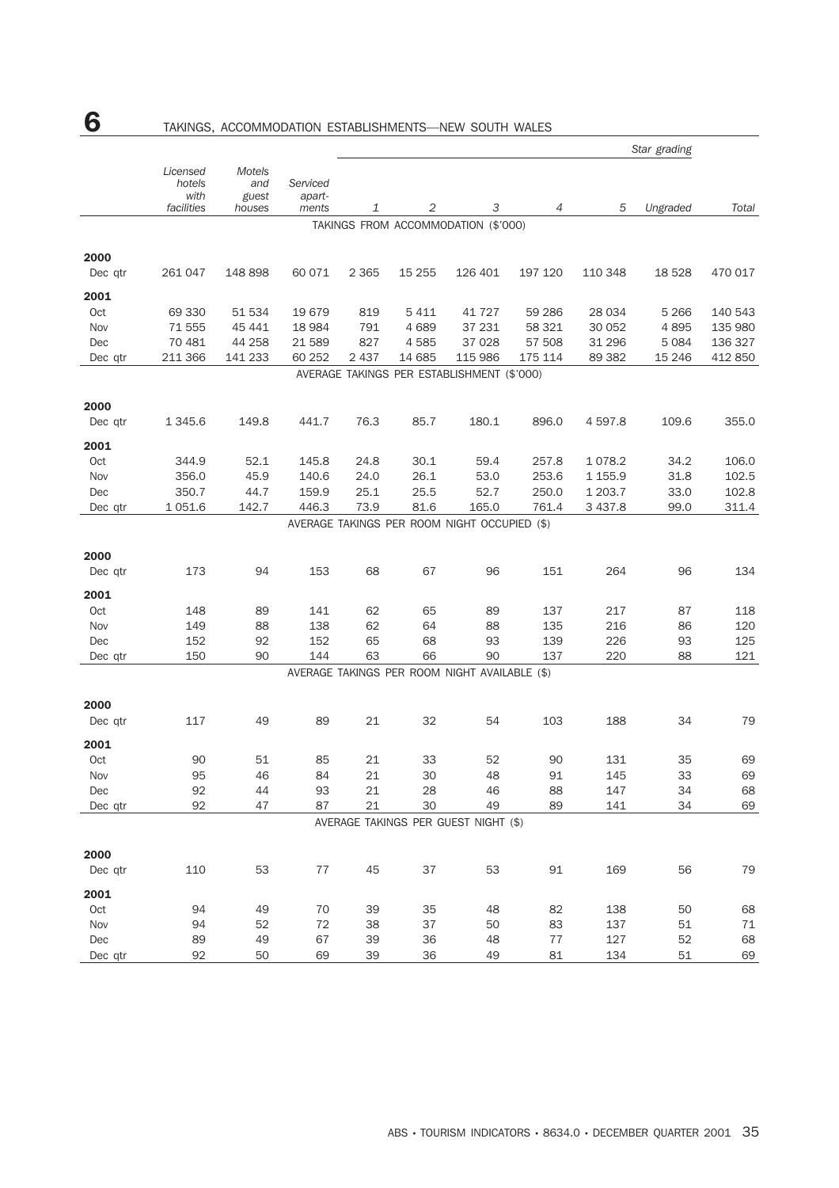# 6 TAKINGS, ACCOMMODATION ESTABLISHMENTS—NEW SOUTH WALES

| | Licensed hotels with facilities | Motels and guest houses | Serviced apartments | Star grading 1 | 2 | 3 | 4 | 5 | Ungraded | Total |
|---|---|---|---|---|---|---|---|---|---|---|
| **TAKINGS FROM ACCOMMODATION ($'000)** | | | | | | | | | | |
| **2000** | | | | | | | | | | |
| Dec qtr | 261 047 | 148 898 | 60 071 | 2 365 | 15 255 | 126 401 | 197 120 | 110 348 | 18 528 | 470 017 |
| **2001** | | | | | | | | | | |
| Oct | 69 330 | 51 534 | 19 679 | 819 | 5 411 | 41 727 | 59 286 | 28 034 | 5 266 | 140 543 |
| Nov | 71 555 | 45 441 | 18 984 | 791 | 4 689 | 37 231 | 58 321 | 30 052 | 4 895 | 135 980 |
| Dec | 70 481 | 44 258 | 21 589 | 827 | 4 585 | 37 028 | 57 508 | 31 296 | 5 084 | 136 327 |
| Dec qtr | 211 366 | 141 233 | 60 252 | 2 437 | 14 685 | 115 986 | 175 114 | 89 382 | 15 246 | 412 850 |
| **AVERAGE TAKINGS PER ESTABLISHMENT ($'000)** | | | | | | | | | | |
| **2000** | | | | | | | | | | |
| Dec qtr | 1 345.6 | 149.8 | 441.7 | 76.3 | 85.7 | 180.1 | 896.0 | 4 597.8 | 109.6 | 355.0 |
| **2001** | | | | | | | | | | |
| Oct | 344.9 | 52.1 | 145.8 | 24.8 | 30.1 | 59.4 | 257.8 | 1 078.2 | 34.2 | 106.0 |
| Nov | 356.0 | 45.9 | 140.6 | 24.0 | 26.1 | 53.0 | 253.6 | 1 155.9 | 31.8 | 102.5 |
| Dec | 350.7 | 44.7 | 159.9 | 25.1 | 25.5 | 52.7 | 250.0 | 1 203.7 | 33.0 | 102.8 |
| Dec qtr | 1 051.6 | 142.7 | 446.3 | 73.9 | 81.6 | 165.0 | 761.4 | 3 437.8 | 99.0 | 311.4 |
| **AVERAGE TAKINGS PER ROOM NIGHT OCCUPIED ($)** | | | | | | | | | | |
| **2000** | | | | | | | | | | |
| Dec qtr | 173 | 94 | 153 | 68 | 67 | 96 | 151 | 264 | 96 | 134 |
| **2001** | | | | | | | | | | |
| Oct | 148 | 89 | 141 | 62 | 65 | 89 | 137 | 217 | 87 | 118 |
| Nov | 149 | 88 | 138 | 62 | 64 | 88 | 135 | 216 | 86 | 120 |
| Dec | 152 | 92 | 152 | 65 | 68 | 93 | 139 | 226 | 93 | 125 |
| Dec qtr | 150 | 90 | 144 | 63 | 66 | 90 | 137 | 220 | 88 | 121 |
| **AVERAGE TAKINGS PER ROOM NIGHT AVAILABLE ($)** | | | | | | | | | | |
| **2000** | | | | | | | | | | |
| Dec qtr | 117 | 49 | 89 | 21 | 32 | 54 | 103 | 188 | 34 | 79 |
| **2001** | | | | | | | | | | |
| Oct | 90 | 51 | 85 | 21 | 33 | 52 | 90 | 131 | 35 | 69 |
| Nov | 95 | 46 | 84 | 21 | 30 | 48 | 91 | 145 | 33 | 69 |
| Dec | 92 | 44 | 93 | 21 | 28 | 46 | 88 | 147 | 34 | 68 |
| Dec qtr | 92 | 47 | 87 | 21 | 30 | 49 | 89 | 141 | 34 | 69 |
| **AVERAGE TAKINGS PER GUEST NIGHT ($)** | | | | | | | | | | |
| **2000** | | | | | | | | | | |
| Dec qtr | 110 | 53 | 77 | 45 | 37 | 53 | 91 | 169 | 56 | 79 |
| **2001** | | | | | | | | | | |
| Oct | 94 | 49 | 70 | 39 | 35 | 48 | 82 | 138 | 50 | 68 |
| Nov | 94 | 52 | 72 | 38 | 37 | 50 | 83 | 137 | 51 | 71 |
| Dec | 89 | 49 | 67 | 39 | 36 | 48 | 77 | 127 | 52 | 68 |
| Dec qtr | 92 | 50 | 69 | 39 | 36 | 49 | 81 | 134 | 51 | 69 |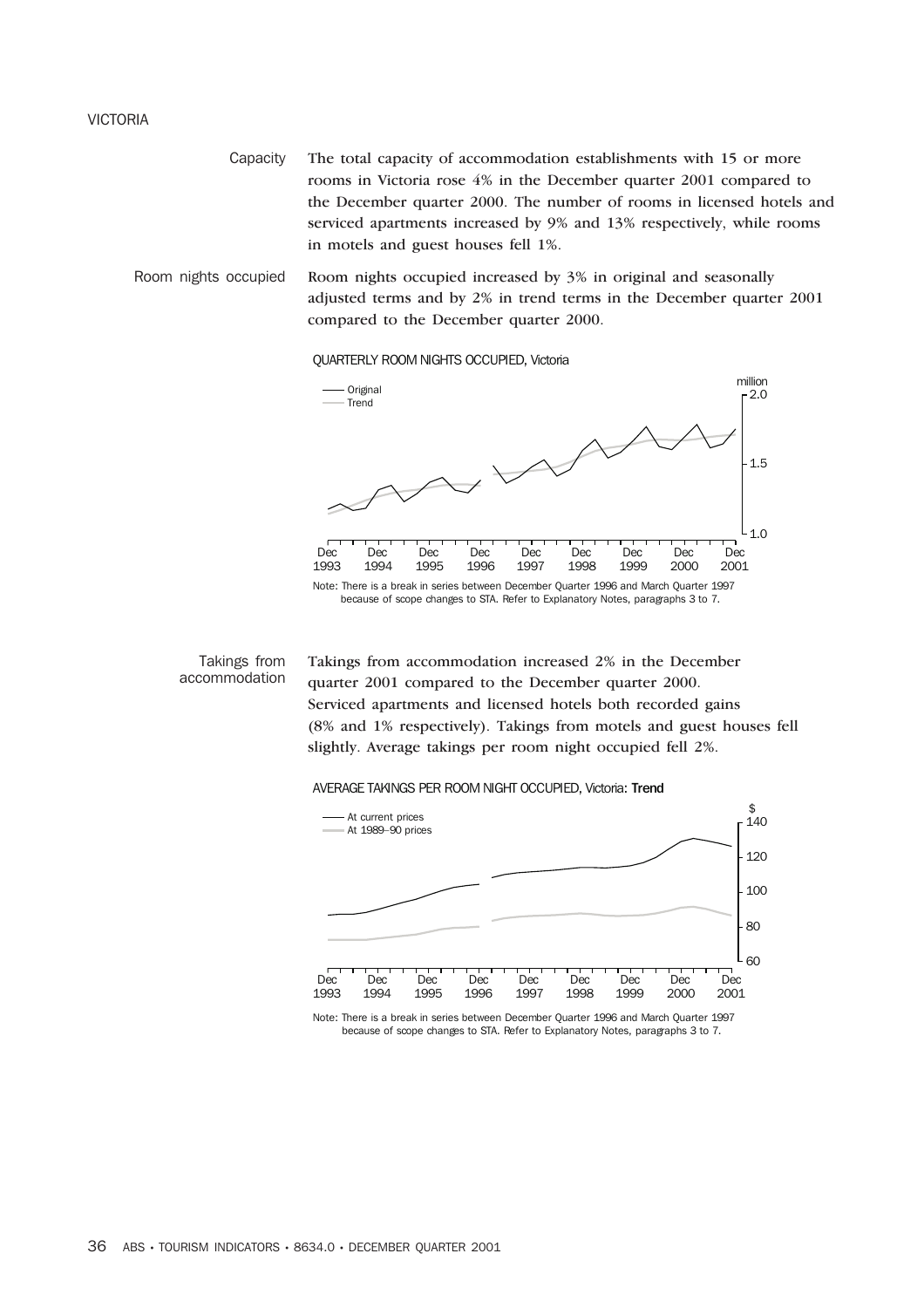# VICTORIA

**Capacity**

The total capacity of accommodation establishments with 15 or more rooms in Victoria rose 4% in the December quarter 2001 compared to the December quarter 2000. The number of rooms in licensed hotels and serviced apartments increased by 9% and 13% respectively, while rooms in motels and guest houses fell 1%.

**Room nights occupied**

Room nights occupied increased by 3% in original and seasonally adjusted terms and by 2% in trend terms in the December quarter 2001 compared to the December quarter 2000.

QUARTERLY ROOM NIGHTS OCCUPIED, Victoria

Note: There is a break in series between December Quarter 1996 and March Quarter 1997 because of scope changes to STA. Refer to Explanatory Notes, paragraphs 3 to 7.

**Takings from accommodation**

Takings from accommodation increased 2% in the December quarter 2001 compared to the December quarter 2000. Serviced apartments and licensed hotels both recorded gains (8% and 1% respectively). Takings from motels and guest houses fell slightly. Average takings per room night occupied fell 2%.

AVERAGE TAKINGS PER ROOM NIGHT OCCUPIED, Victoria: Trend

Note: There is a break in series between December Quarter 1996 and March Quarter 1997 because of scope changes to STA. Refer to Explanatory Notes, paragraphs 3 to 7.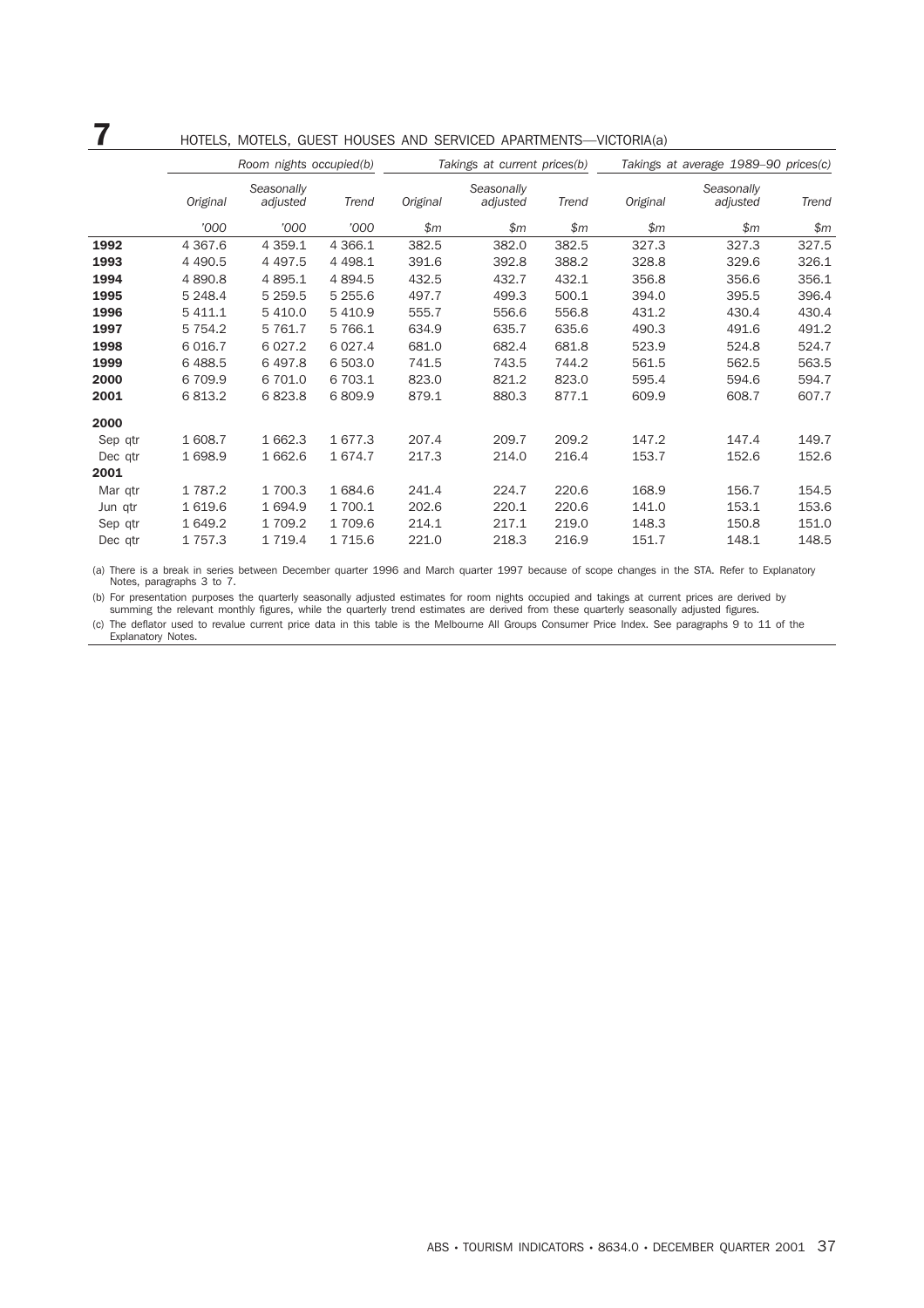# 7 HOTELS, MOTELS, GUEST HOUSES AND SERVICED APARTMENTS—VICTORIA(a)

| | Room nights occupied(b) | | | Takings at current prices(b) | | | Takings at average 1989–90 prices(c) | | |
|---|---|---|---|---|---|---|---|---|---|
| | Original | Seasonally adjusted | Trend | Original | Seasonally adjusted | Trend | Original | Seasonally adjusted | Trend |
| | '000 | '000 | '000 | $m | $m | $m | $m | $m | $m |
| **1992** | 4 367.6 | 4 359.1 | 4 366.1 | 382.5 | 382.0 | 382.5 | 327.3 | 327.3 | 327.5 |
| **1993** | 4 490.5 | 4 497.5 | 4 498.1 | 391.6 | 392.8 | 388.2 | 328.8 | 329.6 | 326.1 |
| **1994** | 4 890.8 | 4 895.1 | 4 894.5 | 432.5 | 432.7 | 432.1 | 356.8 | 356.6 | 356.1 |
| **1995** | 5 248.4 | 5 259.5 | 5 255.6 | 497.7 | 499.3 | 500.1 | 394.0 | 395.5 | 396.4 |
| **1996** | 5 411.1 | 5 410.0 | 5 410.9 | 555.7 | 556.6 | 556.8 | 431.2 | 430.4 | 430.4 |
| **1997** | 5 754.2 | 5 761.7 | 5 766.1 | 634.9 | 635.7 | 635.6 | 490.3 | 491.6 | 491.2 |
| **1998** | 6 016.7 | 6 027.2 | 6 027.4 | 681.0 | 682.4 | 681.8 | 523.9 | 524.8 | 524.7 |
| **1999** | 6 488.5 | 6 497.8 | 6 503.0 | 741.5 | 743.5 | 744.2 | 561.5 | 562.5 | 563.5 |
| **2000** | 6 709.9 | 6 701.0 | 6 703.1 | 823.0 | 821.2 | 823.0 | 595.4 | 594.6 | 594.7 |
| **2001** | 6 813.2 | 6 823.8 | 6 809.9 | 879.1 | 880.3 | 877.1 | 609.9 | 608.7 | 607.7 |
| **2000** | | | | | | | | | |
| Sep qtr | 1 608.7 | 1 662.3 | 1 677.3 | 207.4 | 209.7 | 209.2 | 147.2 | 147.4 | 149.7 |
| Dec qtr | 1 698.9 | 1 662.6 | 1 674.7 | 217.3 | 214.0 | 216.4 | 153.7 | 152.6 | 152.6 |
| **2001** | | | | | | | | | |
| Mar qtr | 1 787.2 | 1 700.3 | 1 684.6 | 241.4 | 224.7 | 220.6 | 168.9 | 156.7 | 154.5 |
| Jun qtr | 1 619.6 | 1 694.9 | 1 700.1 | 202.6 | 220.1 | 220.6 | 141.0 | 153.1 | 153.6 |
| Sep qtr | 1 649.2 | 1 709.2 | 1 709.6 | 214.1 | 217.1 | 219.0 | 148.3 | 150.8 | 151.0 |
| Dec qtr | 1 757.3 | 1 719.4 | 1 715.6 | 221.0 | 218.3 | 216.9 | 151.7 | 148.1 | 148.5 |

(a) There is a break in series between December quarter 1996 and March quarter 1997 because of scope changes in the STA. Refer to Explanatory Notes, paragraphs 3 to 7.

(b) For presentation purposes the quarterly seasonally adjusted estimates for room nights occupied and takings at current prices are derived by summing the relevant monthly figures, while the quarterly trend estimates are derived from these quarterly seasonally adjusted figures.

(c) The deflator used to revalue current price data in this table is the Melbourne All Groups Consumer Price Index. See paragraphs 9 to 11 of the Explanatory Notes.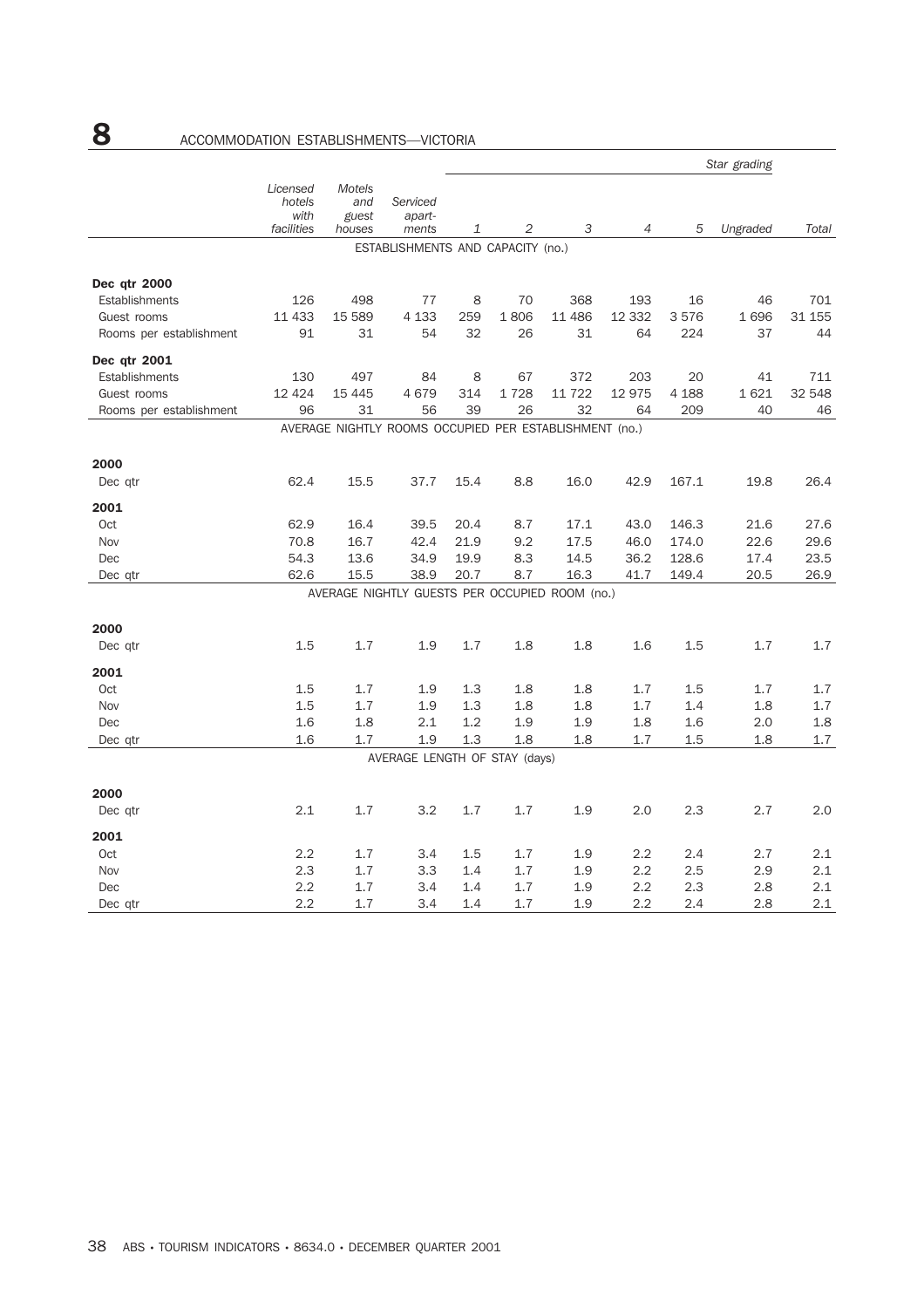# 8 ACCOMMODATION ESTABLISHMENTS—VICTORIA

| | Licensed hotels with facilities | Motels and guest houses | Serviced apart-ments | Star grading | | | | | | |
|---|---|---|---|---|---|---|---|---|---|---|
| | | | | 1 | 2 | 3 | 4 | 5 | Ungraded | Total |
| **ESTABLISHMENTS AND CAPACITY (no.)** | | | | | | | | | | |
| **Dec qtr 2000** | | | | | | | | | | |
| Establishments | 126 | 498 | 77 | 8 | 70 | 368 | 193 | 16 | 46 | 701 |
| Guest rooms | 11 433 | 15 589 | 4 133 | 259 | 1 806 | 11 486 | 12 332 | 3 576 | 1 696 | 31 155 |
| Rooms per establishment | 91 | 31 | 54 | 32 | 26 | 31 | 64 | 224 | 37 | 44 |
| **Dec qtr 2001** | | | | | | | | | | |
| Establishments | 130 | 497 | 84 | 8 | 67 | 372 | 203 | 20 | 41 | 711 |
| Guest rooms | 12 424 | 15 445 | 4 679 | 314 | 1 728 | 11 722 | 12 975 | 4 188 | 1 621 | 32 548 |
| Rooms per establishment | 96 | 31 | 56 | 39 | 26 | 32 | 64 | 209 | 40 | 46 |
| **AVERAGE NIGHTLY ROOMS OCCUPIED PER ESTABLISHMENT (no.)** | | | | | | | | | | |
| **2000** | | | | | | | | | | |
| Dec qtr | 62.4 | 15.5 | 37.7 | 15.4 | 8.8 | 16.0 | 42.9 | 167.1 | 19.8 | 26.4 |
| **2001** | | | | | | | | | | |
| Oct | 62.9 | 16.4 | 39.5 | 20.4 | 8.7 | 17.1 | 43.0 | 146.3 | 21.6 | 27.6 |
| Nov | 70.8 | 16.7 | 42.4 | 21.9 | 9.2 | 17.5 | 46.0 | 174.0 | 22.6 | 29.6 |
| Dec | 54.3 | 13.6 | 34.9 | 19.9 | 8.3 | 14.5 | 36.2 | 128.6 | 17.4 | 23.5 |
| Dec qtr | 62.6 | 15.5 | 38.9 | 20.7 | 8.7 | 16.3 | 41.7 | 149.4 | 20.5 | 26.9 |
| **AVERAGE NIGHTLY GUESTS PER OCCUPIED ROOM (no.)** | | | | | | | | | | |
| **2000** | | | | | | | | | | |
| Dec qtr | 1.5 | 1.7 | 1.9 | 1.7 | 1.8 | 1.8 | 1.6 | 1.5 | 1.7 | 1.7 |
| **2001** | | | | | | | | | | |
| Oct | 1.5 | 1.7 | 1.9 | 1.3 | 1.8 | 1.8 | 1.7 | 1.5 | 1.7 | 1.7 |
| Nov | 1.5 | 1.7 | 1.9 | 1.3 | 1.8 | 1.8 | 1.7 | 1.4 | 1.8 | 1.7 |
| Dec | 1.6 | 1.8 | 2.1 | 1.2 | 1.9 | 1.9 | 1.8 | 1.6 | 2.0 | 1.8 |
| Dec qtr | 1.6 | 1.7 | 1.9 | 1.3 | 1.8 | 1.8 | 1.7 | 1.5 | 1.8 | 1.7 |
| **AVERAGE LENGTH OF STAY (days)** | | | | | | | | | | |
| **2000** | | | | | | | | | | |
| Dec qtr | 2.1 | 1.7 | 3.2 | 1.7 | 1.7 | 1.9 | 2.0 | 2.3 | 2.7 | 2.0 |
| **2001** | | | | | | | | | | |
| Oct | 2.2 | 1.7 | 3.4 | 1.5 | 1.7 | 1.9 | 2.2 | 2.4 | 2.7 | 2.1 |
| Nov | 2.3 | 1.7 | 3.3 | 1.4 | 1.7 | 1.9 | 2.2 | 2.5 | 2.9 | 2.1 |
| Dec | 2.2 | 1.7 | 3.4 | 1.4 | 1.7 | 1.9 | 2.2 | 2.3 | 2.8 | 2.1 |
| Dec qtr | 2.2 | 1.7 | 3.4 | 1.4 | 1.7 | 1.9 | 2.2 | 2.4 | 2.8 | 2.1 |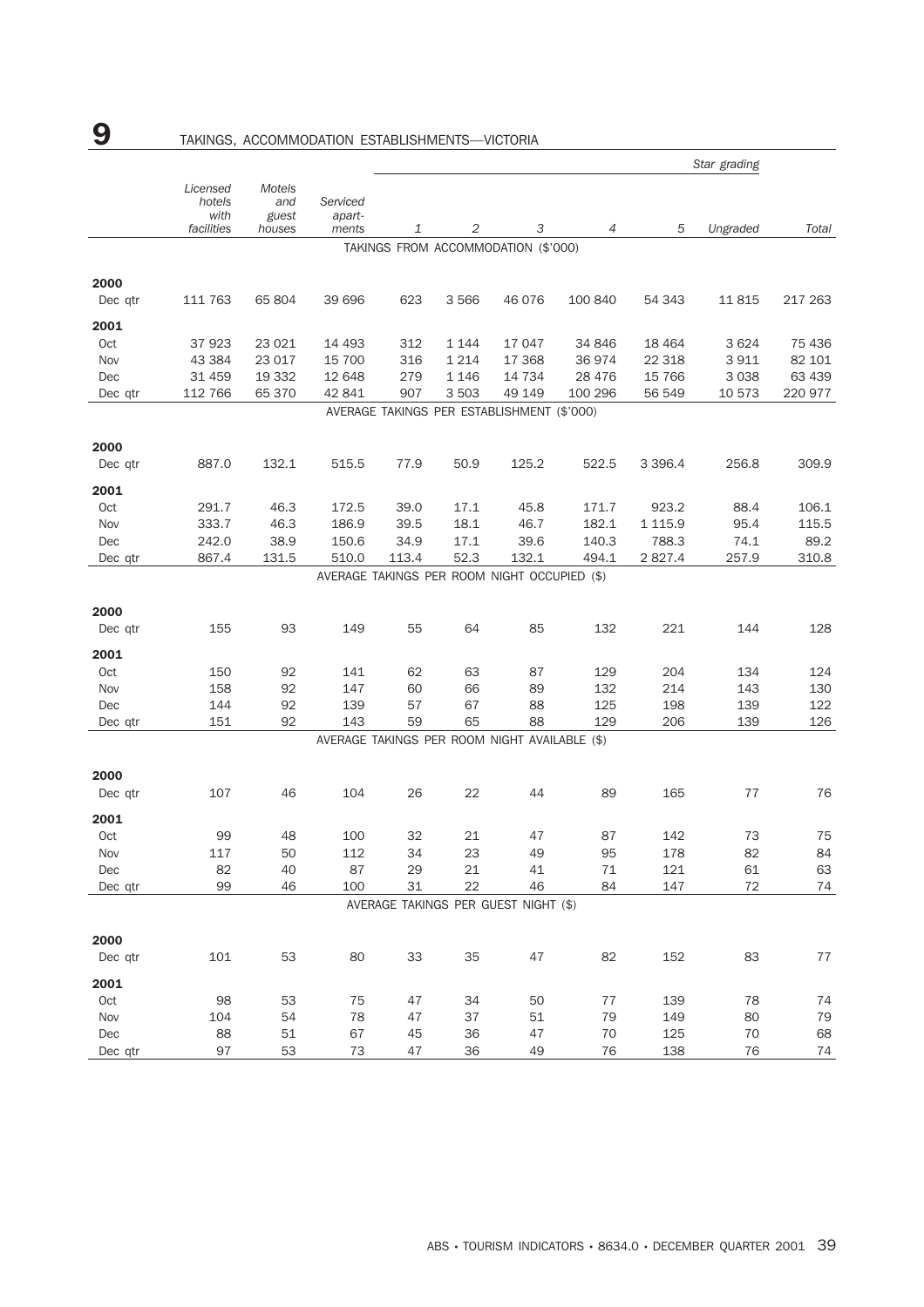# 9 TAKINGS, ACCOMMODATION ESTABLISHMENTS—VICTORIA

| | Licensed hotels with facilities | Motels and guest houses | Serviced apart-ments | Star grading 1 | 2 | 3 | 4 | 5 | Ungraded | Total |
|---|---|---|---|---|---|---|---|---|---|---|
| | | | | TAKINGS FROM ACCOMMODATION ($'000) | | | | | | |
| **2000** | | | | | | | | | | |
| Dec qtr | 111 763 | 65 804 | 39 696 | 623 | 3 566 | 46 076 | 100 840 | 54 343 | 11 815 | 217 263 |
| **2001** | | | | | | | | | | |
| Oct | 37 923 | 23 021 | 14 493 | 312 | 1 144 | 17 047 | 34 846 | 18 464 | 3 624 | 75 436 |
| Nov | 43 384 | 23 017 | 15 700 | 316 | 1 214 | 17 368 | 36 974 | 22 318 | 3 911 | 82 101 |
| Dec | 31 459 | 19 332 | 12 648 | 279 | 1 146 | 14 734 | 28 476 | 15 766 | 3 038 | 63 439 |
| Dec qtr | 112 766 | 65 370 | 42 841 | 907 | 3 503 | 49 149 | 100 296 | 56 549 | 10 573 | 220 977 |
| | | | | AVERAGE TAKINGS PER ESTABLISHMENT ($'000) | | | | | | |
| **2000** | | | | | | | | | | |
| Dec qtr | 887.0 | 132.1 | 515.5 | 77.9 | 50.9 | 125.2 | 522.5 | 3 396.4 | 256.8 | 309.9 |
| **2001** | | | | | | | | | | |
| Oct | 291.7 | 46.3 | 172.5 | 39.0 | 17.1 | 45.8 | 171.7 | 923.2 | 88.4 | 106.1 |
| Nov | 333.7 | 46.3 | 186.9 | 39.5 | 18.1 | 46.7 | 182.1 | 1 115.9 | 95.4 | 115.5 |
| Dec | 242.0 | 38.9 | 150.6 | 34.9 | 17.1 | 39.6 | 140.3 | 788.3 | 74.1 | 89.2 |
| Dec qtr | 867.4 | 131.5 | 510.0 | 113.4 | 52.3 | 132.1 | 494.1 | 2 827.4 | 257.9 | 310.8 |
| | | | | AVERAGE TAKINGS PER ROOM NIGHT OCCUPIED ($) | | | | | | |
| **2000** | | | | | | | | | | |
| Dec qtr | 155 | 93 | 149 | 55 | 64 | 85 | 132 | 221 | 144 | 128 |
| **2001** | | | | | | | | | | |
| Oct | 150 | 92 | 141 | 62 | 63 | 87 | 129 | 204 | 134 | 124 |
| Nov | 158 | 92 | 147 | 60 | 66 | 89 | 132 | 214 | 143 | 130 |
| Dec | 144 | 92 | 139 | 57 | 67 | 88 | 125 | 198 | 139 | 122 |
| Dec qtr | 151 | 92 | 143 | 59 | 65 | 88 | 129 | 206 | 139 | 126 |
| | | | | AVERAGE TAKINGS PER ROOM NIGHT AVAILABLE ($) | | | | | | |
| **2000** | | | | | | | | | | |
| Dec qtr | 107 | 46 | 104 | 26 | 22 | 44 | 89 | 165 | 77 | 76 |
| **2001** | | | | | | | | | | |
| Oct | 99 | 48 | 100 | 32 | 21 | 47 | 87 | 142 | 73 | 75 |
| Nov | 117 | 50 | 112 | 34 | 23 | 49 | 95 | 178 | 82 | 84 |
| Dec | 82 | 40 | 87 | 29 | 21 | 41 | 71 | 121 | 61 | 63 |
| Dec qtr | 99 | 46 | 100 | 31 | 22 | 46 | 84 | 147 | 72 | 74 |
| | | | | AVERAGE TAKINGS PER GUEST NIGHT ($) | | | | | | |
| **2000** | | | | | | | | | | |
| Dec qtr | 101 | 53 | 80 | 33 | 35 | 47 | 82 | 152 | 83 | 77 |
| **2001** | | | | | | | | | | |
| Oct | 98 | 53 | 75 | 47 | 34 | 50 | 77 | 139 | 78 | 74 |
| Nov | 104 | 54 | 78 | 47 | 37 | 51 | 79 | 149 | 80 | 79 |
| Dec | 88 | 51 | 67 | 45 | 36 | 47 | 70 | 125 | 70 | 68 |
| Dec qtr | 97 | 53 | 73 | 47 | 36 | 49 | 76 | 138 | 76 | 74 |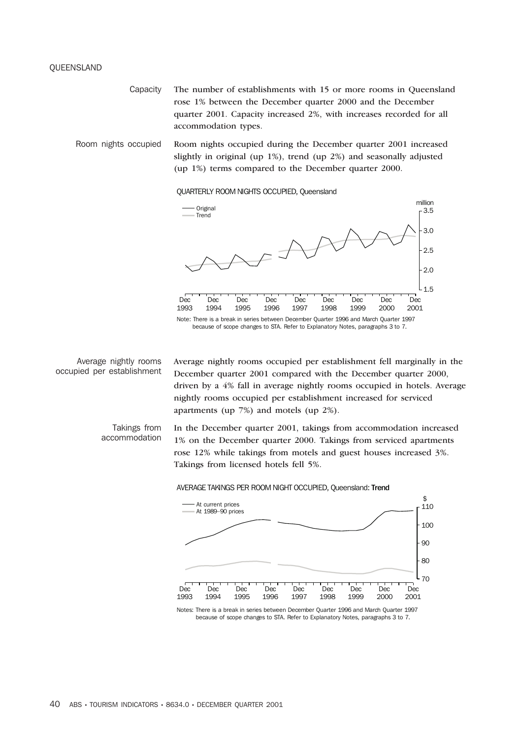# QUEENSLAND

**Capacity**

The number of establishments with 15 or more rooms in Queensland rose 1% between the December quarter 2000 and the December quarter 2001. Capacity increased 2%, with increases recorded for all accommodation types.

**Room nights occupied**

Room nights occupied during the December quarter 2001 increased slightly in original (up 1%), trend (up 2%) and seasonally adjusted (up 1%) terms compared to the December quarter 2000.

QUARTERLY ROOM NIGHTS OCCUPIED, Queensland

Note: There is a break in series between December Quarter 1996 and March Quarter 1997 because of scope changes to STA. Refer to Explanatory Notes, paragraphs 3 to 7.

**Average nightly rooms occupied per establishment**

Average nightly rooms occupied per establishment fell marginally in the December quarter 2001 compared with the December quarter 2000, driven by a 4% fall in average nightly rooms occupied in hotels. Average nightly rooms occupied per establishment increased for serviced apartments (up 7%) and motels (up 2%).

**Takings from accommodation**

In the December quarter 2001, takings from accommodation increased 1% on the December quarter 2000. Takings from serviced apartments rose 12% while takings from motels and guest houses increased 3%. Takings from licensed hotels fell 5%.

AVERAGE TAKINGS PER ROOM NIGHT OCCUPIED, Queensland: **Trend**

Notes: There is a break in series between December Quarter 1996 and March Quarter 1997 because of scope changes to STA. Refer to Explanatory Notes, paragraphs 3 to 7.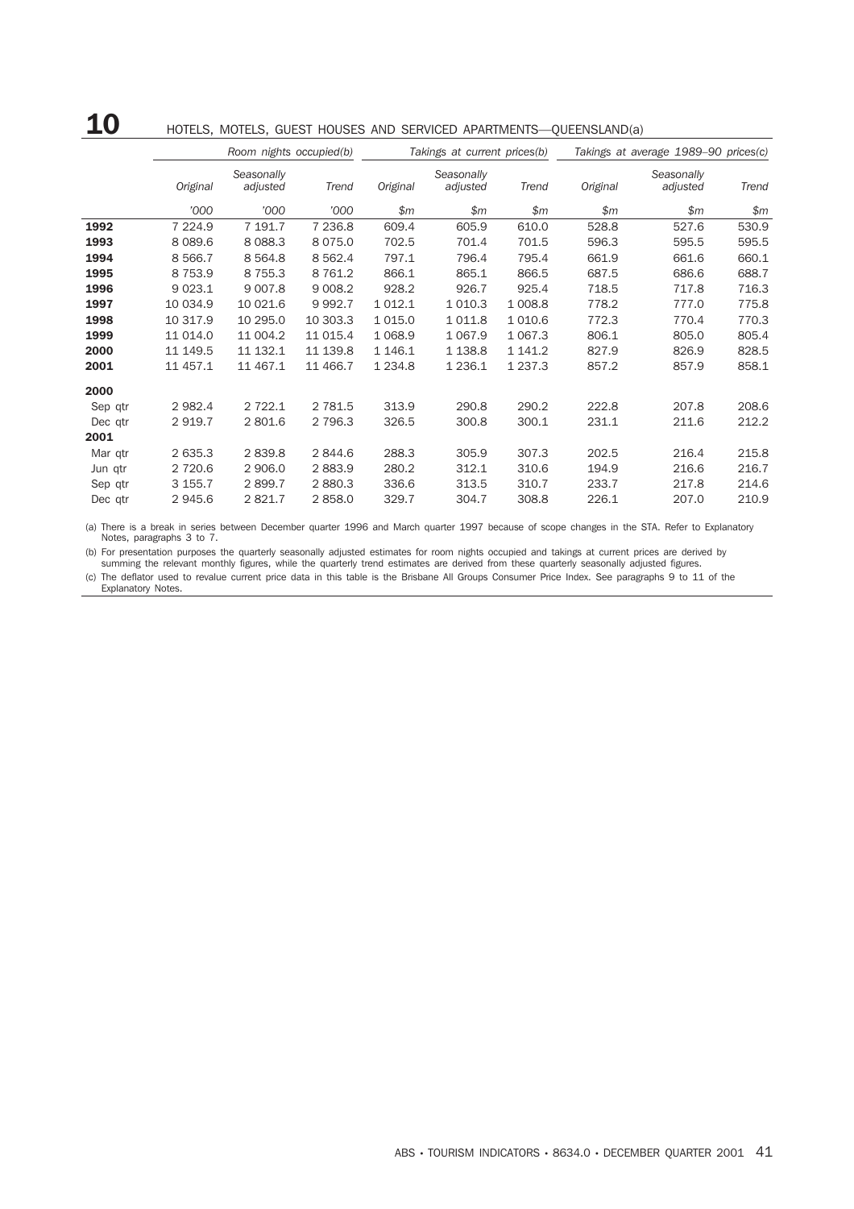## 10 HOTELS, MOTELS, GUEST HOUSES AND SERVICED APARTMENTS—QUEENSLAND(a)

| | Room nights occupied(b) | | | Takings at current prices(b) | | | Takings at average 1989–90 prices(c) | | |
|---|---|---|---|---|---|---|---|---|---|
| | Original | Seasonally adjusted | Trend | Original | Seasonally adjusted | Trend | Original | Seasonally adjusted | Trend |
| | '000 | '000 | '000 | $m | $m | $m | $m | $m | $m |
| **1992** | 7 224.9 | 7 191.7 | 7 236.8 | 609.4 | 605.9 | 610.0 | 528.8 | 527.6 | 530.9 |
| **1993** | 8 089.6 | 8 088.3 | 8 075.0 | 702.5 | 701.4 | 701.5 | 596.3 | 595.5 | 595.5 |
| **1994** | 8 566.7 | 8 564.8 | 8 562.4 | 797.1 | 796.4 | 795.4 | 661.9 | 661.6 | 660.1 |
| **1995** | 8 753.9 | 8 755.3 | 8 761.2 | 866.1 | 865.1 | 866.5 | 687.5 | 686.6 | 688.7 |
| **1996** | 9 023.1 | 9 007.8 | 9 008.2 | 928.2 | 926.7 | 925.4 | 718.5 | 717.8 | 716.3 |
| **1997** | 10 034.9 | 10 021.6 | 9 992.7 | 1 012.1 | 1 010.3 | 1 008.8 | 778.2 | 777.0 | 775.8 |
| **1998** | 10 317.9 | 10 295.0 | 10 303.3 | 1 015.0 | 1 011.8 | 1 010.6 | 772.3 | 770.4 | 770.3 |
| **1999** | 11 014.0 | 11 004.2 | 11 015.4 | 1 068.9 | 1 067.9 | 1 067.3 | 806.1 | 805.0 | 805.4 |
| **2000** | 11 149.5 | 11 132.1 | 11 139.8 | 1 146.1 | 1 138.8 | 1 141.2 | 827.9 | 826.9 | 828.5 |
| **2001** | 11 457.1 | 11 467.1 | 11 466.7 | 1 234.8 | 1 236.1 | 1 237.3 | 857.2 | 857.9 | 858.1 |
| **2000** | | | | | | | | | |
| Sep qtr | 2 982.4 | 2 722.1 | 2 781.5 | 313.9 | 290.8 | 290.2 | 222.8 | 207.8 | 208.6 |
| Dec qtr | 2 919.7 | 2 801.6 | 2 796.3 | 326.5 | 300.8 | 300.1 | 231.1 | 211.6 | 212.2 |
| **2001** | | | | | | | | | |
| Mar qtr | 2 635.3 | 2 839.8 | 2 844.6 | 288.3 | 305.9 | 307.3 | 202.5 | 216.4 | 215.8 |
| Jun qtr | 2 720.6 | 2 906.0 | 2 883.9 | 280.2 | 312.1 | 310.6 | 194.9 | 216.6 | 216.7 |
| Sep qtr | 3 155.7 | 2 899.7 | 2 880.3 | 336.6 | 313.5 | 310.7 | 233.7 | 217.8 | 214.6 |
| Dec qtr | 2 945.6 | 2 821.7 | 2 858.0 | 329.7 | 304.7 | 308.8 | 226.1 | 207.0 | 210.9 |

(a) There is a break in series between December quarter 1996 and March quarter 1997 because of scope changes in the STA. Refer to Explanatory Notes, paragraphs 3 to 7.

(b) For presentation purposes the quarterly seasonally adjusted estimates for room nights occupied and takings at current prices are derived by summing the relevant monthly figures, while the quarterly trend estimates are derived from these quarterly seasonally adjusted figures.

(c) The deflator used to revalue current price data in this table is the Brisbane All Groups Consumer Price Index. See paragraphs 9 to 11 of the Explanatory Notes.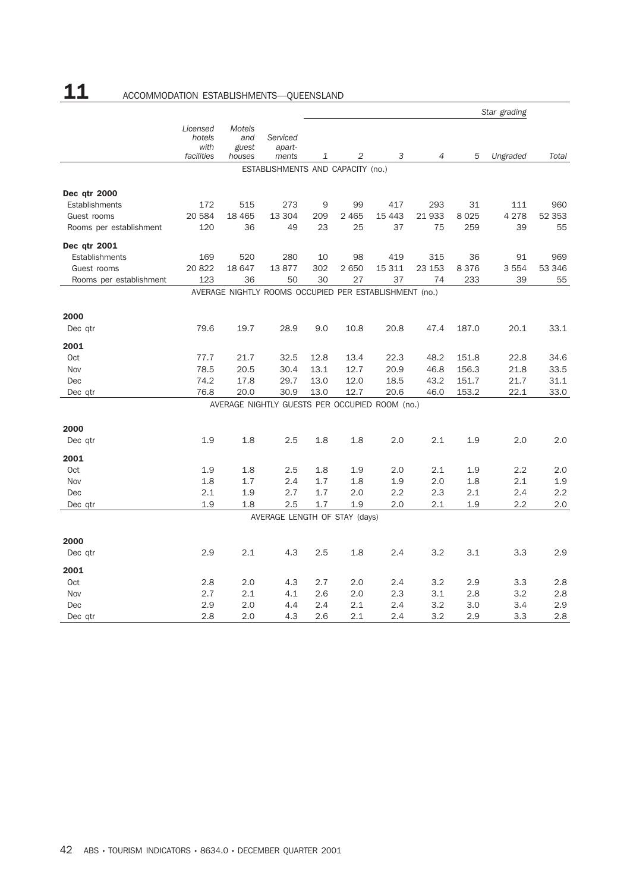# 11 ACCOMMODATION ESTABLISHMENTS—QUEENSLAND

| | Licensed hotels with facilities | Motels and guest houses | Serviced apart-ments | Star grading | | | | | | |
|---|---|---|---|---|---|---|---|---|---|---|
| | | | | 1 | 2 | 3 | 4 | 5 | Ungraded | Total |
| **ESTABLISHMENTS AND CAPACITY (no.)** | | | | | | | | | | |
| **Dec qtr 2000** | | | | | | | | | | |
| Establishments | 172 | 515 | 273 | 9 | 99 | 417 | 293 | 31 | 111 | 960 |
| Guest rooms | 20 584 | 18 465 | 13 304 | 209 | 2 465 | 15 443 | 21 933 | 8 025 | 4 278 | 52 353 |
| Rooms per establishment | 120 | 36 | 49 | 23 | 25 | 37 | 75 | 259 | 39 | 55 |
| **Dec qtr 2001** | | | | | | | | | | |
| Establishments | 169 | 520 | 280 | 10 | 98 | 419 | 315 | 36 | 91 | 969 |
| Guest rooms | 20 822 | 18 647 | 13 877 | 302 | 2 650 | 15 311 | 23 153 | 8 376 | 3 554 | 53 346 |
| Rooms per establishment | 123 | 36 | 50 | 30 | 27 | 37 | 74 | 233 | 39 | 55 |
| **AVERAGE NIGHTLY ROOMS OCCUPIED PER ESTABLISHMENT (no.)** | | | | | | | | | | |
| **2000** | | | | | | | | | | |
| Dec qtr | 79.6 | 19.7 | 28.9 | 9.0 | 10.8 | 20.8 | 47.4 | 187.0 | 20.1 | 33.1 |
| **2001** | | | | | | | | | | |
| Oct | 77.7 | 21.7 | 32.5 | 12.8 | 13.4 | 22.3 | 48.2 | 151.8 | 22.8 | 34.6 |
| Nov | 78.5 | 20.5 | 30.4 | 13.1 | 12.7 | 20.9 | 46.8 | 156.3 | 21.8 | 33.5 |
| Dec | 74.2 | 17.8 | 29.7 | 13.0 | 12.0 | 18.5 | 43.2 | 151.7 | 21.7 | 31.1 |
| Dec qtr | 76.8 | 20.0 | 30.9 | 13.0 | 12.7 | 20.6 | 46.0 | 153.2 | 22.1 | 33.0 |
| **AVERAGE NIGHTLY GUESTS PER OCCUPIED ROOM (no.)** | | | | | | | | | | |
| **2000** | | | | | | | | | | |
| Dec qtr | 1.9 | 1.8 | 2.5 | 1.8 | 1.8 | 2.0 | 2.1 | 1.9 | 2.0 | 2.0 |
| **2001** | | | | | | | | | | |
| Oct | 1.9 | 1.8 | 2.5 | 1.8 | 1.9 | 2.0 | 2.1 | 1.9 | 2.2 | 2.0 |
| Nov | 1.8 | 1.7 | 2.4 | 1.7 | 1.8 | 1.9 | 2.0 | 1.8 | 2.1 | 1.9 |
| Dec | 2.1 | 1.9 | 2.7 | 1.7 | 2.0 | 2.2 | 2.3 | 2.1 | 2.4 | 2.2 |
| Dec qtr | 1.9 | 1.8 | 2.5 | 1.7 | 1.9 | 2.0 | 2.1 | 1.9 | 2.2 | 2.0 |
| **AVERAGE LENGTH OF STAY (days)** | | | | | | | | | | |
| **2000** | | | | | | | | | | |
| Dec qtr | 2.9 | 2.1 | 4.3 | 2.5 | 1.8 | 2.4 | 3.2 | 3.1 | 3.3 | 2.9 |
| **2001** | | | | | | | | | | |
| Oct | 2.8 | 2.0 | 4.3 | 2.7 | 2.0 | 2.4 | 3.2 | 2.9 | 3.3 | 2.8 |
| Nov | 2.7 | 2.1 | 4.1 | 2.6 | 2.0 | 2.3 | 3.1 | 2.8 | 3.2 | 2.8 |
| Dec | 2.9 | 2.0 | 4.4 | 2.4 | 2.1 | 2.4 | 3.2 | 3.0 | 3.4 | 2.9 |
| Dec qtr | 2.8 | 2.0 | 4.3 | 2.6 | 2.1 | 2.4 | 3.2 | 2.9 | 3.3 | 2.8 |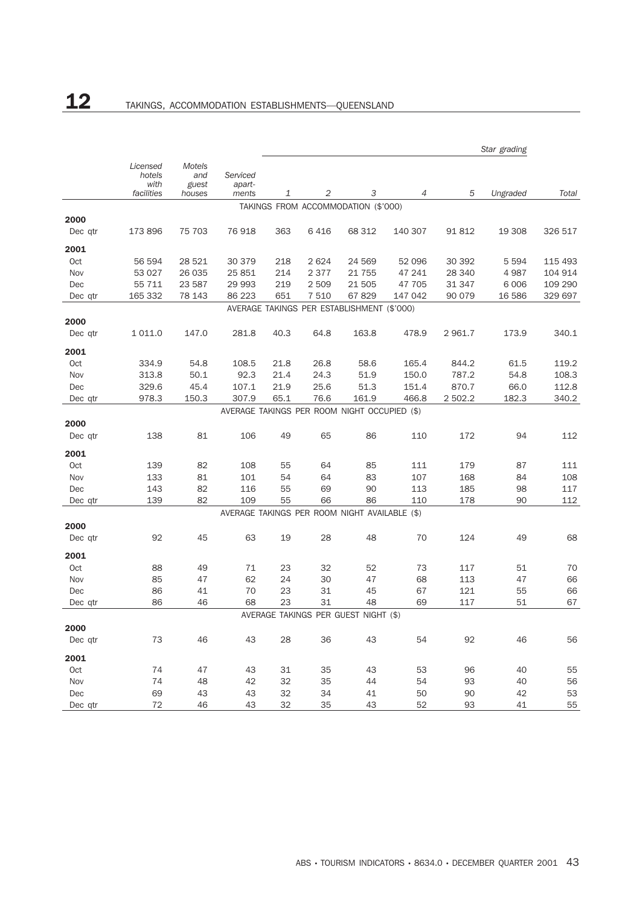# 12 TAKINGS, ACCOMMODATION ESTABLISHMENTS—QUEENSLAND

| | Licensed hotels with facilities | Motels and guest houses | Serviced apart-ments | Star grading 1 | 2 | 3 | 4 | 5 | Ungraded | Total |
|---|---|---|---|---|---|---|---|---|---|---|
| | | | | TAKINGS FROM ACCOMMODATION ($'000) | | | | | | |
| **2000** | | | | | | | | | | |
| Dec qtr | 173 896 | 75 703 | 76 918 | 363 | 6 416 | 68 312 | 140 307 | 91 812 | 19 308 | 326 517 |
| **2001** | | | | | | | | | | |
| Oct | 56 594 | 28 521 | 30 379 | 218 | 2 624 | 24 569 | 52 096 | 30 392 | 5 594 | 115 493 |
| Nov | 53 027 | 26 035 | 25 851 | 214 | 2 377 | 21 755 | 47 241 | 28 340 | 4 987 | 104 914 |
| Dec | 55 711 | 23 587 | 29 993 | 219 | 2 509 | 21 505 | 47 705 | 31 347 | 6 006 | 109 290 |
| Dec qtr | 165 332 | 78 143 | 86 223 | 651 | 7 510 | 67 829 | 147 042 | 90 079 | 16 586 | 329 697 |
| | | | | AVERAGE TAKINGS PER ESTABLISHMENT ($'000) | | | | | | |
| **2000** | | | | | | | | | | |
| Dec qtr | 1 011.0 | 147.0 | 281.8 | 40.3 | 64.8 | 163.8 | 478.9 | 2 961.7 | 173.9 | 340.1 |
| **2001** | | | | | | | | | | |
| Oct | 334.9 | 54.8 | 108.5 | 21.8 | 26.8 | 58.6 | 165.4 | 844.2 | 61.5 | 119.2 |
| Nov | 313.8 | 50.1 | 92.3 | 21.4 | 24.3 | 51.9 | 150.0 | 787.2 | 54.8 | 108.3 |
| Dec | 329.6 | 45.4 | 107.1 | 21.9 | 25.6 | 51.3 | 151.4 | 870.7 | 66.0 | 112.8 |
| Dec qtr | 978.3 | 150.3 | 307.9 | 65.1 | 76.6 | 161.9 | 466.8 | 2 502.2 | 182.3 | 340.2 |
| | | | | AVERAGE TAKINGS PER ROOM NIGHT OCCUPIED ($) | | | | | | |
| **2000** | | | | | | | | | | |
| Dec qtr | 138 | 81 | 106 | 49 | 65 | 86 | 110 | 172 | 94 | 112 |
| **2001** | | | | | | | | | | |
| Oct | 139 | 82 | 108 | 55 | 64 | 85 | 111 | 179 | 87 | 111 |
| Nov | 133 | 81 | 101 | 54 | 64 | 83 | 107 | 168 | 84 | 108 |
| Dec | 143 | 82 | 116 | 55 | 69 | 90 | 113 | 185 | 98 | 117 |
| Dec qtr | 139 | 82 | 109 | 55 | 66 | 86 | 110 | 178 | 90 | 112 |
| | | | | AVERAGE TAKINGS PER ROOM NIGHT AVAILABLE ($) | | | | | | |
| **2000** | | | | | | | | | | |
| Dec qtr | 92 | 45 | 63 | 19 | 28 | 48 | 70 | 124 | 49 | 68 |
| **2001** | | | | | | | | | | |
| Oct | 88 | 49 | 71 | 23 | 32 | 52 | 73 | 117 | 51 | 70 |
| Nov | 85 | 47 | 62 | 24 | 30 | 47 | 68 | 113 | 47 | 66 |
| Dec | 86 | 41 | 70 | 23 | 31 | 45 | 67 | 121 | 55 | 66 |
| Dec qtr | 86 | 46 | 68 | 23 | 31 | 48 | 69 | 117 | 51 | 67 |
| | | | | AVERAGE TAKINGS PER GUEST NIGHT ($) | | | | | | |
| **2000** | | | | | | | | | | |
| Dec qtr | 73 | 46 | 43 | 28 | 36 | 43 | 54 | 92 | 46 | 56 |
| **2001** | | | | | | | | | | |
| Oct | 74 | 47 | 43 | 31 | 35 | 43 | 53 | 96 | 40 | 55 |
| Nov | 74 | 48 | 42 | 32 | 35 | 44 | 54 | 93 | 40 | 56 |
| Dec | 69 | 43 | 43 | 32 | 34 | 41 | 50 | 90 | 42 | 53 |
| Dec qtr | 72 | 46 | 43 | 32 | 35 | 43 | 52 | 93 | 41 | 55 |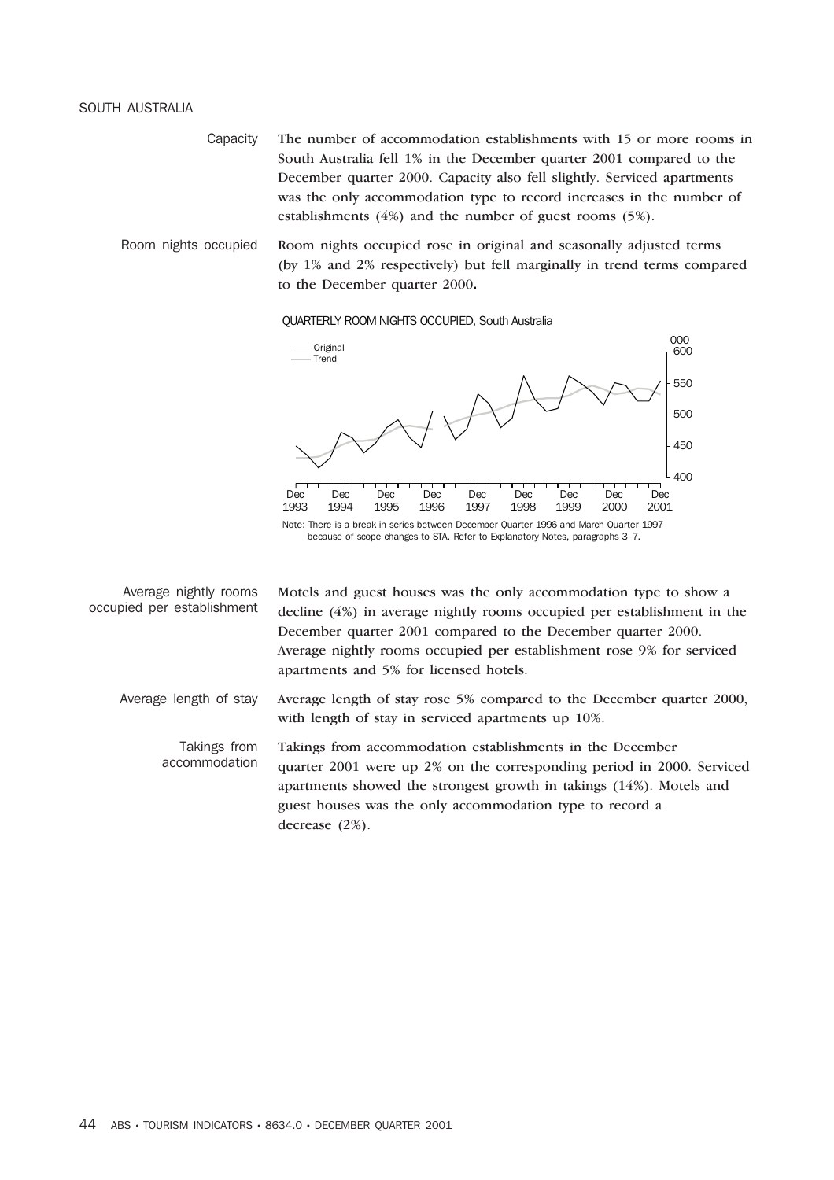## SOUTH AUSTRALIA

**Capacity**

The number of accommodation establishments with 15 or more rooms in South Australia fell 1% in the December quarter 2001 compared to the December quarter 2000. Capacity also fell slightly. Serviced apartments was the only accommodation type to record increases in the number of establishments (4%) and the number of guest rooms (5%).

**Room nights occupied**

Room nights occupied rose in original and seasonally adjusted terms (by 1% and 2% respectively) but fell marginally in trend terms compared to the December quarter 2000.

QUARTERLY ROOM NIGHTS OCCUPIED, South Australia

Note: There is a break in series between December Quarter 1996 and March Quarter 1997 because of scope changes to STA. Refer to Explanatory Notes, paragraphs 3–7.

**Average nightly rooms occupied per establishment**

Motels and guest houses was the only accommodation type to show a decline (4%) in average nightly rooms occupied per establishment in the December quarter 2001 compared to the December quarter 2000. Average nightly rooms occupied per establishment rose 9% for serviced apartments and 5% for licensed hotels.

**Average length of stay**

Average length of stay rose 5% compared to the December quarter 2000, with length of stay in serviced apartments up 10%.

**Takings from accommodation**

Takings from accommodation establishments in the December quarter 2001 were up 2% on the corresponding period in 2000. Serviced apartments showed the strongest growth in takings (14%). Motels and guest houses was the only accommodation type to record a decrease (2%).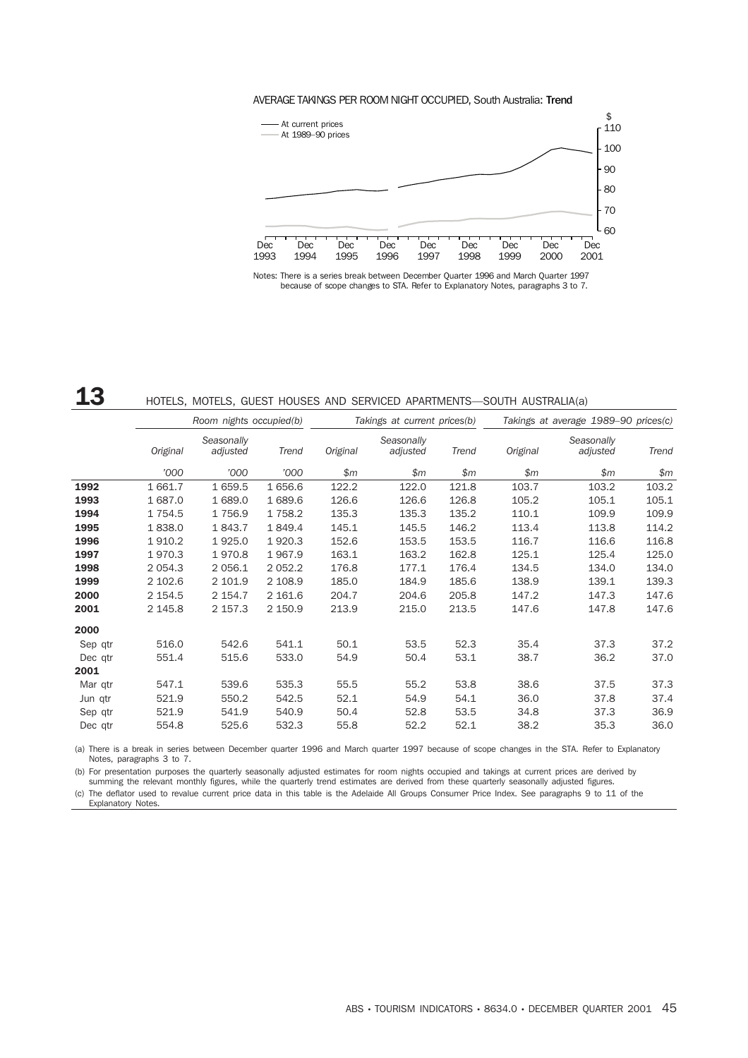AVERAGE TAKINGS PER ROOM NIGHT OCCUPIED, South Australia: **Trend**

Notes: There is a series break between December Quarter 1996 and March Quarter 1997 because of scope changes to STA. Refer to Explanatory Notes, paragraphs 3 to 7.

## 13 HOTELS, MOTELS, GUEST HOUSES AND SERVICED APARTMENTS—SOUTH AUSTRALIA(a)

| | *Room nights occupied(b)* | | | *Takings at current prices(b)* | | | *Takings at average 1989–90 prices(c)* | | |
|---|---|---|---|---|---|---|---|---|---|
| | *Original* | *Seasonally adjusted* | *Trend* | *Original* | *Seasonally adjusted* | *Trend* | *Original* | *Seasonally adjusted* | *Trend* |
| | *'000* | *'000* | *'000* | *$m* | *$m* | *$m* | *$m* | *$m* | *$m* |
| **1992** | 1 661.7 | 1 659.5 | 1 656.6 | 122.2 | 122.0 | 121.8 | 103.7 | 103.2 | 103.2 |
| **1993** | 1 687.0 | 1 689.0 | 1 689.6 | 126.6 | 126.6 | 126.8 | 105.2 | 105.1 | 105.1 |
| **1994** | 1 754.5 | 1 756.9 | 1 758.2 | 135.3 | 135.3 | 135.2 | 110.1 | 109.9 | 109.9 |
| **1995** | 1 838.0 | 1 843.7 | 1 849.4 | 145.1 | 145.5 | 146.2 | 113.4 | 113.8 | 114.2 |
| **1996** | 1 910.2 | 1 925.0 | 1 920.3 | 152.6 | 153.5 | 153.5 | 116.7 | 116.6 | 116.8 |
| **1997** | 1 970.3 | 1 970.8 | 1 967.9 | 163.1 | 163.2 | 162.8 | 125.1 | 125.4 | 125.0 |
| **1998** | 2 054.3 | 2 056.1 | 2 052.2 | 176.8 | 177.1 | 176.4 | 134.5 | 134.0 | 134.0 |
| **1999** | 2 102.6 | 2 101.9 | 2 108.9 | 185.0 | 184.9 | 185.6 | 138.9 | 139.1 | 139.3 |
| **2000** | 2 154.5 | 2 154.7 | 2 161.6 | 204.7 | 204.6 | 205.8 | 147.2 | 147.3 | 147.6 |
| **2001** | 2 145.8 | 2 157.3 | 2 150.9 | 213.9 | 215.0 | 213.5 | 147.6 | 147.8 | 147.6 |
| **2000** | | | | | | | | | |
| Sep qtr | 516.0 | 542.6 | 541.1 | 50.1 | 53.5 | 52.3 | 35.4 | 37.3 | 37.2 |
| Dec qtr | 551.4 | 515.6 | 533.0 | 54.9 | 50.4 | 53.1 | 38.7 | 36.2 | 37.0 |
| **2001** | | | | | | | | | |
| Mar qtr | 547.1 | 539.6 | 535.3 | 55.5 | 55.2 | 53.8 | 38.6 | 37.5 | 37.3 |
| Jun qtr | 521.9 | 550.2 | 542.5 | 52.1 | 54.9 | 54.1 | 36.0 | 37.8 | 37.4 |
| Sep qtr | 521.9 | 541.9 | 540.9 | 50.4 | 52.8 | 53.5 | 34.8 | 37.3 | 36.9 |
| Dec qtr | 554.8 | 525.6 | 532.3 | 55.8 | 52.2 | 52.1 | 38.2 | 35.3 | 36.0 |

(a) There is a break in series between December quarter 1996 and March quarter 1997 because of scope changes in the STA. Refer to Explanatory Notes, paragraphs 3 to 7.

(b) For presentation purposes the quarterly seasonally adjusted estimates for room nights occupied and takings at current prices are derived by summing the relevant monthly figures, while the quarterly trend estimates are derived from these quarterly seasonally adjusted figures.

(c) The deflator used to revalue current price data in this table is the Adelaide All Groups Consumer Price Index. See paragraphs 9 to 11 of the Explanatory Notes.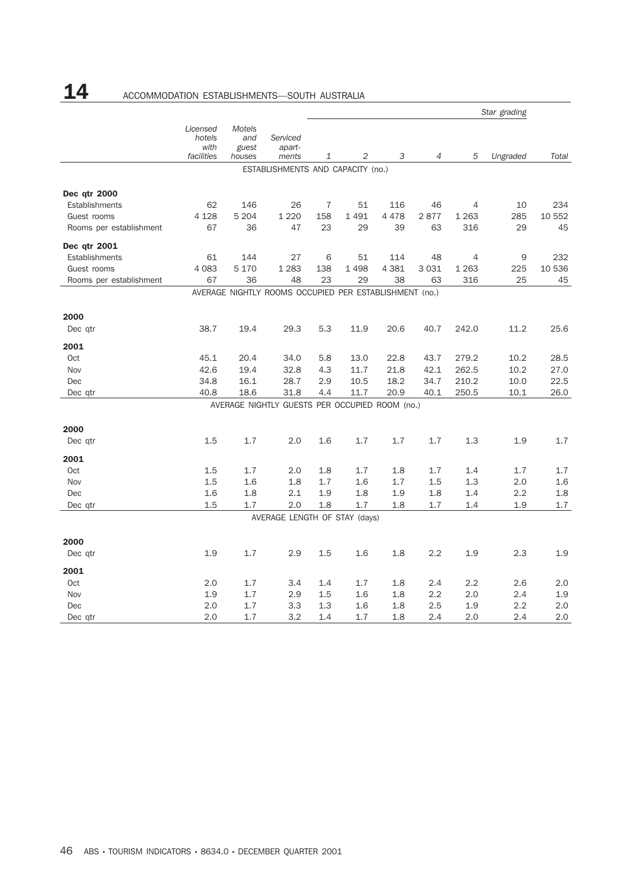# 14 ACCOMMODATION ESTABLISHMENTS—SOUTH AUSTRALIA

| | Licensed hotels with facilities | Motels and guest houses | Serviced apart-ments | Star grading | | | | | | |
|---|---|---|---|---|---|---|---|---|---|---|
| | | | | 1 | 2 | 3 | 4 | 5 | Ungraded | Total |
| **ESTABLISHMENTS AND CAPACITY (no.)** | | | | | | | | | | |
| **Dec qtr 2000** | | | | | | | | | | |
| Establishments | 62 | 146 | 26 | 7 | 51 | 116 | 46 | 4 | 10 | 234 |
| Guest rooms | 4 128 | 5 204 | 1 220 | 158 | 1 491 | 4 478 | 2 877 | 1 263 | 285 | 10 552 |
| Rooms per establishment | 67 | 36 | 47 | 23 | 29 | 39 | 63 | 316 | 29 | 45 |
| **Dec qtr 2001** | | | | | | | | | | |
| Establishments | 61 | 144 | 27 | 6 | 51 | 114 | 48 | 4 | 9 | 232 |
| Guest rooms | 4 083 | 5 170 | 1 283 | 138 | 1 498 | 4 381 | 3 031 | 1 263 | 225 | 10 536 |
| Rooms per establishment | 67 | 36 | 48 | 23 | 29 | 38 | 63 | 316 | 25 | 45 |
| **AVERAGE NIGHTLY ROOMS OCCUPIED PER ESTABLISHMENT (no.)** | | | | | | | | | | |
| **2000** | | | | | | | | | | |
| Dec qtr | 38.7 | 19.4 | 29.3 | 5.3 | 11.9 | 20.6 | 40.7 | 242.0 | 11.2 | 25.6 |
| **2001** | | | | | | | | | | |
| Oct | 45.1 | 20.4 | 34.0 | 5.8 | 13.0 | 22.8 | 43.7 | 279.2 | 10.2 | 28.5 |
| Nov | 42.6 | 19.4 | 32.8 | 4.3 | 11.7 | 21.8 | 42.1 | 262.5 | 10.2 | 27.0 |
| Dec | 34.8 | 16.1 | 28.7 | 2.9 | 10.5 | 18.2 | 34.7 | 210.2 | 10.0 | 22.5 |
| Dec qtr | 40.8 | 18.6 | 31.8 | 4.4 | 11.7 | 20.9 | 40.1 | 250.5 | 10.1 | 26.0 |
| **AVERAGE NIGHTLY GUESTS PER OCCUPIED ROOM (no.)** | | | | | | | | | | |
| **2000** | | | | | | | | | | |
| Dec qtr | 1.5 | 1.7 | 2.0 | 1.6 | 1.7 | 1.7 | 1.7 | 1.3 | 1.9 | 1.7 |
| **2001** | | | | | | | | | | |
| Oct | 1.5 | 1.7 | 2.0 | 1.8 | 1.7 | 1.8 | 1.7 | 1.4 | 1.7 | 1.7 |
| Nov | 1.5 | 1.6 | 1.8 | 1.7 | 1.6 | 1.7 | 1.5 | 1.3 | 2.0 | 1.6 |
| Dec | 1.6 | 1.8 | 2.1 | 1.9 | 1.8 | 1.9 | 1.8 | 1.4 | 2.2 | 1.8 |
| Dec qtr | 1.5 | 1.7 | 2.0 | 1.8 | 1.7 | 1.8 | 1.7 | 1.4 | 1.9 | 1.7 |
| **AVERAGE LENGTH OF STAY (days)** | | | | | | | | | | |
| **2000** | | | | | | | | | | |
| Dec qtr | 1.9 | 1.7 | 2.9 | 1.5 | 1.6 | 1.8 | 2.2 | 1.9 | 2.3 | 1.9 |
| **2001** | | | | | | | | | | |
| Oct | 2.0 | 1.7 | 3.4 | 1.4 | 1.7 | 1.8 | 2.4 | 2.2 | 2.6 | 2.0 |
| Nov | 1.9 | 1.7 | 2.9 | 1.5 | 1.6 | 1.8 | 2.2 | 2.0 | 2.4 | 1.9 |
| Dec | 2.0 | 1.7 | 3.3 | 1.3 | 1.6 | 1.8 | 2.5 | 1.9 | 2.2 | 2.0 |
| Dec qtr | 2.0 | 1.7 | 3.2 | 1.4 | 1.7 | 1.8 | 2.4 | 2.0 | 2.4 | 2.0 |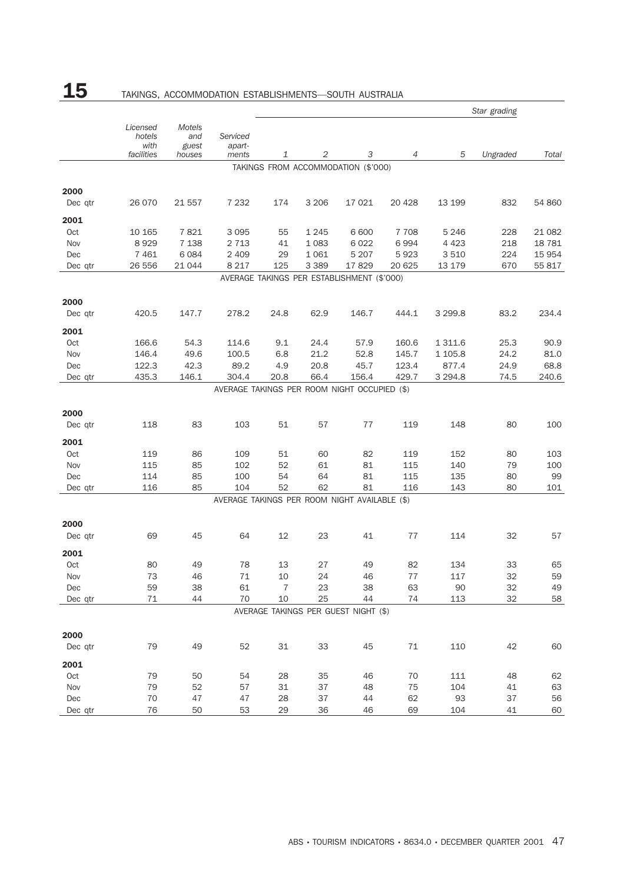# 15 TAKINGS, ACCOMMODATION ESTABLISHMENTS—SOUTH AUSTRALIA

| | Licensed hotels with facilities | Motels and guest houses | Serviced apart-ments | Star grading | | | | | | |
|---|---|---|---|---|---|---|---|---|---|---|
| | | | | 1 | 2 | 3 | 4 | 5 | Ungraded | Total |
| | | | | TAKINGS FROM ACCOMMODATION ($'000) | | | | | | |
| **2000** | | | | | | | | | | |
| Dec qtr | 26 070 | 21 557 | 7 232 | 174 | 3 206 | 17 021 | 20 428 | 13 199 | 832 | 54 860 |
| **2001** | | | | | | | | | | |
| Oct | 10 165 | 7 821 | 3 095 | 55 | 1 245 | 6 600 | 7 708 | 5 246 | 228 | 21 082 |
| Nov | 8 929 | 7 138 | 2 713 | 41 | 1 083 | 6 022 | 6 994 | 4 423 | 218 | 18 781 |
| Dec | 7 461 | 6 084 | 2 409 | 29 | 1 061 | 5 207 | 5 923 | 3 510 | 224 | 15 954 |
| Dec qtr | 26 556 | 21 044 | 8 217 | 125 | 3 389 | 17 829 | 20 625 | 13 179 | 670 | 55 817 |
| | | | | AVERAGE TAKINGS PER ESTABLISHMENT ($'000) | | | | | | |
| **2000** | | | | | | | | | | |
| Dec qtr | 420.5 | 147.7 | 278.2 | 24.8 | 62.9 | 146.7 | 444.1 | 3 299.8 | 83.2 | 234.4 |
| **2001** | | | | | | | | | | |
| Oct | 166.6 | 54.3 | 114.6 | 9.1 | 24.4 | 57.9 | 160.6 | 1 311.6 | 25.3 | 90.9 |
| Nov | 146.4 | 49.6 | 100.5 | 6.8 | 21.2 | 52.8 | 145.7 | 1 105.8 | 24.2 | 81.0 |
| Dec | 122.3 | 42.3 | 89.2 | 4.9 | 20.8 | 45.7 | 123.4 | 877.4 | 24.9 | 68.8 |
| Dec qtr | 435.3 | 146.1 | 304.4 | 20.8 | 66.4 | 156.4 | 429.7 | 3 294.8 | 74.5 | 240.6 |
| | | | | AVERAGE TAKINGS PER ROOM NIGHT OCCUPIED ($) | | | | | | |
| **2000** | | | | | | | | | | |
| Dec qtr | 118 | 83 | 103 | 51 | 57 | 77 | 119 | 148 | 80 | 100 |
| **2001** | | | | | | | | | | |
| Oct | 119 | 86 | 109 | 51 | 60 | 82 | 119 | 152 | 80 | 103 |
| Nov | 115 | 85 | 102 | 52 | 61 | 81 | 115 | 140 | 79 | 100 |
| Dec | 114 | 85 | 100 | 54 | 64 | 81 | 115 | 135 | 80 | 99 |
| Dec qtr | 116 | 85 | 104 | 52 | 62 | 81 | 116 | 143 | 80 | 101 |
| | | | | AVERAGE TAKINGS PER ROOM NIGHT AVAILABLE ($) | | | | | | |
| **2000** | | | | | | | | | | |
| Dec qtr | 69 | 45 | 64 | 12 | 23 | 41 | 77 | 114 | 32 | 57 |
| **2001** | | | | | | | | | | |
| Oct | 80 | 49 | 78 | 13 | 27 | 49 | 82 | 134 | 33 | 65 |
| Nov | 73 | 46 | 71 | 10 | 24 | 46 | 77 | 117 | 32 | 59 |
| Dec | 59 | 38 | 61 | 7 | 23 | 38 | 63 | 90 | 32 | 49 |
| Dec qtr | 71 | 44 | 70 | 10 | 25 | 44 | 74 | 113 | 32 | 58 |
| | | | | AVERAGE TAKINGS PER GUEST NIGHT ($) | | | | | | |
| **2000** | | | | | | | | | | |
| Dec qtr | 79 | 49 | 52 | 31 | 33 | 45 | 71 | 110 | 42 | 60 |
| **2001** | | | | | | | | | | |
| Oct | 79 | 50 | 54 | 28 | 35 | 46 | 70 | 111 | 48 | 62 |
| Nov | 79 | 52 | 57 | 31 | 37 | 48 | 75 | 104 | 41 | 63 |
| Dec | 70 | 47 | 47 | 28 | 37 | 44 | 62 | 93 | 37 | 56 |
| Dec qtr | 76 | 50 | 53 | 29 | 36 | 46 | 69 | 104 | 41 | 60 |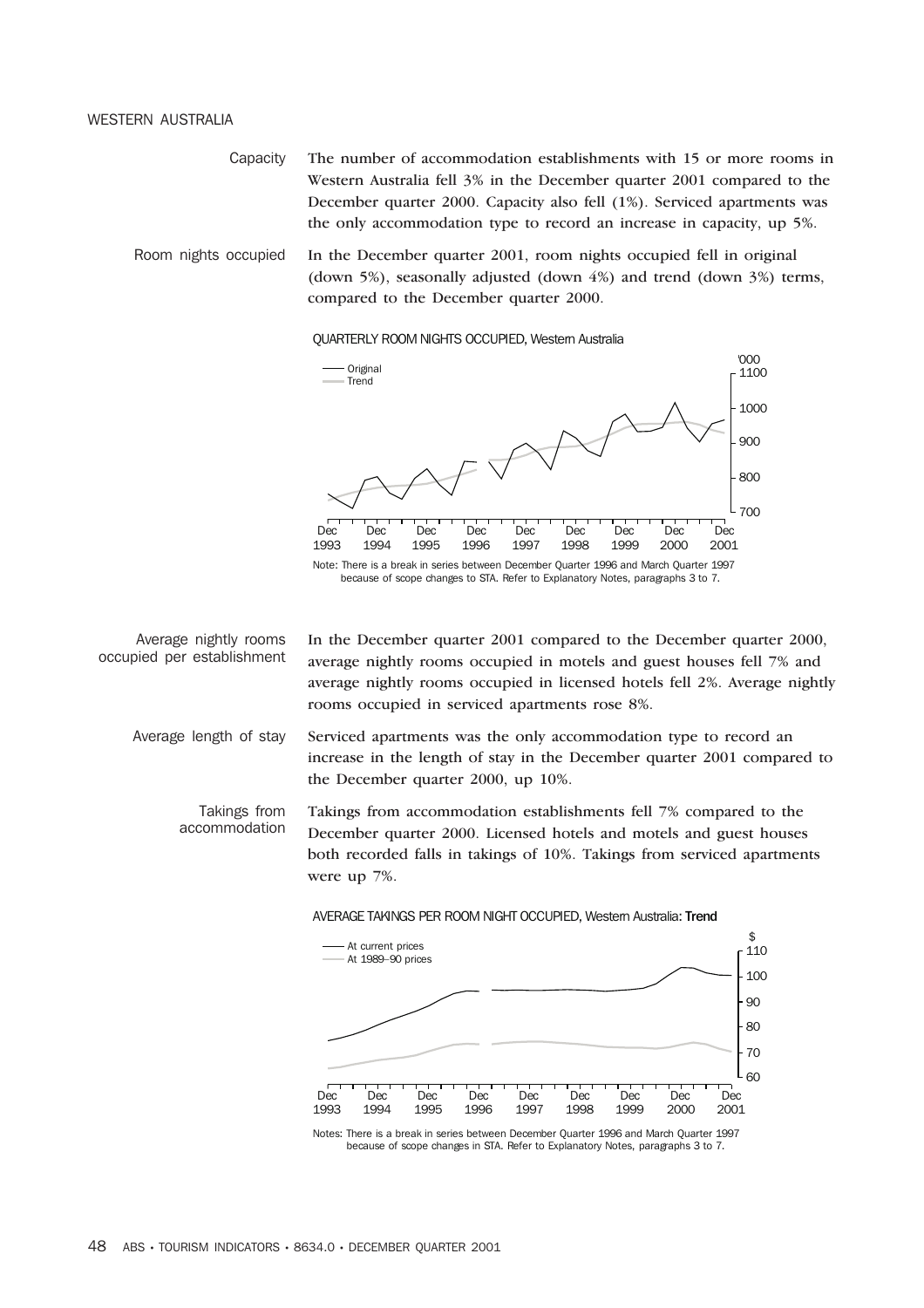## WESTERN AUSTRALIA

**Capacity**

The number of accommodation establishments with 15 or more rooms in Western Australia fell 3% in the December quarter 2001 compared to the December quarter 2000. Capacity also fell (1%). Serviced apartments was the only accommodation type to record an increase in capacity, up 5%.

**Room nights occupied**

In the December quarter 2001, room nights occupied fell in original (down 5%), seasonally adjusted (down 4%) and trend (down 3%) terms, compared to the December quarter 2000.

QUARTERLY ROOM NIGHTS OCCUPIED, Western Australia

Note: There is a break in series between December Quarter 1996 and March Quarter 1997 because of scope changes to STA. Refer to Explanatory Notes, paragraphs 3 to 7.

**Average nightly rooms occupied per establishment**

In the December quarter 2001 compared to the December quarter 2000, average nightly rooms occupied in motels and guest houses fell 7% and average nightly rooms occupied in licensed hotels fell 2%. Average nightly rooms occupied in serviced apartments rose 8%.

**Average length of stay**

Serviced apartments was the only accommodation type to record an increase in the length of stay in the December quarter 2001 compared to the December quarter 2000, up 10%.

**Takings from accommodation**

Takings from accommodation establishments fell 7% compared to the December quarter 2000. Licensed hotels and motels and guest houses both recorded falls in takings of 10%. Takings from serviced apartments were up 7%.

AVERAGE TAKINGS PER ROOM NIGHT OCCUPIED, Western Australia: **Trend**

Notes: There is a break in series between December Quarter 1996 and March Quarter 1997 because of scope changes in STA. Refer to Explanatory Notes, paragraphs 3 to 7.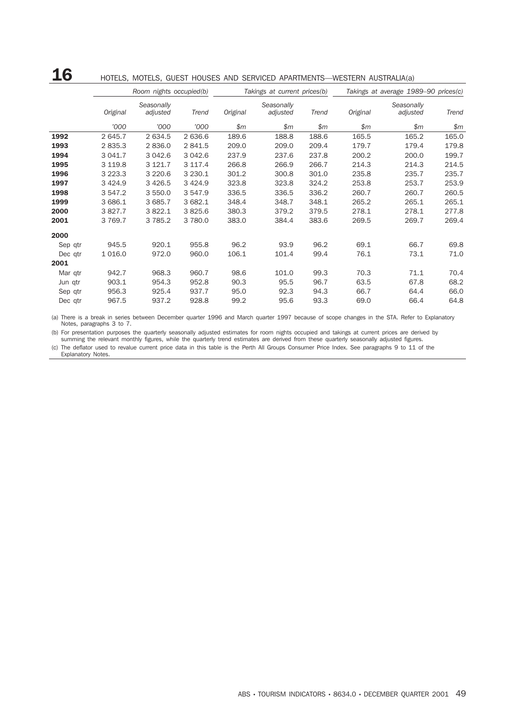## 16 HOTELS, MOTELS, GUEST HOUSES AND SERVICED APARTMENTS—WESTERN AUSTRALIA(a)

| | Room nights occupied(b) | | | Takings at current prices(b) | | | Takings at average 1989–90 prices(c) | | |
|---|---|---|---|---|---|---|---|---|---|
| | *Original* | *Seasonally adjusted* | *Trend* | *Original* | *Seasonally adjusted* | *Trend* | *Original* | *Seasonally adjusted* | *Trend* |
| | *'000* | *'000* | *'000* | *$m* | *$m* | *$m* | *$m* | *$m* | *$m* |
| **1992** | 2 645.7 | 2 634.5 | 2 636.6 | 189.6 | 188.8 | 188.6 | 165.5 | 165.2 | 165.0 |
| **1993** | 2 835.3 | 2 836.0 | 2 841.5 | 209.0 | 209.0 | 209.4 | 179.7 | 179.4 | 179.8 |
| **1994** | 3 041.7 | 3 042.6 | 3 042.6 | 237.9 | 237.6 | 237.8 | 200.2 | 200.0 | 199.7 |
| **1995** | 3 119.8 | 3 121.7 | 3 117.4 | 266.8 | 266.9 | 266.7 | 214.3 | 214.3 | 214.5 |
| **1996** | 3 223.3 | 3 220.6 | 3 230.1 | 301.2 | 300.8 | 301.0 | 235.8 | 235.7 | 235.7 |
| **1997** | 3 424.9 | 3 426.5 | 3 424.9 | 323.8 | 323.8 | 324.2 | 253.8 | 253.7 | 253.9 |
| **1998** | 3 547.2 | 3 550.0 | 3 547.9 | 336.5 | 336.5 | 336.2 | 260.7 | 260.7 | 260.5 |
| **1999** | 3 686.1 | 3 685.7 | 3 682.1 | 348.4 | 348.7 | 348.1 | 265.2 | 265.1 | 265.1 |
| **2000** | 3 827.7 | 3 822.1 | 3 825.6 | 380.3 | 379.2 | 379.5 | 278.1 | 278.1 | 277.8 |
| **2001** | 3 769.7 | 3 785.2 | 3 780.0 | 383.0 | 384.4 | 383.6 | 269.5 | 269.7 | 269.4 |
| **2000** | | | | | | | | | |
| Sep qtr | 945.5 | 920.1 | 955.8 | 96.2 | 93.9 | 96.2 | 69.1 | 66.7 | 69.8 |
| Dec qtr | 1 016.0 | 972.0 | 960.0 | 106.1 | 101.4 | 99.4 | 76.1 | 73.1 | 71.0 |
| **2001** | | | | | | | | | |
| Mar qtr | 942.7 | 968.3 | 960.7 | 98.6 | 101.0 | 99.3 | 70.3 | 71.1 | 70.4 |
| Jun qtr | 903.1 | 954.3 | 952.8 | 90.3 | 95.5 | 96.7 | 63.5 | 67.8 | 68.2 |
| Sep qtr | 956.3 | 925.4 | 937.7 | 95.0 | 92.3 | 94.3 | 66.7 | 64.4 | 66.0 |
| Dec qtr | 967.5 | 937.2 | 928.8 | 99.2 | 95.6 | 93.3 | 69.0 | 66.4 | 64.8 |

(a) There is a break in series between December quarter 1996 and March quarter 1997 because of scope changes in the STA. Refer to Explanatory Notes, paragraphs 3 to 7.

(b) For presentation purposes the quarterly seasonally adjusted estimates for room nights occupied and takings at current prices are derived by summing the relevant monthly figures, while the quarterly trend estimates are derived from these quarterly seasonally adjusted figures.

(c) The deflator used to revalue current price data in this table is the Perth All Groups Consumer Price Index. See paragraphs 9 to 11 of the Explanatory Notes.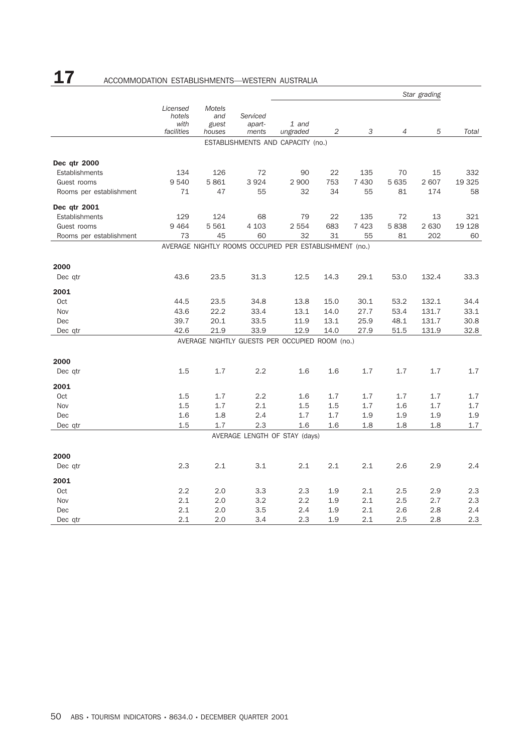# 17 ACCOMMODATION ESTABLISHMENTS—WESTERN AUSTRALIA

| | Licensed hotels with facilities | Motels and guest houses | Serviced apart-ments | Star grading | | | | | |
|---|---|---|---|---|---|---|---|---|---|
| | | | | 1 and ungraded | 2 | 3 | 4 | 5 | Total |
| **ESTABLISHMENTS AND CAPACITY (no.)** | | | | | | | | | |
| **Dec qtr 2000** | | | | | | | | | |
| Establishments | 134 | 126 | 72 | 90 | 22 | 135 | 70 | 15 | 332 |
| Guest rooms | 9 540 | 5 861 | 3 924 | 2 900 | 753 | 7 430 | 5 635 | 2 607 | 19 325 |
| Rooms per establishment | 71 | 47 | 55 | 32 | 34 | 55 | 81 | 174 | 58 |
| **Dec qtr 2001** | | | | | | | | | |
| Establishments | 129 | 124 | 68 | 79 | 22 | 135 | 72 | 13 | 321 |
| Guest rooms | 9 464 | 5 561 | 4 103 | 2 554 | 683 | 7 423 | 5 838 | 2 630 | 19 128 |
| Rooms per establishment | 73 | 45 | 60 | 32 | 31 | 55 | 81 | 202 | 60 |
| **AVERAGE NIGHTLY ROOMS OCCUPIED PER ESTABLISHMENT (no.)** | | | | | | | | | |
| **2000** | | | | | | | | | |
| Dec qtr | 43.6 | 23.5 | 31.3 | 12.5 | 14.3 | 29.1 | 53.0 | 132.4 | 33.3 |
| **2001** | | | | | | | | | |
| Oct | 44.5 | 23.5 | 34.8 | 13.8 | 15.0 | 30.1 | 53.2 | 132.1 | 34.4 |
| Nov | 43.6 | 22.2 | 33.4 | 13.1 | 14.0 | 27.7 | 53.4 | 131.7 | 33.1 |
| Dec | 39.7 | 20.1 | 33.5 | 11.9 | 13.1 | 25.9 | 48.1 | 131.7 | 30.8 |
| Dec qtr | 42.6 | 21.9 | 33.9 | 12.9 | 14.0 | 27.9 | 51.5 | 131.9 | 32.8 |
| **AVERAGE NIGHTLY GUESTS PER OCCUPIED ROOM (no.)** | | | | | | | | | |
| **2000** | | | | | | | | | |
| Dec qtr | 1.5 | 1.7 | 2.2 | 1.6 | 1.6 | 1.7 | 1.7 | 1.7 | 1.7 |
| **2001** | | | | | | | | | |
| Oct | 1.5 | 1.7 | 2.2 | 1.6 | 1.7 | 1.7 | 1.7 | 1.7 | 1.7 |
| Nov | 1.5 | 1.7 | 2.1 | 1.5 | 1.5 | 1.7 | 1.6 | 1.7 | 1.7 |
| Dec | 1.6 | 1.8 | 2.4 | 1.7 | 1.7 | 1.9 | 1.9 | 1.9 | 1.9 |
| Dec qtr | 1.5 | 1.7 | 2.3 | 1.6 | 1.6 | 1.8 | 1.8 | 1.8 | 1.7 |
| **AVERAGE LENGTH OF STAY (days)** | | | | | | | | | |
| **2000** | | | | | | | | | |
| Dec qtr | 2.3 | 2.1 | 3.1 | 2.1 | 2.1 | 2.1 | 2.6 | 2.9 | 2.4 |
| **2001** | | | | | | | | | |
| Oct | 2.2 | 2.0 | 3.3 | 2.3 | 1.9 | 2.1 | 2.5 | 2.9 | 2.3 |
| Nov | 2.1 | 2.0 | 3.2 | 2.2 | 1.9 | 2.1 | 2.5 | 2.7 | 2.3 |
| Dec | 2.1 | 2.0 | 3.5 | 2.4 | 1.9 | 2.1 | 2.6 | 2.8 | 2.4 |
| Dec qtr | 2.1 | 2.0 | 3.4 | 2.3 | 1.9 | 2.1 | 2.5 | 2.8 | 2.3 |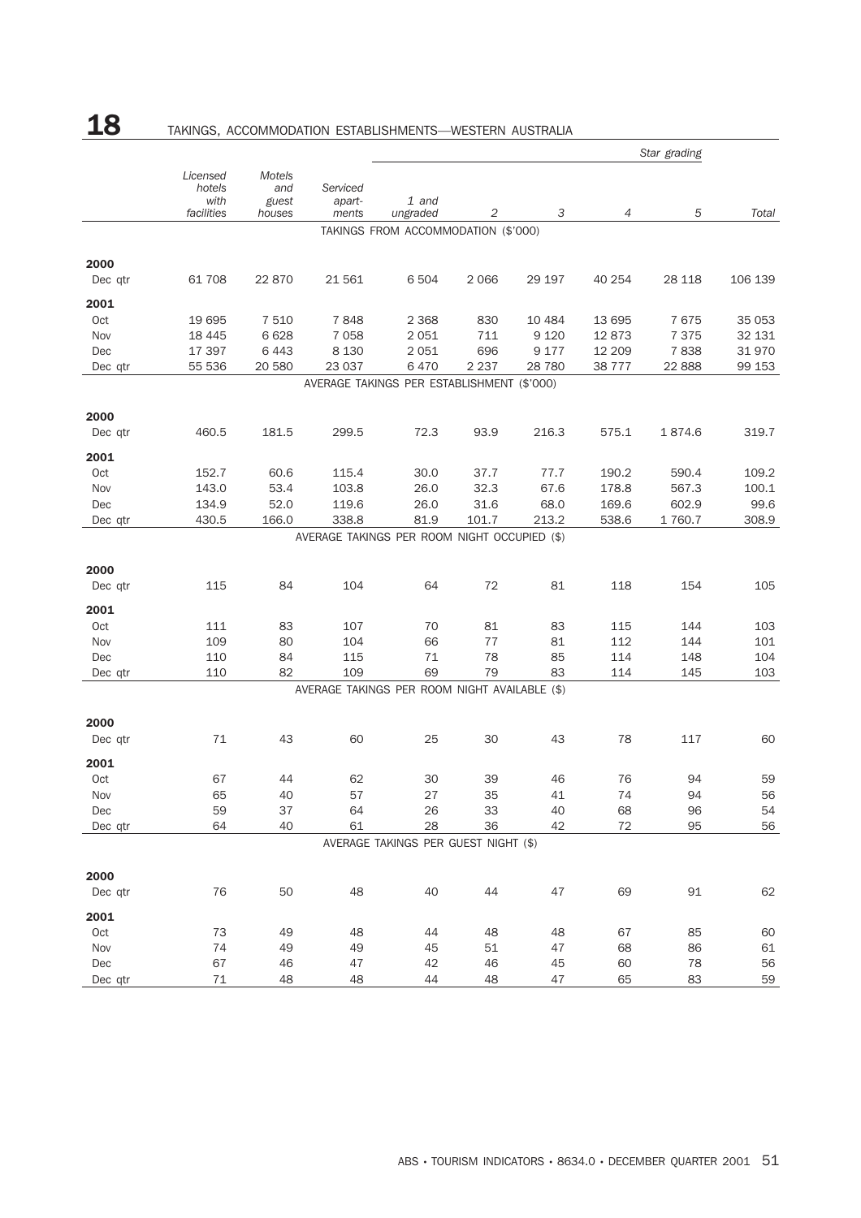# 18 TAKINGS, ACCOMMODATION ESTABLISHMENTS—WESTERN AUSTRALIA

| | Licensed hotels with facilities | Motels and guest houses | Serviced apart-ments | Star grading | | | | | |
|---|---|---|---|---|---|---|---|---|---|
| | | | | 1 and ungraded | 2 | 3 | 4 | 5 | Total |
| **TAKINGS FROM ACCOMMODATION ($'000)** | | | | | | | | | |
| **2000** | | | | | | | | | |
| Dec qtr | 61 708 | 22 870 | 21 561 | 6 504 | 2 066 | 29 197 | 40 254 | 28 118 | 106 139 |
| **2001** | | | | | | | | | |
| Oct | 19 695 | 7 510 | 7 848 | 2 368 | 830 | 10 484 | 13 695 | 7 675 | 35 053 |
| Nov | 18 445 | 6 628 | 7 058 | 2 051 | 711 | 9 120 | 12 873 | 7 375 | 32 131 |
| Dec | 17 397 | 6 443 | 8 130 | 2 051 | 696 | 9 177 | 12 209 | 7 838 | 31 970 |
| Dec qtr | 55 536 | 20 580 | 23 037 | 6 470 | 2 237 | 28 780 | 38 777 | 22 888 | 99 153 |
| **AVERAGE TAKINGS PER ESTABLISHMENT ($'000)** | | | | | | | | | |
| **2000** | | | | | | | | | |
| Dec qtr | 460.5 | 181.5 | 299.5 | 72.3 | 93.9 | 216.3 | 575.1 | 1 874.6 | 319.7 |
| **2001** | | | | | | | | | |
| Oct | 152.7 | 60.6 | 115.4 | 30.0 | 37.7 | 77.7 | 190.2 | 590.4 | 109.2 |
| Nov | 143.0 | 53.4 | 103.8 | 26.0 | 32.3 | 67.6 | 178.8 | 567.3 | 100.1 |
| Dec | 134.9 | 52.0 | 119.6 | 26.0 | 31.6 | 68.0 | 169.6 | 602.9 | 99.6 |
| Dec qtr | 430.5 | 166.0 | 338.8 | 81.9 | 101.7 | 213.2 | 538.6 | 1 760.7 | 308.9 |
| **AVERAGE TAKINGS PER ROOM NIGHT OCCUPIED ($)** | | | | | | | | | |
| **2000** | | | | | | | | | |
| Dec qtr | 115 | 84 | 104 | 64 | 72 | 81 | 118 | 154 | 105 |
| **2001** | | | | | | | | | |
| Oct | 111 | 83 | 107 | 70 | 81 | 83 | 115 | 144 | 103 |
| Nov | 109 | 80 | 104 | 66 | 77 | 81 | 112 | 144 | 101 |
| Dec | 110 | 84 | 115 | 71 | 78 | 85 | 114 | 148 | 104 |
| Dec qtr | 110 | 82 | 109 | 69 | 79 | 83 | 114 | 145 | 103 |
| **AVERAGE TAKINGS PER ROOM NIGHT AVAILABLE ($)** | | | | | | | | | |
| **2000** | | | | | | | | | |
| Dec qtr | 71 | 43 | 60 | 25 | 30 | 43 | 78 | 117 | 60 |
| **2001** | | | | | | | | | |
| Oct | 67 | 44 | 62 | 30 | 39 | 46 | 76 | 94 | 59 |
| Nov | 65 | 40 | 57 | 27 | 35 | 41 | 74 | 94 | 56 |
| Dec | 59 | 37 | 64 | 26 | 33 | 40 | 68 | 96 | 54 |
| Dec qtr | 64 | 40 | 61 | 28 | 36 | 42 | 72 | 95 | 56 |
| **AVERAGE TAKINGS PER GUEST NIGHT ($)** | | | | | | | | | |
| **2000** | | | | | | | | | |
| Dec qtr | 76 | 50 | 48 | 40 | 44 | 47 | 69 | 91 | 62 |
| **2001** | | | | | | | | | |
| Oct | 73 | 49 | 48 | 44 | 48 | 48 | 67 | 85 | 60 |
| Nov | 74 | 49 | 49 | 45 | 51 | 47 | 68 | 86 | 61 |
| Dec | 67 | 46 | 47 | 42 | 46 | 45 | 60 | 78 | 56 |
| Dec qtr | 71 | 48 | 48 | 44 | 48 | 47 | 65 | 83 | 59 |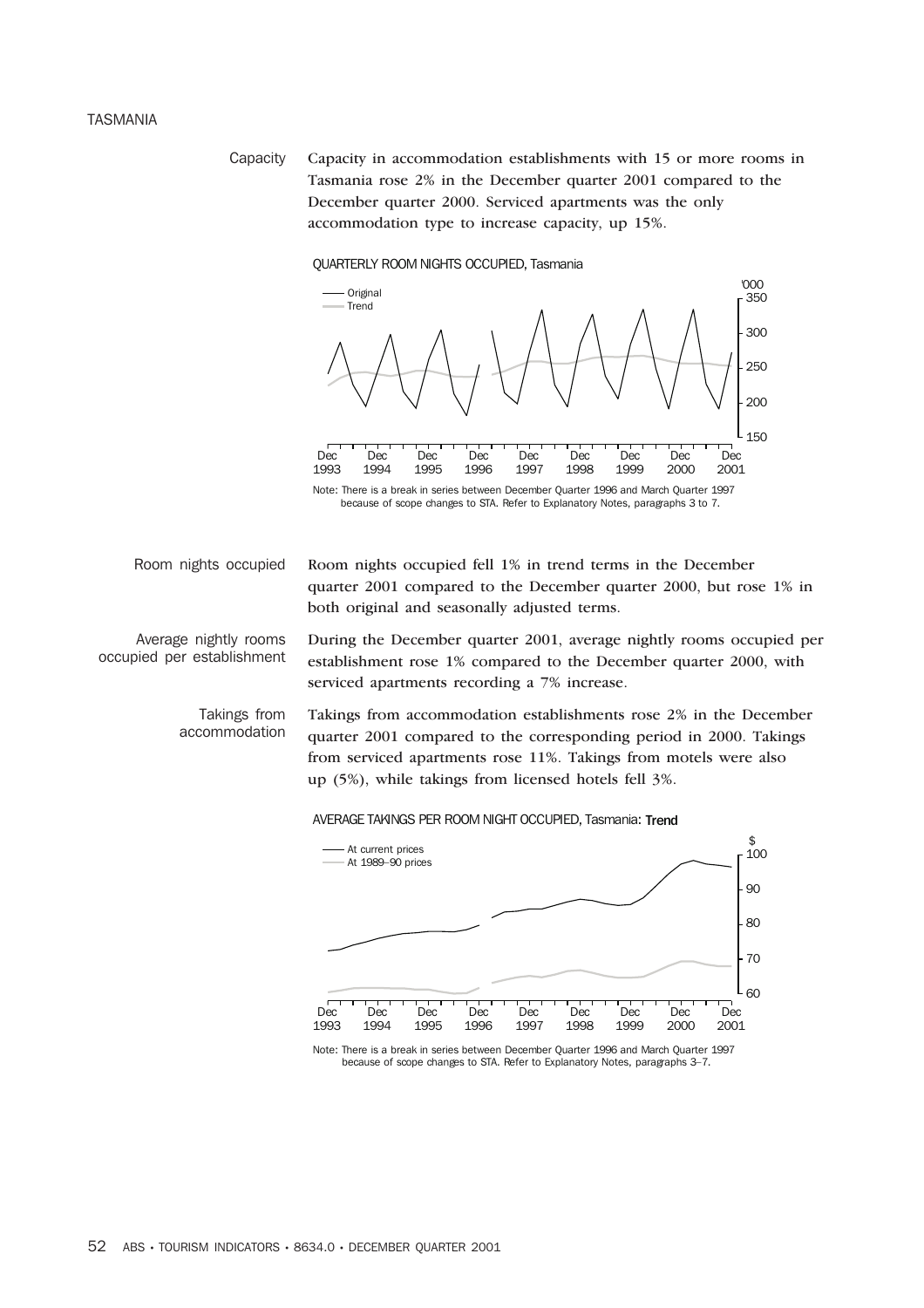## TASMANIA

**Capacity**

Capacity in accommodation establishments with 15 or more rooms in Tasmania rose 2% in the December quarter 2001 compared to the December quarter 2000. Serviced apartments was the only accommodation type to increase capacity, up 15%.

QUARTERLY ROOM NIGHTS OCCUPIED, Tasmania

Note: There is a break in series between December Quarter 1996 and March Quarter 1997 because of scope changes to STA. Refer to Explanatory Notes, paragraphs 3 to 7.

**Room nights occupied**

Room nights occupied fell 1% in trend terms in the December quarter 2001 compared to the December quarter 2000, but rose 1% in both original and seasonally adjusted terms.

**Average nightly rooms occupied per establishment**

During the December quarter 2001, average nightly rooms occupied per establishment rose 1% compared to the December quarter 2000, with serviced apartments recording a 7% increase.

**Takings from accommodation**

Takings from accommodation establishments rose 2% in the December quarter 2001 compared to the corresponding period in 2000. Takings from serviced apartments rose 11%. Takings from motels were also up (5%), while takings from licensed hotels fell 3%.

AVERAGE TAKINGS PER ROOM NIGHT OCCUPIED, Tasmania: Trend

Note: There is a break in series between December Quarter 1996 and March Quarter 1997 because of scope changes to STA. Refer to Explanatory Notes, paragraphs 3–7.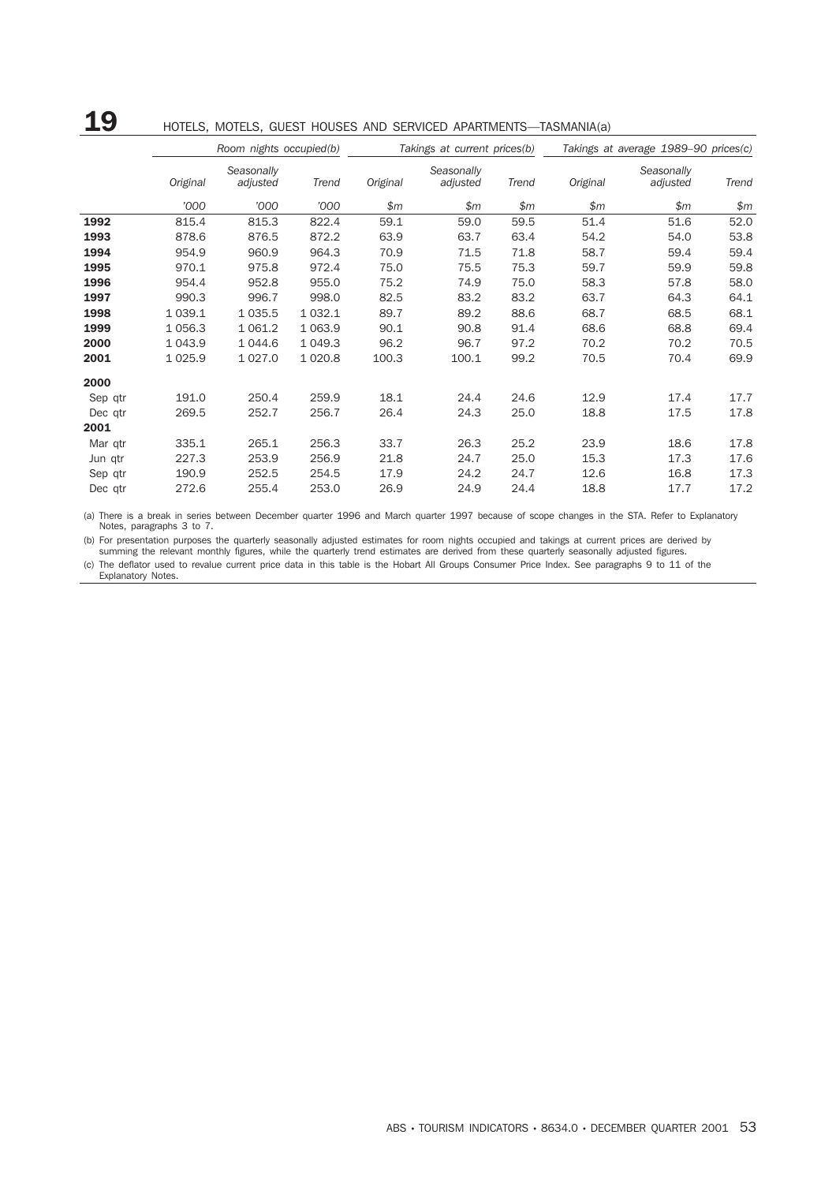# 19 HOTELS, MOTELS, GUEST HOUSES AND SERVICED APARTMENTS—TASMANIA(a)

| | *Room nights occupied(b)* | | | *Takings at current prices(b)* | | | *Takings at average 1989–90 prices(c)* | | |
|---|---|---|---|---|---|---|---|---|---|
| | *Original* | *Seasonally adjusted* | *Trend* | *Original* | *Seasonally adjusted* | *Trend* | *Original* | *Seasonally adjusted* | *Trend* |
| | *'000* | *'000* | *'000* | *$m* | *$m* | *$m* | *$m* | *$m* | *$m* |
| **1992** | 815.4 | 815.3 | 822.4 | 59.1 | 59.0 | 59.5 | 51.4 | 51.6 | 52.0 |
| **1993** | 878.6 | 876.5 | 872.2 | 63.9 | 63.7 | 63.4 | 54.2 | 54.0 | 53.8 |
| **1994** | 954.9 | 960.9 | 964.3 | 70.9 | 71.5 | 71.8 | 58.7 | 59.4 | 59.4 |
| **1995** | 970.1 | 975.8 | 972.4 | 75.0 | 75.5 | 75.3 | 59.7 | 59.9 | 59.8 |
| **1996** | 954.4 | 952.8 | 955.0 | 75.2 | 74.9 | 75.0 | 58.3 | 57.8 | 58.0 |
| **1997** | 990.3 | 996.7 | 998.0 | 82.5 | 83.2 | 83.2 | 63.7 | 64.3 | 64.1 |
| **1998** | 1 039.1 | 1 035.5 | 1 032.1 | 89.7 | 89.2 | 88.6 | 68.7 | 68.5 | 68.1 |
| **1999** | 1 056.3 | 1 061.2 | 1 063.9 | 90.1 | 90.8 | 91.4 | 68.6 | 68.8 | 69.4 |
| **2000** | 1 043.9 | 1 044.6 | 1 049.3 | 96.2 | 96.7 | 97.2 | 70.2 | 70.2 | 70.5 |
| **2001** | 1 025.9 | 1 027.0 | 1 020.8 | 100.3 | 100.1 | 99.2 | 70.5 | 70.4 | 69.9 |
| **2000** | | | | | | | | | |
| Sep qtr | 191.0 | 250.4 | 259.9 | 18.1 | 24.4 | 24.6 | 12.9 | 17.4 | 17.7 |
| Dec qtr | 269.5 | 252.7 | 256.7 | 26.4 | 24.3 | 25.0 | 18.8 | 17.5 | 17.8 |
| **2001** | | | | | | | | | |
| Mar qtr | 335.1 | 265.1 | 256.3 | 33.7 | 26.3 | 25.2 | 23.9 | 18.6 | 17.8 |
| Jun qtr | 227.3 | 253.9 | 256.9 | 21.8 | 24.7 | 25.0 | 15.3 | 17.3 | 17.6 |
| Sep qtr | 190.9 | 252.5 | 254.5 | 17.9 | 24.2 | 24.7 | 12.6 | 16.8 | 17.3 |
| Dec qtr | 272.6 | 255.4 | 253.0 | 26.9 | 24.9 | 24.4 | 18.8 | 17.7 | 17.2 |

(a) There is a break in series between December quarter 1996 and March quarter 1997 because of scope changes in the STA. Refer to Explanatory Notes, paragraphs 3 to 7.

(b) For presentation purposes the quarterly seasonally adjusted estimates for room nights occupied and takings at current prices are derived by summing the relevant monthly figures, while the quarterly trend estimates are derived from these quarterly seasonally adjusted figures.

(c) The deflator used to revalue current price data in this table is the Hobart All Groups Consumer Price Index. See paragraphs 9 to 11 of the Explanatory Notes.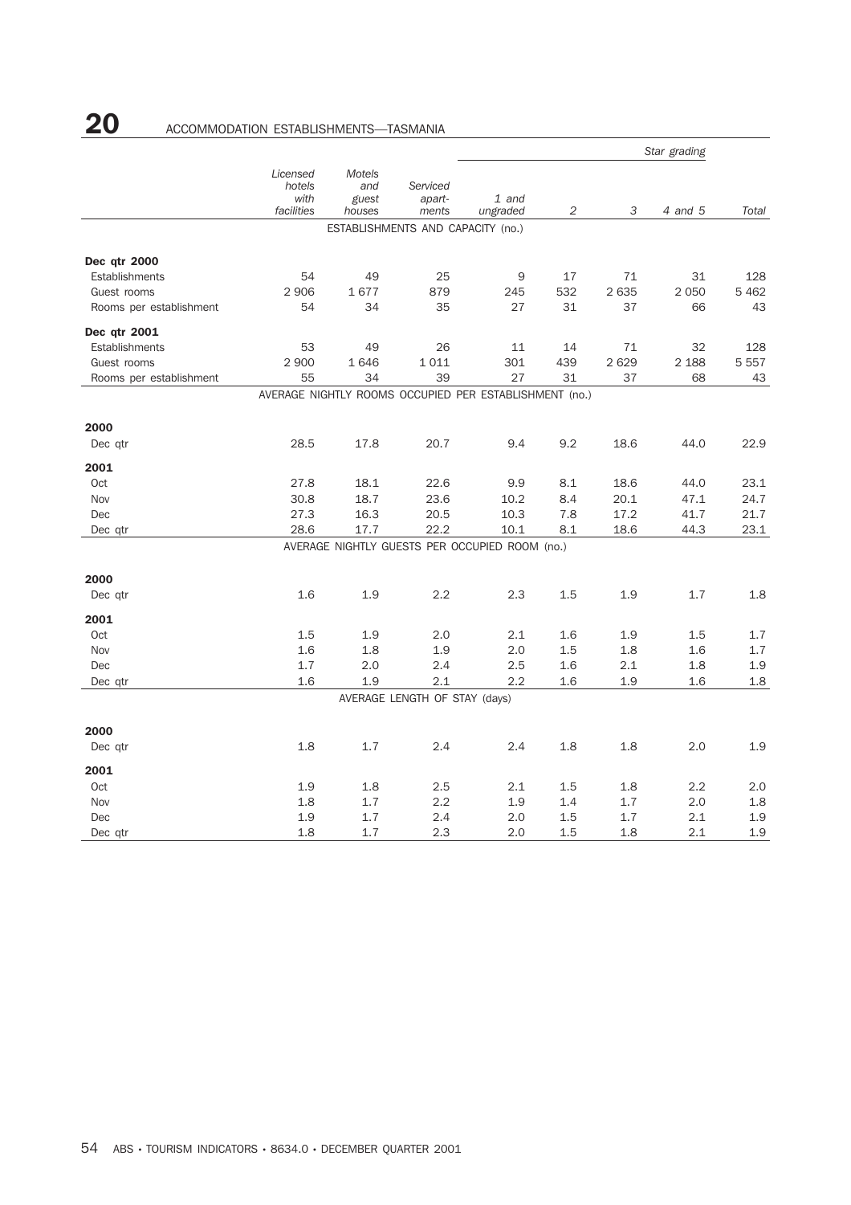# 20 ACCOMMODATION ESTABLISHMENTS—TASMANIA

| | Licensed hotels with facilities | Motels and guest houses | Serviced apart-ments | Star grading | | | | |
|---|---|---|---|---|---|---|---|---|
| | | | | 1 and ungraded | 2 | 3 | 4 and 5 | Total |
| **ESTABLISHMENTS AND CAPACITY (no.)** | | | | | | | | |
| **Dec qtr 2000** | | | | | | | | |
| Establishments | 54 | 49 | 25 | 9 | 17 | 71 | 31 | 128 |
| Guest rooms | 2 906 | 1 677 | 879 | 245 | 532 | 2 635 | 2 050 | 5 462 |
| Rooms per establishment | 54 | 34 | 35 | 27 | 31 | 37 | 66 | 43 |
| **Dec qtr 2001** | | | | | | | | |
| Establishments | 53 | 49 | 26 | 11 | 14 | 71 | 32 | 128 |
| Guest rooms | 2 900 | 1 646 | 1 011 | 301 | 439 | 2 629 | 2 188 | 5 557 |
| Rooms per establishment | 55 | 34 | 39 | 27 | 31 | 37 | 68 | 43 |
| **AVERAGE NIGHTLY ROOMS OCCUPIED PER ESTABLISHMENT (no.)** | | | | | | | | |
| **2000** | | | | | | | | |
| Dec qtr | 28.5 | 17.8 | 20.7 | 9.4 | 9.2 | 18.6 | 44.0 | 22.9 |
| **2001** | | | | | | | | |
| Oct | 27.8 | 18.1 | 22.6 | 9.9 | 8.1 | 18.6 | 44.0 | 23.1 |
| Nov | 30.8 | 18.7 | 23.6 | 10.2 | 8.4 | 20.1 | 47.1 | 24.7 |
| Dec | 27.3 | 16.3 | 20.5 | 10.3 | 7.8 | 17.2 | 41.7 | 21.7 |
| Dec qtr | 28.6 | 17.7 | 22.2 | 10.1 | 8.1 | 18.6 | 44.3 | 23.1 |
| **AVERAGE NIGHTLY GUESTS PER OCCUPIED ROOM (no.)** | | | | | | | | |
| **2000** | | | | | | | | |
| Dec qtr | 1.6 | 1.9 | 2.2 | 2.3 | 1.5 | 1.9 | 1.7 | 1.8 |
| **2001** | | | | | | | | |
| Oct | 1.5 | 1.9 | 2.0 | 2.1 | 1.6 | 1.9 | 1.5 | 1.7 |
| Nov | 1.6 | 1.8 | 1.9 | 2.0 | 1.5 | 1.8 | 1.6 | 1.7 |
| Dec | 1.7 | 2.0 | 2.4 | 2.5 | 1.6 | 2.1 | 1.8 | 1.9 |
| Dec qtr | 1.6 | 1.9 | 2.1 | 2.2 | 1.6 | 1.9 | 1.6 | 1.8 |
| **AVERAGE LENGTH OF STAY (days)** | | | | | | | | |
| **2000** | | | | | | | | |
| Dec qtr | 1.8 | 1.7 | 2.4 | 2.4 | 1.8 | 1.8 | 2.0 | 1.9 |
| **2001** | | | | | | | | |
| Oct | 1.9 | 1.8 | 2.5 | 2.1 | 1.5 | 1.8 | 2.2 | 2.0 |
| Nov | 1.8 | 1.7 | 2.2 | 1.9 | 1.4 | 1.7 | 2.0 | 1.8 |
| Dec | 1.9 | 1.7 | 2.4 | 2.0 | 1.5 | 1.7 | 2.1 | 1.9 |
| Dec qtr | 1.8 | 1.7 | 2.3 | 2.0 | 1.5 | 1.8 | 2.1 | 1.9 |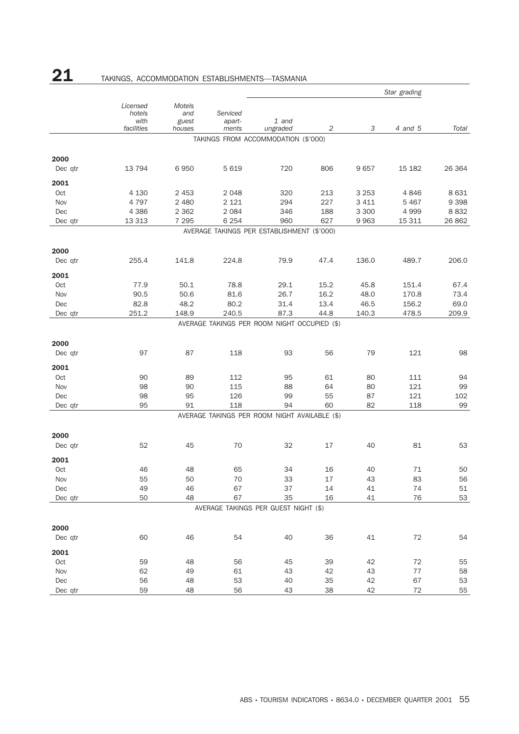# 21 TAKINGS, ACCOMMODATION ESTABLISHMENTS—TASMANIA

| | Licensed hotels with facilities | Motels and guest houses | Serviced apart-ments | Star grading | | | | |
|---|---|---|---|---|---|---|---|---|
| | | | | 1 and ungraded | 2 | 3 | 4 and 5 | Total |
| | | | | **TAKINGS FROM ACCOMMODATION ($'000)** | | | | |
| **2000** | | | | | | | | |
| Dec qtr | 13 794 | 6 950 | 5 619 | 720 | 806 | 9 657 | 15 182 | 26 364 |
| **2001** | | | | | | | | |
| Oct | 4 130 | 2 453 | 2 048 | 320 | 213 | 3 253 | 4 846 | 8 631 |
| Nov | 4 797 | 2 480 | 2 121 | 294 | 227 | 3 411 | 5 467 | 9 398 |
| Dec | 4 386 | 2 362 | 2 084 | 346 | 188 | 3 300 | 4 999 | 8 832 |
| Dec qtr | 13 313 | 7 295 | 6 254 | 960 | 627 | 9 963 | 15 311 | 26 862 |
| | | | | **AVERAGE TAKINGS PER ESTABLISHMENT ($'000)** | | | | |
| **2000** | | | | | | | | |
| Dec qtr | 255.4 | 141.8 | 224.8 | 79.9 | 47.4 | 136.0 | 489.7 | 206.0 |
| **2001** | | | | | | | | |
| Oct | 77.9 | 50.1 | 78.8 | 29.1 | 15.2 | 45.8 | 151.4 | 67.4 |
| Nov | 90.5 | 50.6 | 81.6 | 26.7 | 16.2 | 48.0 | 170.8 | 73.4 |
| Dec | 82.8 | 48.2 | 80.2 | 31.4 | 13.4 | 46.5 | 156.2 | 69.0 |
| Dec qtr | 251.2 | 148.9 | 240.5 | 87.3 | 44.8 | 140.3 | 478.5 | 209.9 |
| | | | | **AVERAGE TAKINGS PER ROOM NIGHT OCCUPIED ($)** | | | | |
| **2000** | | | | | | | | |
| Dec qtr | 97 | 87 | 118 | 93 | 56 | 79 | 121 | 98 |
| **2001** | | | | | | | | |
| Oct | 90 | 89 | 112 | 95 | 61 | 80 | 111 | 94 |
| Nov | 98 | 90 | 115 | 88 | 64 | 80 | 121 | 99 |
| Dec | 98 | 95 | 126 | 99 | 55 | 87 | 121 | 102 |
| Dec qtr | 95 | 91 | 118 | 94 | 60 | 82 | 118 | 99 |
| | | | | **AVERAGE TAKINGS PER ROOM NIGHT AVAILABLE ($)** | | | | |
| **2000** | | | | | | | | |
| Dec qtr | 52 | 45 | 70 | 32 | 17 | 40 | 81 | 53 |
| **2001** | | | | | | | | |
| Oct | 46 | 48 | 65 | 34 | 16 | 40 | 71 | 50 |
| Nov | 55 | 50 | 70 | 33 | 17 | 43 | 83 | 56 |
| Dec | 49 | 46 | 67 | 37 | 14 | 41 | 74 | 51 |
| Dec qtr | 50 | 48 | 67 | 35 | 16 | 41 | 76 | 53 |
| | | | | **AVERAGE TAKINGS PER GUEST NIGHT ($)** | | | | |
| **2000** | | | | | | | | |
| Dec qtr | 60 | 46 | 54 | 40 | 36 | 41 | 72 | 54 |
| **2001** | | | | | | | | |
| Oct | 59 | 48 | 56 | 45 | 39 | 42 | 72 | 55 |
| Nov | 62 | 49 | 61 | 43 | 42 | 43 | 77 | 58 |
| Dec | 56 | 48 | 53 | 40 | 35 | 42 | 67 | 53 |
| Dec qtr | 59 | 48 | 56 | 43 | 38 | 42 | 72 | 55 |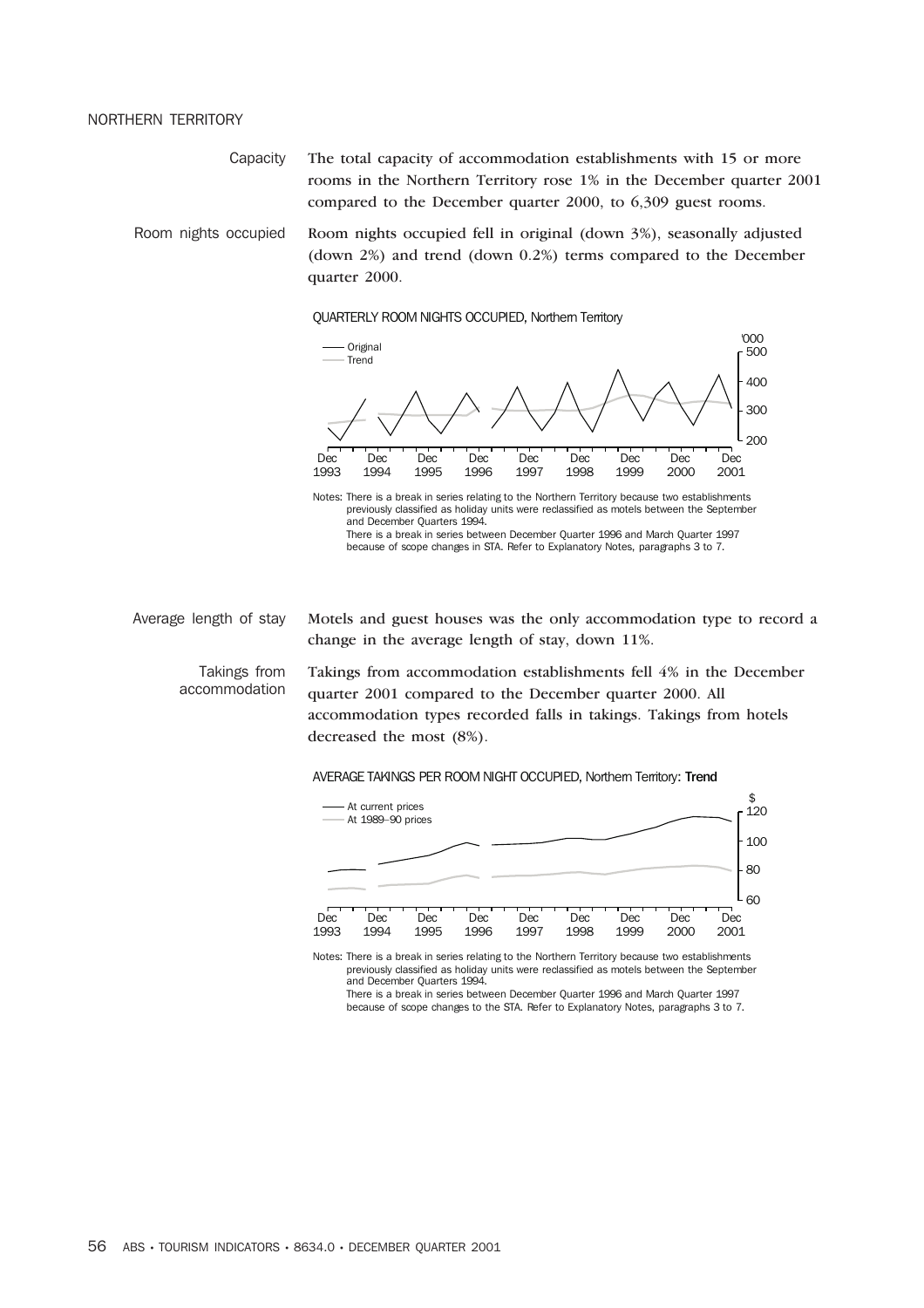## NORTHERN TERRITORY

**Capacity**

The total capacity of accommodation establishments with 15 or more rooms in the Northern Territory rose 1% in the December quarter 2001 compared to the December quarter 2000, to 6,309 guest rooms.

**Room nights occupied**

Room nights occupied fell in original (down 3%), seasonally adjusted (down 2%) and trend (down 0.2%) terms compared to the December quarter 2000.

QUARTERLY ROOM NIGHTS OCCUPIED, Northern Territory

Notes: There is a break in series relating to the Northern Territory because two establishments previously classified as holiday units were reclassified as motels between the September and December Quarters 1994.
There is a break in series between December Quarter 1996 and March Quarter 1997 because of scope changes in STA. Refer to Explanatory Notes, paragraphs 3 to 7.

**Average length of stay**

Motels and guest houses was the only accommodation type to record a change in the average length of stay, down 11%.

**Takings from accommodation**

Takings from accommodation establishments fell 4% in the December quarter 2001 compared to the December quarter 2000. All accommodation types recorded falls in takings. Takings from hotels decreased the most (8%).

AVERAGE TAKINGS PER ROOM NIGHT OCCUPIED, Northern Territory: **Trend**

Notes: There is a break in series relating to the Northern Territory because two establishments previously classified as holiday units were reclassified as motels between the September and December Quarters 1994.
There is a break in series between December Quarter 1996 and March Quarter 1997 because of scope changes to the STA. Refer to Explanatory Notes, paragraphs 3 to 7.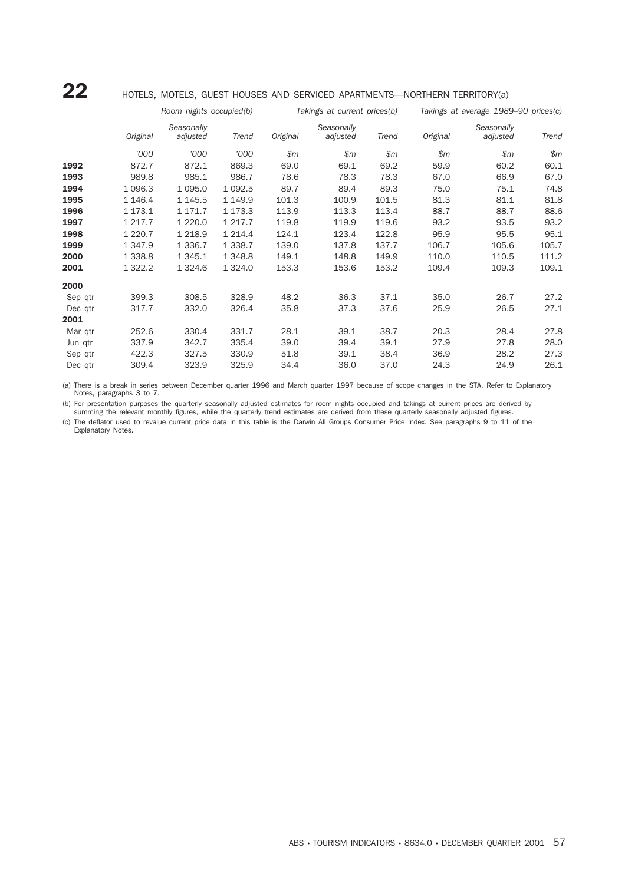# 22 HOTELS, MOTELS, GUEST HOUSES AND SERVICED APARTMENTS—NORTHERN TERRITORY(a)

| | Room nights occupied(b) | | | Takings at current prices(b) | | | Takings at average 1989–90 prices(c) | | |
|---|---|---|---|---|---|---|---|---|---|
| | Original | Seasonally adjusted | Trend | Original | Seasonally adjusted | Trend | Original | Seasonally adjusted | Trend |
| | '000 | '000 | '000 | $m | $m | $m | $m | $m | $m |
| **1992** | 872.7 | 872.1 | 869.3 | 69.0 | 69.1 | 69.2 | 59.9 | 60.2 | 60.1 |
| **1993** | 989.8 | 985.1 | 986.7 | 78.6 | 78.3 | 78.3 | 67.0 | 66.9 | 67.0 |
| **1994** | 1 096.3 | 1 095.0 | 1 092.5 | 89.7 | 89.4 | 89.3 | 75.0 | 75.1 | 74.8 |
| **1995** | 1 146.4 | 1 145.5 | 1 149.9 | 101.3 | 100.9 | 101.5 | 81.3 | 81.1 | 81.8 |
| **1996** | 1 173.1 | 1 171.7 | 1 173.3 | 113.9 | 113.3 | 113.4 | 88.7 | 88.7 | 88.6 |
| **1997** | 1 217.7 | 1 220.0 | 1 217.7 | 119.8 | 119.9 | 119.6 | 93.2 | 93.5 | 93.2 |
| **1998** | 1 220.7 | 1 218.9 | 1 214.4 | 124.1 | 123.4 | 122.8 | 95.9 | 95.5 | 95.1 |
| **1999** | 1 347.9 | 1 336.7 | 1 338.7 | 139.0 | 137.8 | 137.7 | 106.7 | 105.6 | 105.7 |
| **2000** | 1 338.8 | 1 345.1 | 1 348.8 | 149.1 | 148.8 | 149.9 | 110.0 | 110.5 | 111.2 |
| **2001** | 1 322.2 | 1 324.6 | 1 324.0 | 153.3 | 153.6 | 153.2 | 109.4 | 109.3 | 109.1 |
| **2000** | | | | | | | | | |
| Sep qtr | 399.3 | 308.5 | 328.9 | 48.2 | 36.3 | 37.1 | 35.0 | 26.7 | 27.2 |
| Dec qtr | 317.7 | 332.0 | 326.4 | 35.8 | 37.3 | 37.6 | 25.9 | 26.5 | 27.1 |
| **2001** | | | | | | | | | |
| Mar qtr | 252.6 | 330.4 | 331.7 | 28.1 | 39.1 | 38.7 | 20.3 | 28.4 | 27.8 |
| Jun qtr | 337.9 | 342.7 | 335.4 | 39.0 | 39.4 | 39.1 | 27.9 | 27.8 | 28.0 |
| Sep qtr | 422.3 | 327.5 | 330.9 | 51.8 | 39.1 | 38.4 | 36.9 | 28.2 | 27.3 |
| Dec qtr | 309.4 | 323.9 | 325.9 | 34.4 | 36.0 | 37.0 | 24.3 | 24.9 | 26.1 |

(a) There is a break in series between December quarter 1996 and March quarter 1997 because of scope changes in the STA. Refer to Explanatory Notes, paragraphs 3 to 7.

(b) For presentation purposes the quarterly seasonally adjusted estimates for room nights occupied and takings at current prices are derived by summing the relevant monthly figures, while the quarterly trend estimates are derived from these quarterly seasonally adjusted figures.

(c) The deflator used to revalue current price data in this table is the Darwin All Groups Consumer Price Index. See paragraphs 9 to 11 of the Explanatory Notes.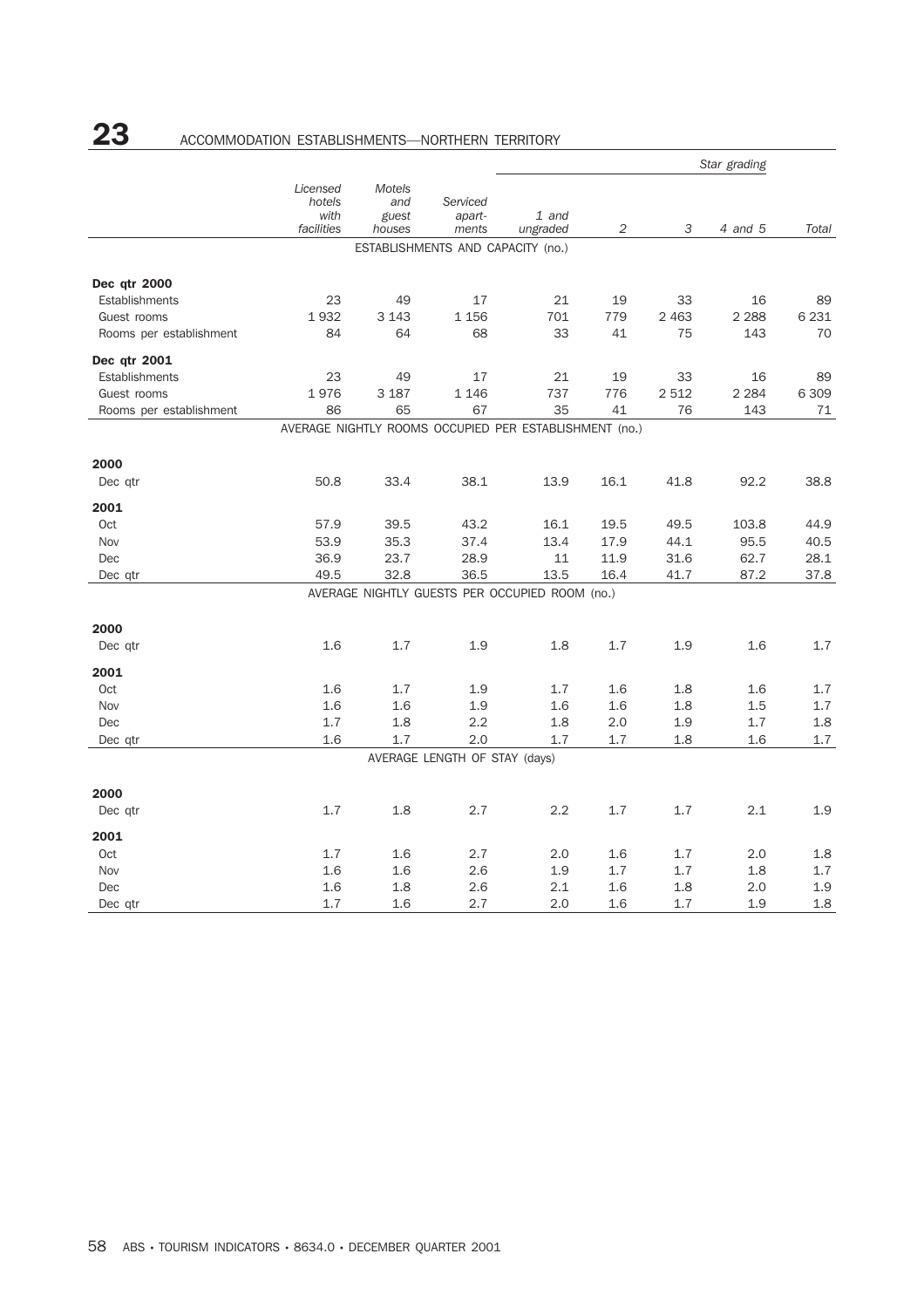## 23 ACCOMMODATION ESTABLISHMENTS—NORTHERN TERRITORY

| | Licensed hotels with facilities | Motels and guest houses | Serviced apart-ments | Star grading: 1 and ungraded | 2 | 3 | 4 and 5 | Total |
|---|---|---|---|---|---|---|---|---|
| **ESTABLISHMENTS AND CAPACITY (no.)** | | | | | | | | |
| **Dec qtr 2000** | | | | | | | | |
| Establishments | 23 | 49 | 17 | 21 | 19 | 33 | 16 | 89 |
| Guest rooms | 1 932 | 3 143 | 1 156 | 701 | 779 | 2 463 | 2 288 | 6 231 |
| Rooms per establishment | 84 | 64 | 68 | 33 | 41 | 75 | 143 | 70 |
| **Dec qtr 2001** | | | | | | | | |
| Establishments | 23 | 49 | 17 | 21 | 19 | 33 | 16 | 89 |
| Guest rooms | 1 976 | 3 187 | 1 146 | 737 | 776 | 2 512 | 2 284 | 6 309 |
| Rooms per establishment | 86 | 65 | 67 | 35 | 41 | 76 | 143 | 71 |
| **AVERAGE NIGHTLY ROOMS OCCUPIED PER ESTABLISHMENT (no.)** | | | | | | | | |
| **2000** | | | | | | | | |
| Dec qtr | 50.8 | 33.4 | 38.1 | 13.9 | 16.1 | 41.8 | 92.2 | 38.8 |
| **2001** | | | | | | | | |
| Oct | 57.9 | 39.5 | 43.2 | 16.1 | 19.5 | 49.5 | 103.8 | 44.9 |
| Nov | 53.9 | 35.3 | 37.4 | 13.4 | 17.9 | 44.1 | 95.5 | 40.5 |
| Dec | 36.9 | 23.7 | 28.9 | 11 | 11.9 | 31.6 | 62.7 | 28.1 |
| Dec qtr | 49.5 | 32.8 | 36.5 | 13.5 | 16.4 | 41.7 | 87.2 | 37.8 |
| **AVERAGE NIGHTLY GUESTS PER OCCUPIED ROOM (no.)** | | | | | | | | |
| **2000** | | | | | | | | |
| Dec qtr | 1.6 | 1.7 | 1.9 | 1.8 | 1.7 | 1.9 | 1.6 | 1.7 |
| **2001** | | | | | | | | |
| Oct | 1.6 | 1.7 | 1.9 | 1.7 | 1.6 | 1.8 | 1.6 | 1.7 |
| Nov | 1.6 | 1.6 | 1.9 | 1.6 | 1.6 | 1.8 | 1.5 | 1.7 |
| Dec | 1.7 | 1.8 | 2.2 | 1.8 | 2.0 | 1.9 | 1.7 | 1.8 |
| Dec qtr | 1.6 | 1.7 | 2.0 | 1.7 | 1.7 | 1.8 | 1.6 | 1.7 |
| **AVERAGE LENGTH OF STAY (days)** | | | | | | | | |
| **2000** | | | | | | | | |
| Dec qtr | 1.7 | 1.8 | 2.7 | 2.2 | 1.7 | 1.7 | 2.1 | 1.9 |
| **2001** | | | | | | | | |
| Oct | 1.7 | 1.6 | 2.7 | 2.0 | 1.6 | 1.7 | 2.0 | 1.8 |
| Nov | 1.6 | 1.6 | 2.6 | 1.9 | 1.7 | 1.7 | 1.8 | 1.7 |
| Dec | 1.6 | 1.8 | 2.6 | 2.1 | 1.6 | 1.8 | 2.0 | 1.9 |
| Dec qtr | 1.7 | 1.6 | 2.7 | 2.0 | 1.6 | 1.7 | 1.9 | 1.8 |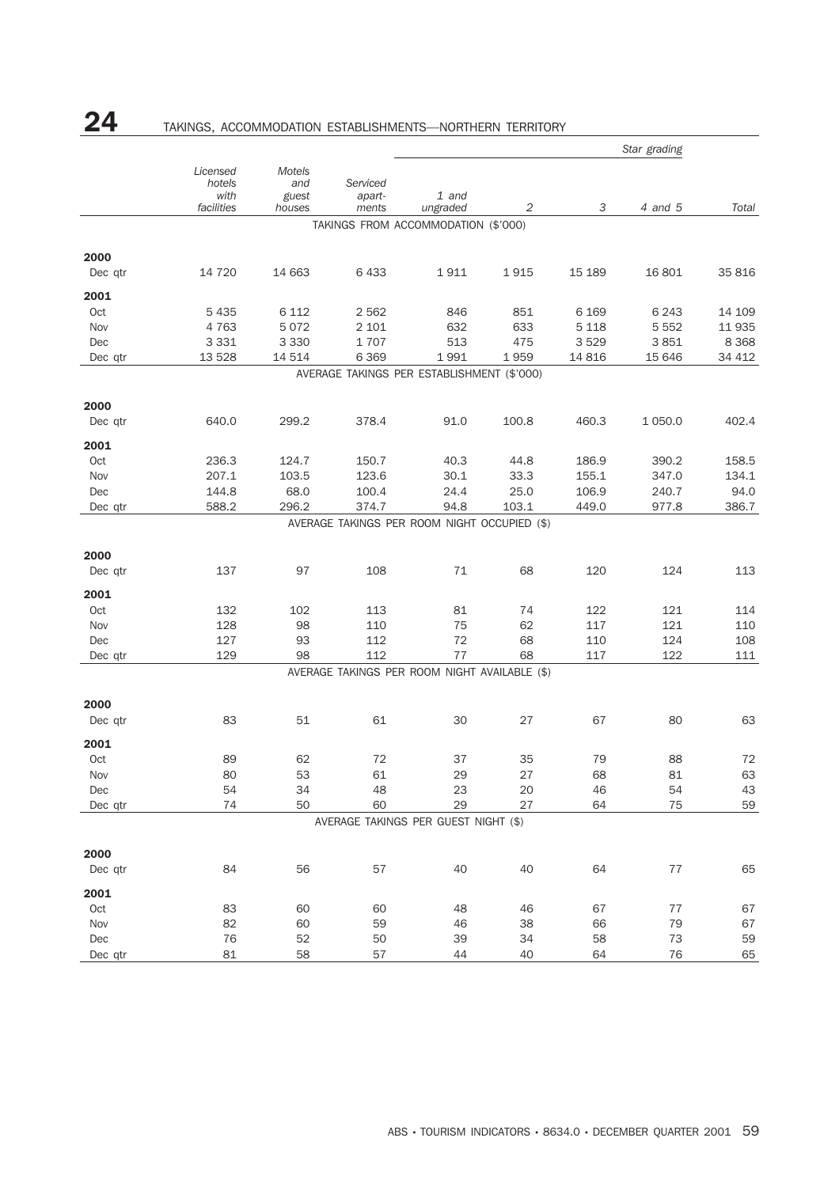## 24 TAKINGS, ACCOMMODATION ESTABLISHMENTS—NORTHERN TERRITORY

| | Licensed hotels with facilities | Motels and guest houses | Serviced apart-ments | Star grading: 1 and ungraded | Star grading: 2 | Star grading: 3 | Star grading: 4 and 5 | Total |
|---|---|---|---|---|---|---|---|---|
| | | | TAKINGS FROM ACCOMMODATION ($'000) | | | | | |
| **2000** | | | | | | | | |
| Dec qtr | 14 720 | 14 663 | 6 433 | 1 911 | 1 915 | 15 189 | 16 801 | 35 816 |
| **2001** | | | | | | | | |
| Oct | 5 435 | 6 112 | 2 562 | 846 | 851 | 6 169 | 6 243 | 14 109 |
| Nov | 4 763 | 5 072 | 2 101 | 632 | 633 | 5 118 | 5 552 | 11 935 |
| Dec | 3 331 | 3 330 | 1 707 | 513 | 475 | 3 529 | 3 851 | 8 368 |
| Dec qtr | 13 528 | 14 514 | 6 369 | 1 991 | 1 959 | 14 816 | 15 646 | 34 412 |
| | | | AVERAGE TAKINGS PER ESTABLISHMENT ($'000) | | | | | |
| **2000** | | | | | | | | |
| Dec qtr | 640.0 | 299.2 | 378.4 | 91.0 | 100.8 | 460.3 | 1 050.0 | 402.4 |
| **2001** | | | | | | | | |
| Oct | 236.3 | 124.7 | 150.7 | 40.3 | 44.8 | 186.9 | 390.2 | 158.5 |
| Nov | 207.1 | 103.5 | 123.6 | 30.1 | 33.3 | 155.1 | 347.0 | 134.1 |
| Dec | 144.8 | 68.0 | 100.4 | 24.4 | 25.0 | 106.9 | 240.7 | 94.0 |
| Dec qtr | 588.2 | 296.2 | 374.7 | 94.8 | 103.1 | 449.0 | 977.8 | 386.7 |
| | | | AVERAGE TAKINGS PER ROOM NIGHT OCCUPIED ($) | | | | | |
| **2000** | | | | | | | | |
| Dec qtr | 137 | 97 | 108 | 71 | 68 | 120 | 124 | 113 |
| **2001** | | | | | | | | |
| Oct | 132 | 102 | 113 | 81 | 74 | 122 | 121 | 114 |
| Nov | 128 | 98 | 110 | 75 | 62 | 117 | 121 | 110 |
| Dec | 127 | 93 | 112 | 72 | 68 | 110 | 124 | 108 |
| Dec qtr | 129 | 98 | 112 | 77 | 68 | 117 | 122 | 111 |
| | | | AVERAGE TAKINGS PER ROOM NIGHT AVAILABLE ($) | | | | | |
| **2000** | | | | | | | | |
| Dec qtr | 83 | 51 | 61 | 30 | 27 | 67 | 80 | 63 |
| **2001** | | | | | | | | |
| Oct | 89 | 62 | 72 | 37 | 35 | 79 | 88 | 72 |
| Nov | 80 | 53 | 61 | 29 | 27 | 68 | 81 | 63 |
| Dec | 54 | 34 | 48 | 23 | 20 | 46 | 54 | 43 |
| Dec qtr | 74 | 50 | 60 | 29 | 27 | 64 | 75 | 59 |
| | | | AVERAGE TAKINGS PER GUEST NIGHT ($) | | | | | |
| **2000** | | | | | | | | |
| Dec qtr | 84 | 56 | 57 | 40 | 40 | 64 | 77 | 65 |
| **2001** | | | | | | | | |
| Oct | 83 | 60 | 60 | 48 | 46 | 67 | 77 | 67 |
| Nov | 82 | 60 | 59 | 46 | 38 | 66 | 79 | 67 |
| Dec | 76 | 52 | 50 | 39 | 34 | 58 | 73 | 59 |
| Dec qtr | 81 | 58 | 57 | 44 | 40 | 64 | 76 | 65 |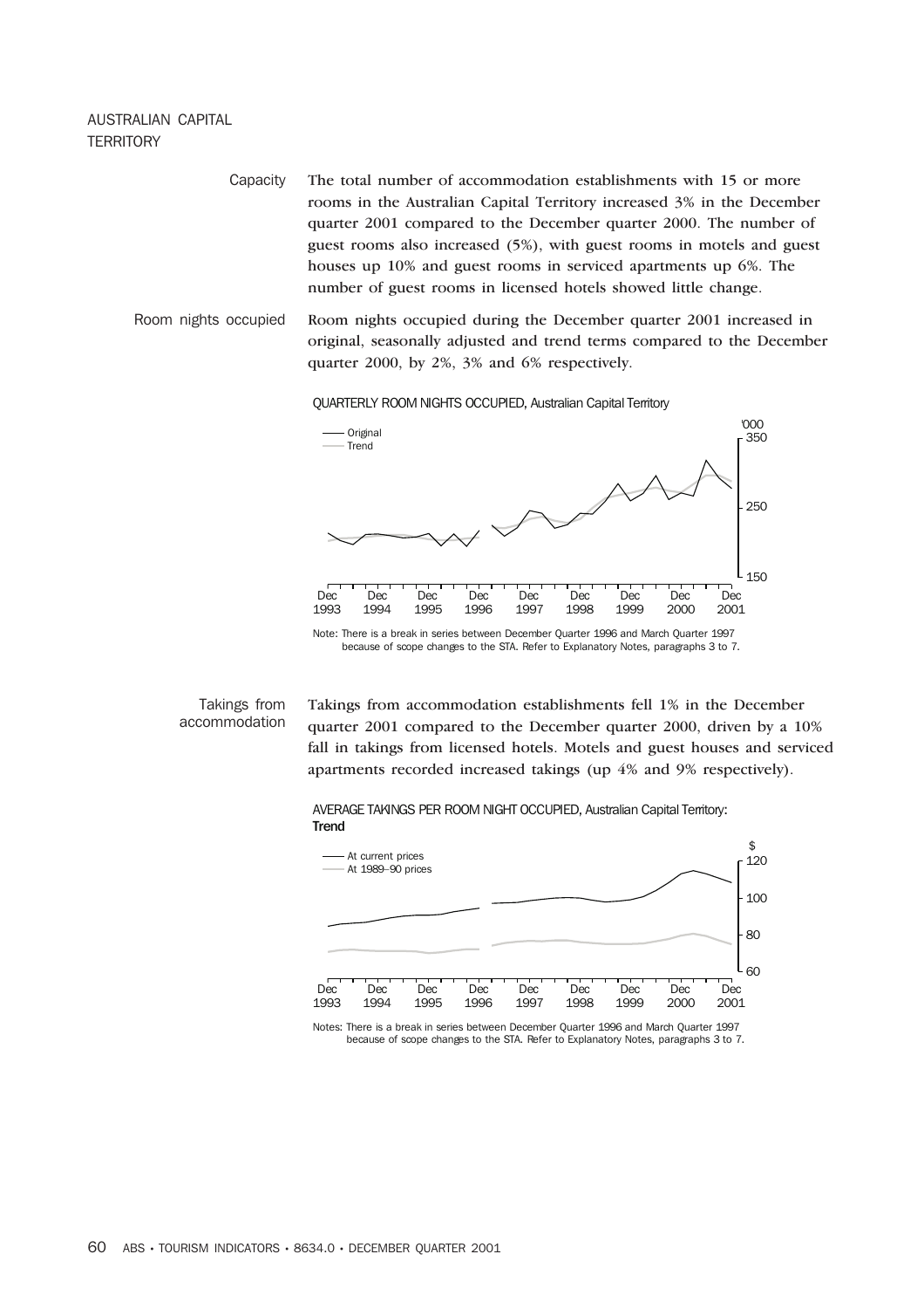## AUSTRALIAN CAPITAL TERRITORY

**Capacity**

The total number of accommodation establishments with 15 or more rooms in the Australian Capital Territory increased 3% in the December quarter 2001 compared to the December quarter 2000. The number of guest rooms also increased (5%), with guest rooms in motels and guest houses up 10% and guest rooms in serviced apartments up 6%. The number of guest rooms in licensed hotels showed little change.

**Room nights occupied**

Room nights occupied during the December quarter 2001 increased in original, seasonally adjusted and trend terms compared to the December quarter 2000, by 2%, 3% and 6% respectively.

QUARTERLY ROOM NIGHTS OCCUPIED, Australian Capital Territory

Note: There is a break in series between December Quarter 1996 and March Quarter 1997 because of scope changes to the STA. Refer to Explanatory Notes, paragraphs 3 to 7.

**Takings from accommodation**

Takings from accommodation establishments fell 1% in the December quarter 2001 compared to the December quarter 2000, driven by a 10% fall in takings from licensed hotels. Motels and guest houses and serviced apartments recorded increased takings (up 4% and 9% respectively).

AVERAGE TAKINGS PER ROOM NIGHT OCCUPIED, Australian Capital Territory: **Trend**

Notes: There is a break in series between December Quarter 1996 and March Quarter 1997 because of scope changes to the STA. Refer to Explanatory Notes, paragraphs 3 to 7.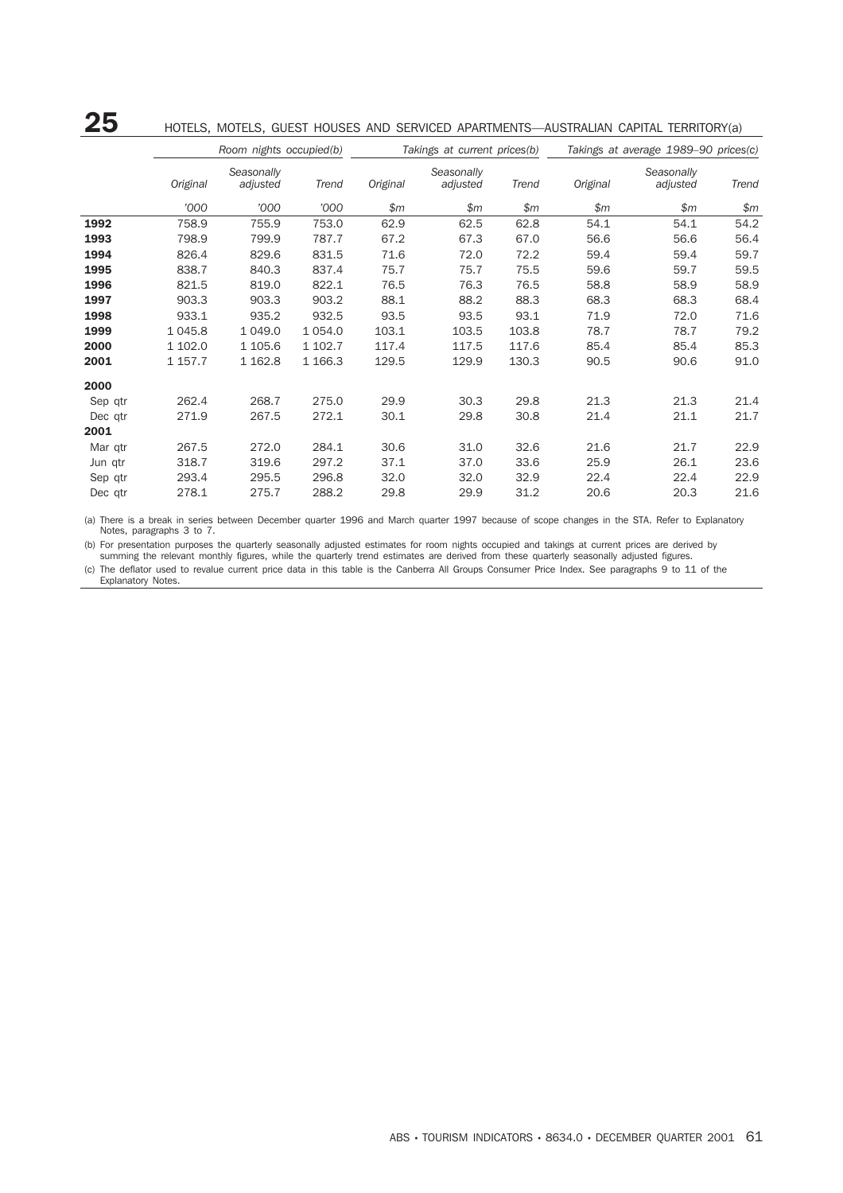## 25 HOTELS, MOTELS, GUEST HOUSES AND SERVICED APARTMENTS—AUSTRALIAN CAPITAL TERRITORY(a)

| | Room nights occupied(b) | | | Takings at current prices(b) | | | Takings at average 1989–90 prices(c) | | |
|---|---|---|---|---|---|---|---|---|---|
| | *Original* | *Seasonally adjusted* | *Trend* | *Original* | *Seasonally adjusted* | *Trend* | *Original* | *Seasonally adjusted* | *Trend* |
| | *'000* | *'000* | *'000* | *$m* | *$m* | *$m* | *$m* | *$m* | *$m* |
| **1992** | 758.9 | 755.9 | 753.0 | 62.9 | 62.5 | 62.8 | 54.1 | 54.1 | 54.2 |
| **1993** | 798.9 | 799.9 | 787.7 | 67.2 | 67.3 | 67.0 | 56.6 | 56.6 | 56.4 |
| **1994** | 826.4 | 829.6 | 831.5 | 71.6 | 72.0 | 72.2 | 59.4 | 59.4 | 59.7 |
| **1995** | 838.7 | 840.3 | 837.4 | 75.7 | 75.7 | 75.5 | 59.6 | 59.7 | 59.5 |
| **1996** | 821.5 | 819.0 | 822.1 | 76.5 | 76.3 | 76.5 | 58.8 | 58.9 | 58.9 |
| **1997** | 903.3 | 903.3 | 903.2 | 88.1 | 88.2 | 88.3 | 68.3 | 68.3 | 68.4 |
| **1998** | 933.1 | 935.2 | 932.5 | 93.5 | 93.5 | 93.1 | 71.9 | 72.0 | 71.6 |
| **1999** | 1 045.8 | 1 049.0 | 1 054.0 | 103.1 | 103.5 | 103.8 | 78.7 | 78.7 | 79.2 |
| **2000** | 1 102.0 | 1 105.6 | 1 102.7 | 117.4 | 117.5 | 117.6 | 85.4 | 85.4 | 85.3 |
| **2001** | 1 157.7 | 1 162.8 | 1 166.3 | 129.5 | 129.9 | 130.3 | 90.5 | 90.6 | 91.0 |
| **2000** | | | | | | | | | |
| Sep qtr | 262.4 | 268.7 | 275.0 | 29.9 | 30.3 | 29.8 | 21.3 | 21.3 | 21.4 |
| Dec qtr | 271.9 | 267.5 | 272.1 | 30.1 | 29.8 | 30.8 | 21.4 | 21.1 | 21.7 |
| **2001** | | | | | | | | | |
| Mar qtr | 267.5 | 272.0 | 284.1 | 30.6 | 31.0 | 32.6 | 21.6 | 21.7 | 22.9 |
| Jun qtr | 318.7 | 319.6 | 297.2 | 37.1 | 37.0 | 33.6 | 25.9 | 26.1 | 23.6 |
| Sep qtr | 293.4 | 295.5 | 296.8 | 32.0 | 32.0 | 32.9 | 22.4 | 22.4 | 22.9 |
| Dec qtr | 278.1 | 275.7 | 288.2 | 29.8 | 29.9 | 31.2 | 20.6 | 20.3 | 21.6 |

(a) There is a break in series between December quarter 1996 and March quarter 1997 because of scope changes in the STA. Refer to Explanatory Notes, paragraphs 3 to 7.

(b) For presentation purposes the quarterly seasonally adjusted estimates for room nights occupied and takings at current prices are derived by summing the relevant monthly figures, while the quarterly trend estimates are derived from these quarterly seasonally adjusted figures.

(c) The deflator used to revalue current price data in this table is the Canberra All Groups Consumer Price Index. See paragraphs 9 to 11 of the Explanatory Notes.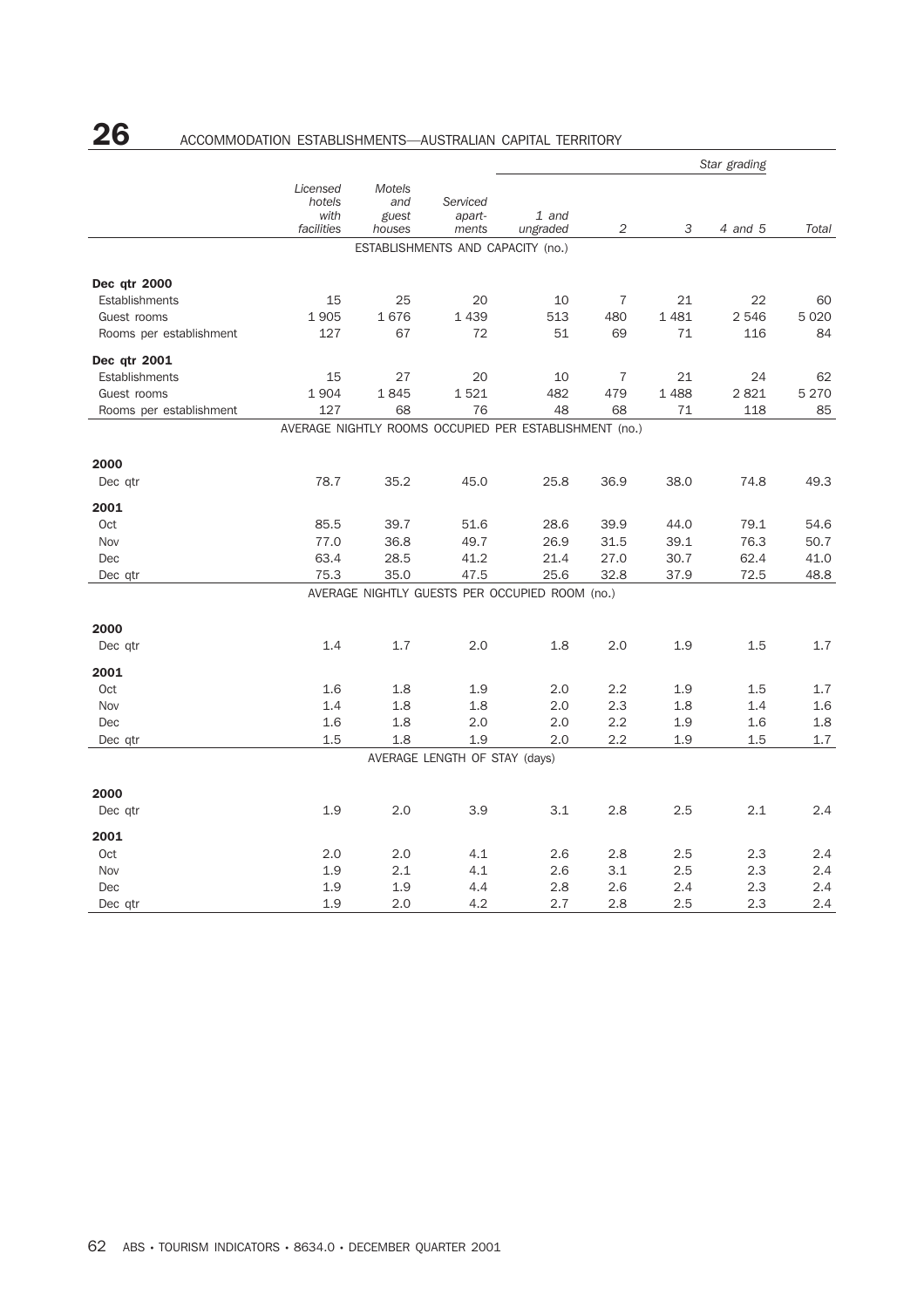# 26 ACCOMMODATION ESTABLISHMENTS—AUSTRALIAN CAPITAL TERRITORY

| | Licensed hotels with facilities | Motels and guest houses | Serviced apart-ments | Star grading: 1 and ungraded | 2 | 3 | 4 and 5 | Total |
|---|---|---|---|---|---|---|---|---|
| **ESTABLISHMENTS AND CAPACITY (no.)** | | | | | | | | |
| **Dec qtr 2000** | | | | | | | | |
| Establishments | 15 | 25 | 20 | 10 | 7 | 21 | 22 | 60 |
| Guest rooms | 1 905 | 1 676 | 1 439 | 513 | 480 | 1 481 | 2 546 | 5 020 |
| Rooms per establishment | 127 | 67 | 72 | 51 | 69 | 71 | 116 | 84 |
| **Dec qtr 2001** | | | | | | | | |
| Establishments | 15 | 27 | 20 | 10 | 7 | 21 | 24 | 62 |
| Guest rooms | 1 904 | 1 845 | 1 521 | 482 | 479 | 1 488 | 2 821 | 5 270 |
| Rooms per establishment | 127 | 68 | 76 | 48 | 68 | 71 | 118 | 85 |
| **AVERAGE NIGHTLY ROOMS OCCUPIED PER ESTABLISHMENT (no.)** | | | | | | | | |
| **2000** | | | | | | | | |
| Dec qtr | 78.7 | 35.2 | 45.0 | 25.8 | 36.9 | 38.0 | 74.8 | 49.3 |
| **2001** | | | | | | | | |
| Oct | 85.5 | 39.7 | 51.6 | 28.6 | 39.9 | 44.0 | 79.1 | 54.6 |
| Nov | 77.0 | 36.8 | 49.7 | 26.9 | 31.5 | 39.1 | 76.3 | 50.7 |
| Dec | 63.4 | 28.5 | 41.2 | 21.4 | 27.0 | 30.7 | 62.4 | 41.0 |
| Dec qtr | 75.3 | 35.0 | 47.5 | 25.6 | 32.8 | 37.9 | 72.5 | 48.8 |
| **AVERAGE NIGHTLY GUESTS PER OCCUPIED ROOM (no.)** | | | | | | | | |
| **2000** | | | | | | | | |
| Dec qtr | 1.4 | 1.7 | 2.0 | 1.8 | 2.0 | 1.9 | 1.5 | 1.7 |
| **2001** | | | | | | | | |
| Oct | 1.6 | 1.8 | 1.9 | 2.0 | 2.2 | 1.9 | 1.5 | 1.7 |
| Nov | 1.4 | 1.8 | 1.8 | 2.0 | 2.3 | 1.8 | 1.4 | 1.6 |
| Dec | 1.6 | 1.8 | 2.0 | 2.0 | 2.2 | 1.9 | 1.6 | 1.8 |
| Dec qtr | 1.5 | 1.8 | 1.9 | 2.0 | 2.2 | 1.9 | 1.5 | 1.7 |
| **AVERAGE LENGTH OF STAY (days)** | | | | | | | | |
| **2000** | | | | | | | | |
| Dec qtr | 1.9 | 2.0 | 3.9 | 3.1 | 2.8 | 2.5 | 2.1 | 2.4 |
| **2001** | | | | | | | | |
| Oct | 2.0 | 2.0 | 4.1 | 2.6 | 2.8 | 2.5 | 2.3 | 2.4 |
| Nov | 1.9 | 2.1 | 4.1 | 2.6 | 3.1 | 2.5 | 2.3 | 2.4 |
| Dec | 1.9 | 1.9 | 4.4 | 2.8 | 2.6 | 2.4 | 2.3 | 2.4 |
| Dec qtr | 1.9 | 2.0 | 4.2 | 2.7 | 2.8 | 2.5 | 2.3 | 2.4 |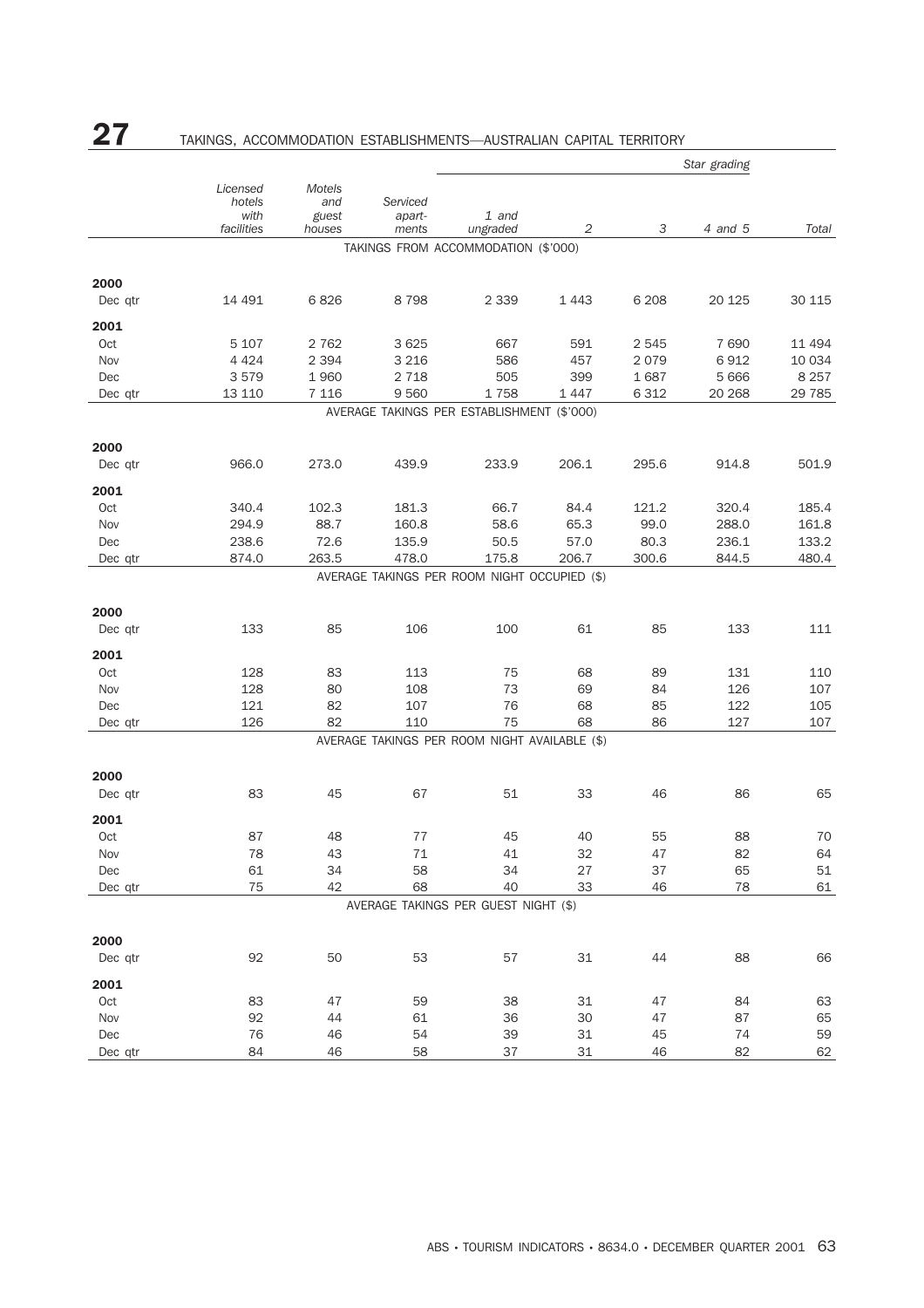# 27 TAKINGS, ACCOMMODATION ESTABLISHMENTS—AUSTRALIAN CAPITAL TERRITORY

| | Licensed hotels with facilities | Motels and guest houses | Serviced apart-ments | *Star grading* | | | | Total |
|---|---|---|---|---|---|---|---|---|
| | | | | 1 and ungraded | 2 | 3 | 4 and 5 | |
| | | | | **TAKINGS FROM ACCOMMODATION ($'000)** | | | | |
| **2000** | | | | | | | | |
| Dec qtr | 14 491 | 6 826 | 8 798 | 2 339 | 1 443 | 6 208 | 20 125 | 30 115 |
| **2001** | | | | | | | | |
| Oct | 5 107 | 2 762 | 3 625 | 667 | 591 | 2 545 | 7 690 | 11 494 |
| Nov | 4 424 | 2 394 | 3 216 | 586 | 457 | 2 079 | 6 912 | 10 034 |
| Dec | 3 579 | 1 960 | 2 718 | 505 | 399 | 1 687 | 5 666 | 8 257 |
| Dec qtr | 13 110 | 7 116 | 9 560 | 1 758 | 1 447 | 6 312 | 20 268 | 29 785 |
| | | | | **AVERAGE TAKINGS PER ESTABLISHMENT ($'000)** | | | | |
| **2000** | | | | | | | | |
| Dec qtr | 966.0 | 273.0 | 439.9 | 233.9 | 206.1 | 295.6 | 914.8 | 501.9 |
| **2001** | | | | | | | | |
| Oct | 340.4 | 102.3 | 181.3 | 66.7 | 84.4 | 121.2 | 320.4 | 185.4 |
| Nov | 294.9 | 88.7 | 160.8 | 58.6 | 65.3 | 99.0 | 288.0 | 161.8 |
| Dec | 238.6 | 72.6 | 135.9 | 50.5 | 57.0 | 80.3 | 236.1 | 133.2 |
| Dec qtr | 874.0 | 263.5 | 478.0 | 175.8 | 206.7 | 300.6 | 844.5 | 480.4 |
| | | | | **AVERAGE TAKINGS PER ROOM NIGHT OCCUPIED ($)** | | | | |
| **2000** | | | | | | | | |
| Dec qtr | 133 | 85 | 106 | 100 | 61 | 85 | 133 | 111 |
| **2001** | | | | | | | | |
| Oct | 128 | 83 | 113 | 75 | 68 | 89 | 131 | 110 |
| Nov | 128 | 80 | 108 | 73 | 69 | 84 | 126 | 107 |
| Dec | 121 | 82 | 107 | 76 | 68 | 85 | 122 | 105 |
| Dec qtr | 126 | 82 | 110 | 75 | 68 | 86 | 127 | 107 |
| | | | | **AVERAGE TAKINGS PER ROOM NIGHT AVAILABLE ($)** | | | | |
| **2000** | | | | | | | | |
| Dec qtr | 83 | 45 | 67 | 51 | 33 | 46 | 86 | 65 |
| **2001** | | | | | | | | |
| Oct | 87 | 48 | 77 | 45 | 40 | 55 | 88 | 70 |
| Nov | 78 | 43 | 71 | 41 | 32 | 47 | 82 | 64 |
| Dec | 61 | 34 | 58 | 34 | 27 | 37 | 65 | 51 |
| Dec qtr | 75 | 42 | 68 | 40 | 33 | 46 | 78 | 61 |
| | | | | **AVERAGE TAKINGS PER GUEST NIGHT ($)** | | | | |
| **2000** | | | | | | | | |
| Dec qtr | 92 | 50 | 53 | 57 | 31 | 44 | 88 | 66 |
| **2001** | | | | | | | | |
| Oct | 83 | 47 | 59 | 38 | 31 | 47 | 84 | 63 |
| Nov | 92 | 44 | 61 | 36 | 30 | 47 | 87 | 65 |
| Dec | 76 | 46 | 54 | 39 | 31 | 45 | 74 | 59 |
| Dec qtr | 84 | 46 | 58 | 37 | 31 | 46 | 82 | 62 |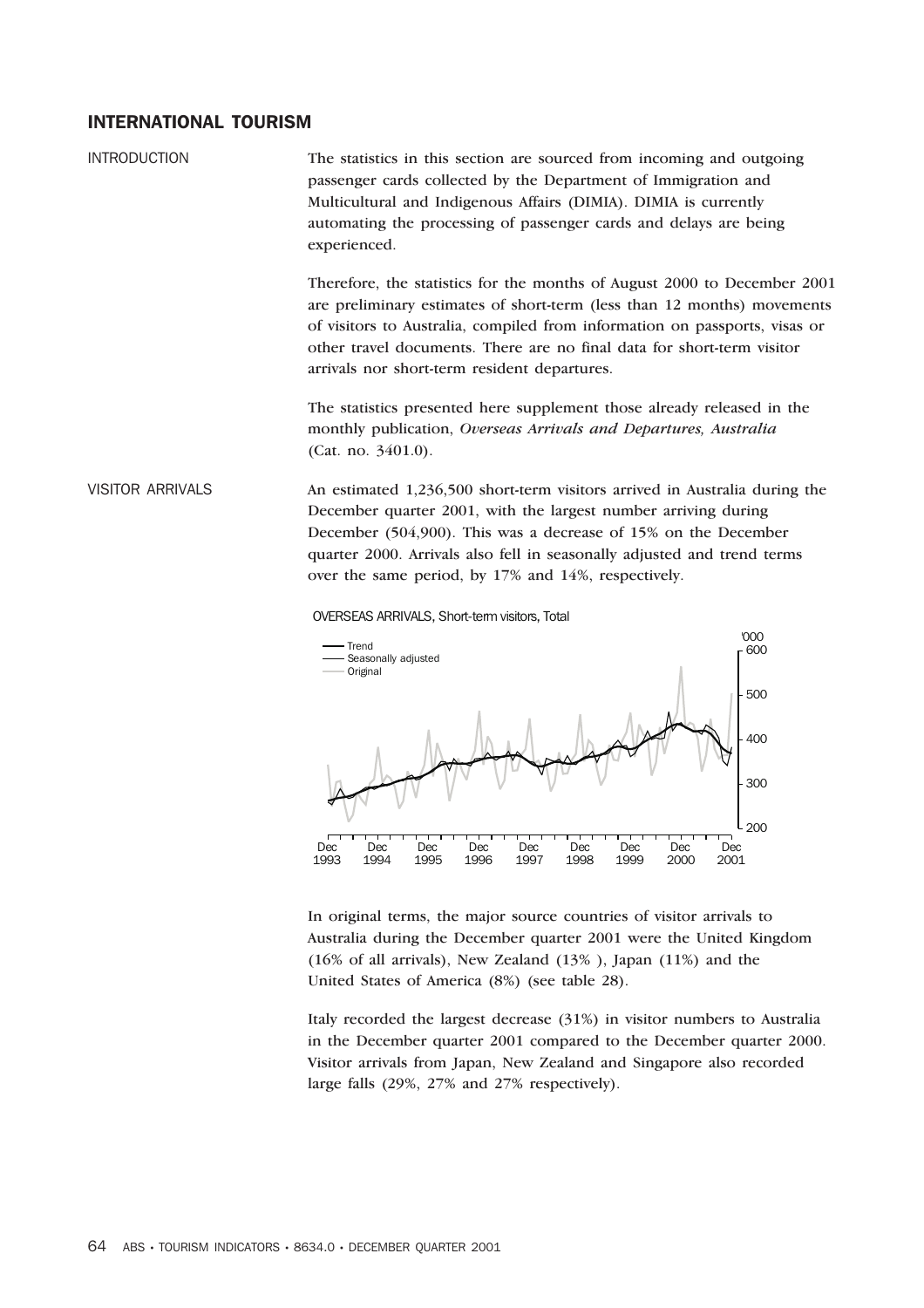## INTERNATIONAL TOURISM

### INTRODUCTION

The statistics in this section are sourced from incoming and outgoing passenger cards collected by the Department of Immigration and Multicultural and Indigenous Affairs (DIMIA). DIMIA is currently automating the processing of passenger cards and delays are being experienced.

Therefore, the statistics for the months of August 2000 to December 2001 are preliminary estimates of short-term (less than 12 months) movements of visitors to Australia, compiled from information on passports, visas or other travel documents. There are no final data for short-term visitor arrivals nor short-term resident departures.

The statistics presented here supplement those already released in the monthly publication, *Overseas Arrivals and Departures, Australia* (Cat. no. 3401.0).

### VISITOR ARRIVALS

An estimated 1,236,500 short-term visitors arrived in Australia during the December quarter 2001, with the largest number arriving during December (504,900). This was a decrease of 15% on the December quarter 2000. Arrivals also fell in seasonally adjusted and trend terms over the same period, by 17% and 14%, respectively.

OVERSEAS ARRIVALS, Short-term visitors, Total

In original terms, the major source countries of visitor arrivals to Australia during the December quarter 2001 were the United Kingdom (16% of all arrivals), New Zealand (13% ), Japan (11%) and the United States of America (8%) (see table 28).

Italy recorded the largest decrease (31%) in visitor numbers to Australia in the December quarter 2001 compared to the December quarter 2000. Visitor arrivals from Japan, New Zealand and Singapore also recorded large falls (29%, 27% and 27% respectively).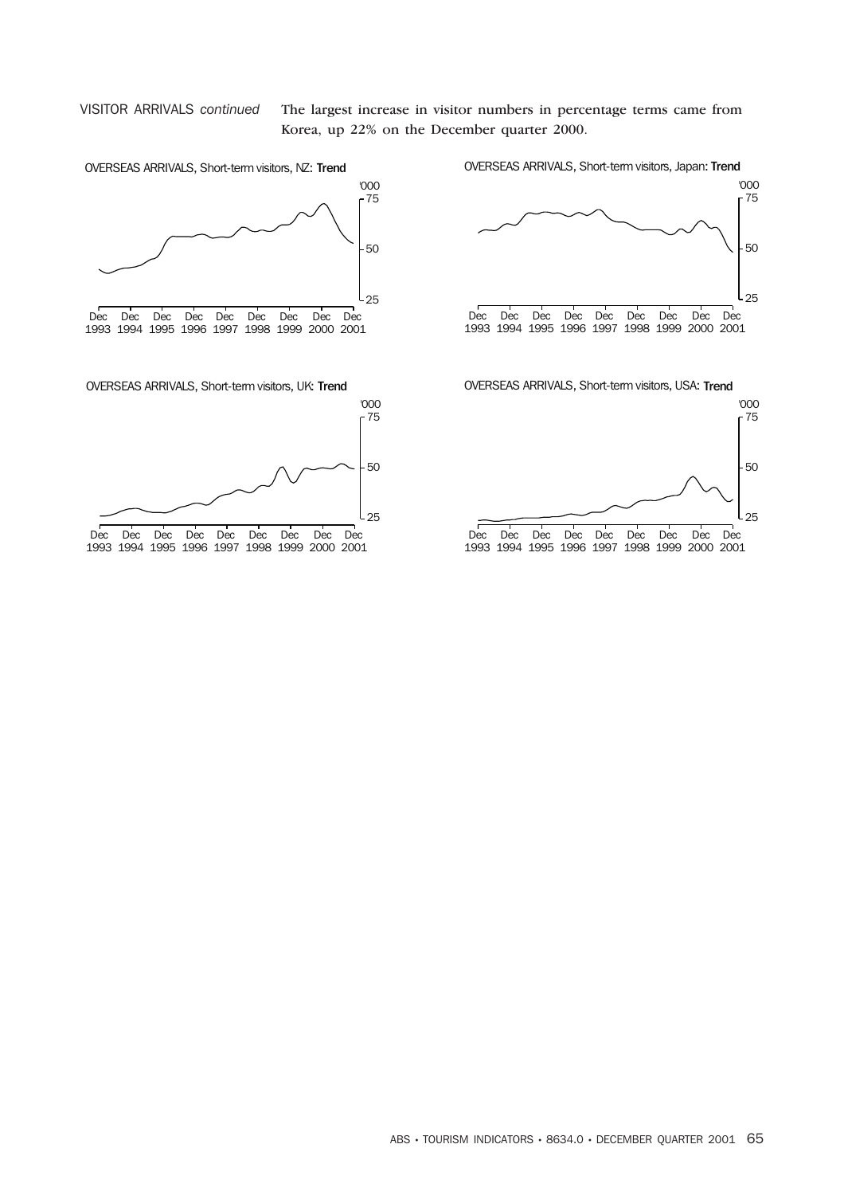VISITOR ARRIVALS *continued*

The largest increase in visitor numbers in percentage terms came from Korea, up 22% on the December quarter 2000.

OVERSEAS ARRIVALS, Short-term visitors, NZ: **Trend**

OVERSEAS ARRIVALS, Short-term visitors, Japan: **Trend**

OVERSEAS ARRIVALS, Short-term visitors, UK: **Trend**

OVERSEAS ARRIVALS, Short-term visitors, USA: **Trend**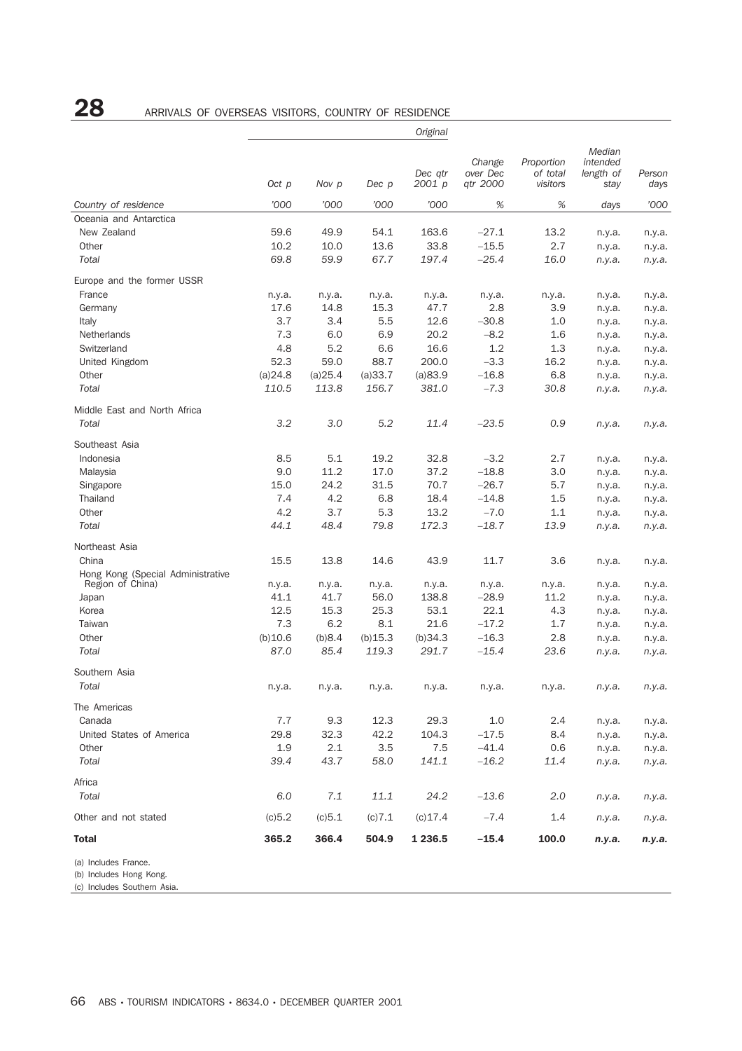# 28 ARRIVALS OF OVERSEAS VISITORS, COUNTRY OF RESIDENCE

| | Original | | | | | | | |
|---|---|---|---|---|---|---|---|---|
| | Oct p | Nov p | Dec p | Dec qtr 2001 p | Change over Dec qtr 2000 | Proportion of total visitors | Median intended length of stay | Person days |
| Country of residence | '000 | '000 | '000 | '000 | % | % | days | '000 |
| **Oceania and Antarctica** | | | | | | | | |
| New Zealand | 59.6 | 49.9 | 54.1 | 163.6 | –27.1 | 13.2 | n.y.a. | n.y.a. |
| Other | 10.2 | 10.0 | 13.6 | 33.8 | –15.5 | 2.7 | n.y.a. | n.y.a. |
| *Total* | *69.8* | *59.9* | *67.7* | *197.4* | *–25.4* | *16.0* | *n.y.a.* | *n.y.a.* |
| **Europe and the former USSR** | | | | | | | | |
| France | n.y.a. | n.y.a. | n.y.a. | n.y.a. | n.y.a. | n.y.a. | n.y.a. | n.y.a. |
| Germany | 17.6 | 14.8 | 15.3 | 47.7 | 2.8 | 3.9 | n.y.a. | n.y.a. |
| Italy | 3.7 | 3.4 | 5.5 | 12.6 | –30.8 | 1.0 | n.y.a. | n.y.a. |
| Netherlands | 7.3 | 6.0 | 6.9 | 20.2 | –8.2 | 1.6 | n.y.a. | n.y.a. |
| Switzerland | 4.8 | 5.2 | 6.6 | 16.6 | 1.2 | 1.3 | n.y.a. | n.y.a. |
| United Kingdom | 52.3 | 59.0 | 88.7 | 200.0 | –3.3 | 16.2 | n.y.a. | n.y.a. |
| Other | (a)24.8 | (a)25.4 | (a)33.7 | (a)83.9 | –16.8 | 6.8 | n.y.a. | n.y.a. |
| *Total* | *110.5* | *113.8* | *156.7* | *381.0* | *–7.3* | *30.8* | *n.y.a.* | *n.y.a.* |
| **Middle East and North Africa** | | | | | | | | |
| *Total* | *3.2* | *3.0* | *5.2* | *11.4* | *–23.5* | *0.9* | *n.y.a.* | *n.y.a.* |
| **Southeast Asia** | | | | | | | | |
| Indonesia | 8.5 | 5.1 | 19.2 | 32.8 | –3.2 | 2.7 | n.y.a. | n.y.a. |
| Malaysia | 9.0 | 11.2 | 17.0 | 37.2 | –18.8 | 3.0 | n.y.a. | n.y.a. |
| Singapore | 15.0 | 24.2 | 31.5 | 70.7 | –26.7 | 5.7 | n.y.a. | n.y.a. |
| Thailand | 7.4 | 4.2 | 6.8 | 18.4 | –14.8 | 1.5 | n.y.a. | n.y.a. |
| Other | 4.2 | 3.7 | 5.3 | 13.2 | –7.0 | 1.1 | n.y.a. | n.y.a. |
| *Total* | *44.1* | *48.4* | *79.8* | *172.3* | *–18.7* | *13.9* | *n.y.a.* | *n.y.a.* |
| **Northeast Asia** | | | | | | | | |
| China | 15.5 | 13.8 | 14.6 | 43.9 | 11.7 | 3.6 | n.y.a. | n.y.a. |
| Hong Kong (Special Administrative Region of China) | n.y.a. | n.y.a. | n.y.a. | n.y.a. | n.y.a. | n.y.a. | n.y.a. | n.y.a. |
| Japan | 41.1 | 41.7 | 56.0 | 138.8 | –28.9 | 11.2 | n.y.a. | n.y.a. |
| Korea | 12.5 | 15.3 | 25.3 | 53.1 | 22.1 | 4.3 | n.y.a. | n.y.a. |
| Taiwan | 7.3 | 6.2 | 8.1 | 21.6 | –17.2 | 1.7 | n.y.a. | n.y.a. |
| Other | (b)10.6 | (b)8.4 | (b)15.3 | (b)34.3 | –16.3 | 2.8 | n.y.a. | n.y.a. |
| *Total* | *87.0* | *85.4* | *119.3* | *291.7* | *–15.4* | *23.6* | *n.y.a.* | *n.y.a.* |
| **Southern Asia** | | | | | | | | |
| *Total* | n.y.a. | n.y.a. | n.y.a. | n.y.a. | n.y.a. | n.y.a. | *n.y.a.* | *n.y.a.* |
| **The Americas** | | | | | | | | |
| Canada | 7.7 | 9.3 | 12.3 | 29.3 | 1.0 | 2.4 | n.y.a. | n.y.a. |
| United States of America | 29.8 | 32.3 | 42.2 | 104.3 | –17.5 | 8.4 | n.y.a. | n.y.a. |
| Other | 1.9 | 2.1 | 3.5 | 7.5 | –41.4 | 0.6 | n.y.a. | n.y.a. |
| *Total* | *39.4* | *43.7* | *58.0* | *141.1* | *–16.2* | *11.4* | *n.y.a.* | *n.y.a.* |
| **Africa** | | | | | | | | |
| *Total* | *6.0* | *7.1* | *11.1* | *24.2* | *–13.6* | *2.0* | *n.y.a.* | *n.y.a.* |
| Other and not stated | (c)5.2 | (c)5.1 | (c)7.1 | (c)17.4 | –7.4 | 1.4 | *n.y.a.* | *n.y.a.* |
| **Total** | **365.2** | **366.4** | **504.9** | **1 236.5** | **–15.4** | **100.0** | ***n.y.a.*** | ***n.y.a.*** |

(a) Includes France.
(b) Includes Hong Kong.
(c) Includes Southern Asia.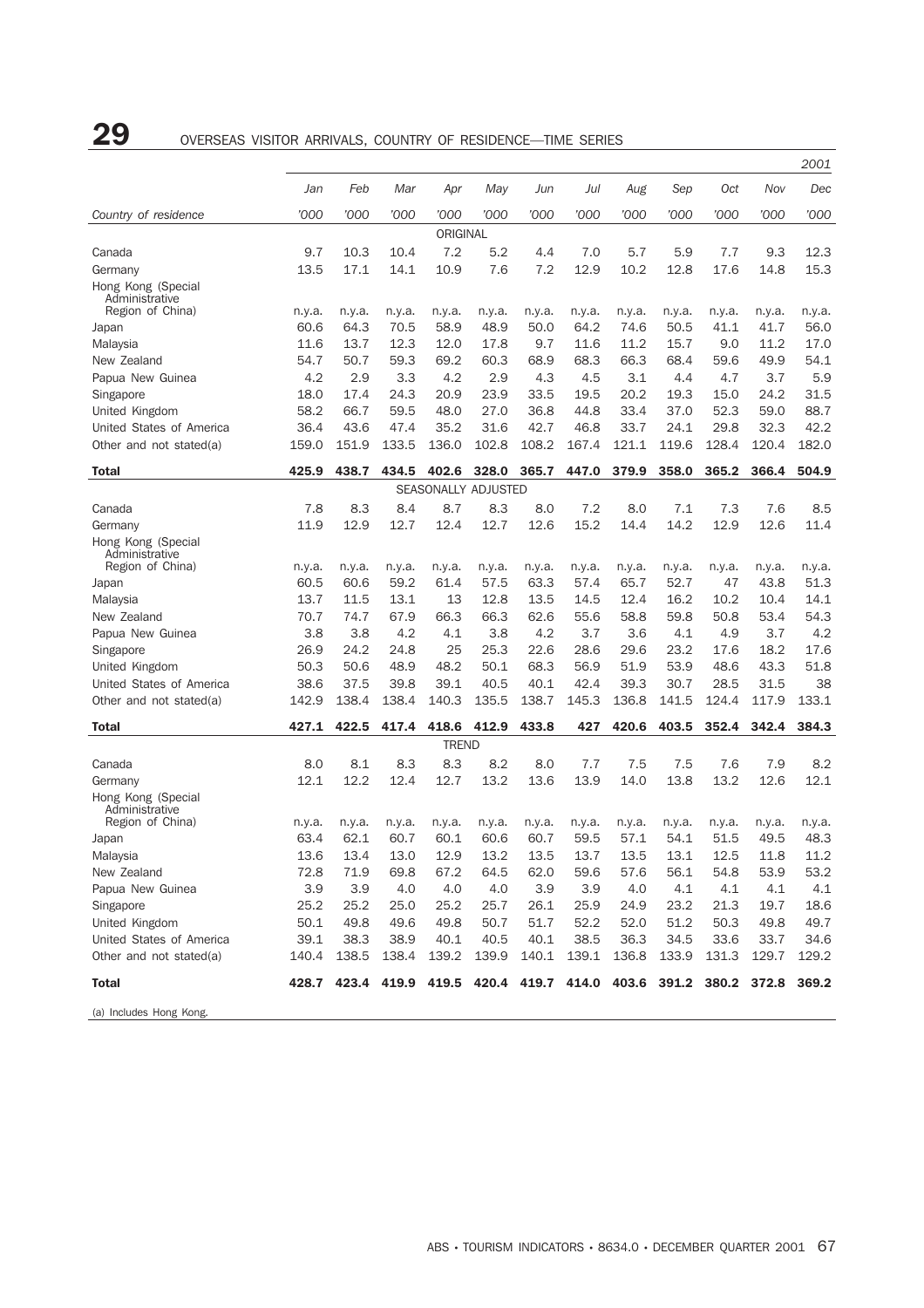# 29 OVERSEAS VISITOR ARRIVALS, COUNTRY OF RESIDENCE—TIME SERIES

| | | | | | | | | | | | | 2001 |
|---|---|---|---|---|---|---|---|---|---|---|---|---|
| | Jan | Feb | Mar | Apr | May | Jun | Jul | Aug | Sep | Oct | Nov | Dec |
| Country of residence | '000 | '000 | '000 | '000 | '000 | '000 | '000 | '000 | '000 | '000 | '000 | '000 |
| ORIGINAL | | | | | | | | | | | | |
| Canada | 9.7 | 10.3 | 10.4 | 7.2 | 5.2 | 4.4 | 7.0 | 5.7 | 5.9 | 7.7 | 9.3 | 12.3 |
| Germany | 13.5 | 17.1 | 14.1 | 10.9 | 7.6 | 7.2 | 12.9 | 10.2 | 12.8 | 17.6 | 14.8 | 15.3 |
| Hong Kong (Special Administrative Region of China) | n.y.a. | n.y.a. | n.y.a. | n.y.a. | n.y.a. | n.y.a. | n.y.a. | n.y.a. | n.y.a. | n.y.a. | n.y.a. | n.y.a. |
| Japan | 60.6 | 64.3 | 70.5 | 58.9 | 48.9 | 50.0 | 64.2 | 74.6 | 50.5 | 41.1 | 41.7 | 56.0 |
| Malaysia | 11.6 | 13.7 | 12.3 | 12.0 | 17.8 | 9.7 | 11.6 | 11.2 | 15.7 | 9.0 | 11.2 | 17.0 |
| New Zealand | 54.7 | 50.7 | 59.3 | 69.2 | 60.3 | 68.9 | 68.3 | 66.3 | 68.4 | 59.6 | 49.9 | 54.1 |
| Papua New Guinea | 4.2 | 2.9 | 3.3 | 4.2 | 2.9 | 4.3 | 4.5 | 3.1 | 4.4 | 4.7 | 3.7 | 5.9 |
| Singapore | 18.0 | 17.4 | 24.3 | 20.9 | 23.9 | 33.5 | 19.5 | 20.2 | 19.3 | 15.0 | 24.2 | 31.5 |
| United Kingdom | 58.2 | 66.7 | 59.5 | 48.0 | 27.0 | 36.8 | 44.8 | 33.4 | 37.0 | 52.3 | 59.0 | 88.7 |
| United States of America | 36.4 | 43.6 | 47.4 | 35.2 | 31.6 | 42.7 | 46.8 | 33.7 | 24.1 | 29.8 | 32.3 | 42.2 |
| Other and not stated(a) | 159.0 | 151.9 | 133.5 | 136.0 | 102.8 | 108.2 | 167.4 | 121.1 | 119.6 | 128.4 | 120.4 | 182.0 |
| **Total** | **425.9** | **438.7** | **434.5** | **402.6** | **328.0** | **365.7** | **447.0** | **379.9** | **358.0** | **365.2** | **366.4** | **504.9** |
| SEASONALLY ADJUSTED | | | | | | | | | | | | |
| Canada | 7.8 | 8.3 | 8.4 | 8.7 | 8.3 | 8.0 | 7.2 | 8.0 | 7.1 | 7.3 | 7.6 | 8.5 |
| Germany | 11.9 | 12.9 | 12.7 | 12.4 | 12.7 | 12.6 | 15.2 | 14.4 | 14.2 | 12.9 | 12.6 | 11.4 |
| Hong Kong (Special Administrative Region of China) | n.y.a. | n.y.a. | n.y.a. | n.y.a. | n.y.a. | n.y.a. | n.y.a. | n.y.a. | n.y.a. | n.y.a. | n.y.a. | n.y.a. |
| Japan | 60.5 | 60.6 | 59.2 | 61.4 | 57.5 | 63.3 | 57.4 | 65.7 | 52.7 | 47 | 43.8 | 51.3 |
| Malaysia | 13.7 | 11.5 | 13.1 | 13 | 12.8 | 13.5 | 14.5 | 12.4 | 16.2 | 10.2 | 10.4 | 14.1 |
| New Zealand | 70.7 | 74.7 | 67.9 | 66.3 | 66.3 | 62.6 | 55.6 | 58.8 | 59.8 | 50.8 | 53.4 | 54.3 |
| Papua New Guinea | 3.8 | 3.8 | 4.2 | 4.1 | 3.8 | 4.2 | 3.7 | 3.6 | 4.1 | 4.9 | 3.7 | 4.2 |
| Singapore | 26.9 | 24.2 | 24.8 | 25 | 25.3 | 22.6 | 28.6 | 29.6 | 23.2 | 17.6 | 18.2 | 17.6 |
| United Kingdom | 50.3 | 50.6 | 48.9 | 48.2 | 50.1 | 68.3 | 56.9 | 51.9 | 53.9 | 48.6 | 43.3 | 51.8 |
| United States of America | 38.6 | 37.5 | 39.8 | 39.1 | 40.5 | 40.1 | 42.4 | 39.3 | 30.7 | 28.5 | 31.5 | 38 |
| Other and not stated(a) | 142.9 | 138.4 | 138.4 | 140.3 | 135.5 | 138.7 | 145.3 | 136.8 | 141.5 | 124.4 | 117.9 | 133.1 |
| **Total** | **427.1** | **422.5** | **417.4** | **418.6** | **412.9** | **433.8** | **427** | **420.6** | **403.5** | **352.4** | **342.4** | **384.3** |
| TREND | | | | | | | | | | | | |
| Canada | 8.0 | 8.1 | 8.3 | 8.3 | 8.2 | 8.0 | 7.7 | 7.5 | 7.5 | 7.6 | 7.9 | 8.2 |
| Germany | 12.1 | 12.2 | 12.4 | 12.7 | 13.2 | 13.6 | 13.9 | 14.0 | 13.8 | 13.2 | 12.6 | 12.1 |
| Hong Kong (Special Administrative Region of China) | n.y.a. | n.y.a. | n.y.a. | n.y.a. | n.y.a. | n.y.a. | n.y.a. | n.y.a. | n.y.a. | n.y.a. | n.y.a. | n.y.a. |
| Japan | 63.4 | 62.1 | 60.7 | 60.1 | 60.6 | 60.7 | 59.5 | 57.1 | 54.1 | 51.5 | 49.5 | 48.3 |
| Malaysia | 13.6 | 13.4 | 13.0 | 12.9 | 13.2 | 13.5 | 13.7 | 13.5 | 13.1 | 12.5 | 11.8 | 11.2 |
| New Zealand | 72.8 | 71.9 | 69.8 | 67.2 | 64.5 | 62.0 | 59.6 | 57.6 | 56.1 | 54.8 | 53.9 | 53.2 |
| Papua New Guinea | 3.9 | 3.9 | 4.0 | 4.0 | 4.0 | 3.9 | 3.9 | 4.0 | 4.1 | 4.1 | 4.1 | 4.1 |
| Singapore | 25.2 | 25.2 | 25.0 | 25.2 | 25.7 | 26.1 | 25.9 | 24.9 | 23.2 | 21.3 | 19.7 | 18.6 |
| United Kingdom | 50.1 | 49.8 | 49.6 | 49.8 | 50.7 | 51.7 | 52.2 | 52.0 | 51.2 | 50.3 | 49.8 | 49.7 |
| United States of America | 39.1 | 38.3 | 38.9 | 40.1 | 40.5 | 40.1 | 38.5 | 36.3 | 34.5 | 33.6 | 33.7 | 34.6 |
| Other and not stated(a) | 140.4 | 138.5 | 138.4 | 139.2 | 139.9 | 140.1 | 139.1 | 136.8 | 133.9 | 131.3 | 129.7 | 129.2 |
| **Total** | **428.7** | **423.4** | **419.9** | **419.5** | **420.4** | **419.7** | **414.0** | **403.6** | **391.2** | **380.2** | **372.8** | **369.2** |

(a) Includes Hong Kong.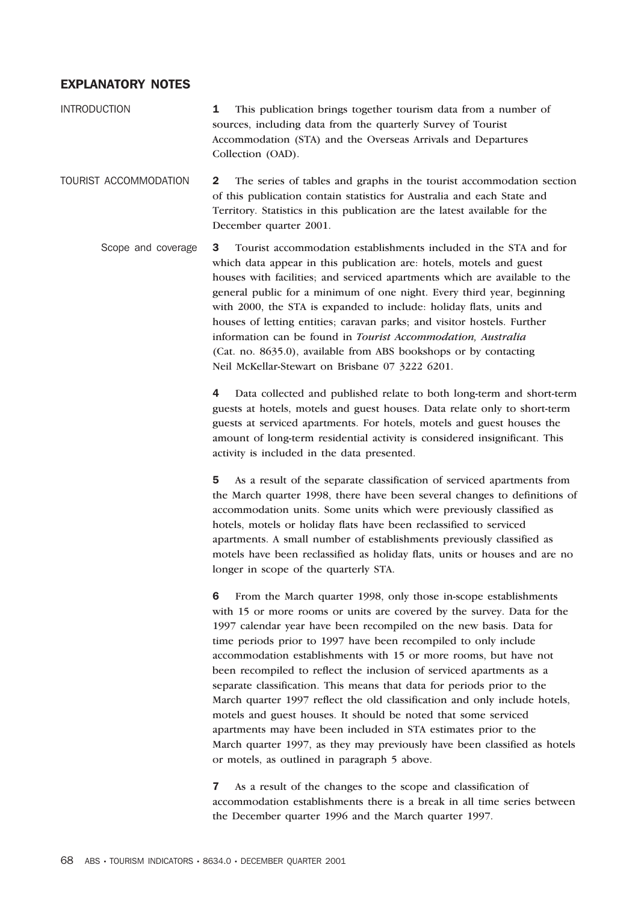# EXPLANATORY NOTES

## INTRODUCTION

**1** This publication brings together tourism data from a number of sources, including data from the quarterly Survey of Tourist Accommodation (STA) and the Overseas Arrivals and Departures Collection (OAD).

## TOURIST ACCOMMODATION

**2** The series of tables and graphs in the tourist accommodation section of this publication contain statistics for Australia and each State and Territory. Statistics in this publication are the latest available for the December quarter 2001.

### Scope and coverage

**3** Tourist accommodation establishments included in the STA and for which data appear in this publication are: hotels, motels and guest houses with facilities; and serviced apartments which are available to the general public for a minimum of one night. Every third year, beginning with 2000, the STA is expanded to include: holiday flats, units and houses of letting entities; caravan parks; and visitor hostels. Further information can be found in *Tourist Accommodation, Australia* (Cat. no. 8635.0), available from ABS bookshops or by contacting Neil McKellar-Stewart on Brisbane 07 3222 6201.

**4** Data collected and published relate to both long-term and short-term guests at hotels, motels and guest houses. Data relate only to short-term guests at serviced apartments. For hotels, motels and guest houses the amount of long-term residential activity is considered insignificant. This activity is included in the data presented.

**5** As a result of the separate classification of serviced apartments from the March quarter 1998, there have been several changes to definitions of accommodation units. Some units which were previously classified as hotels, motels or holiday flats have been reclassified to serviced apartments. A small number of establishments previously classified as motels have been reclassified as holiday flats, units or houses and are no longer in scope of the quarterly STA.

**6** From the March quarter 1998, only those in-scope establishments with 15 or more rooms or units are covered by the survey. Data for the 1997 calendar year have been recompiled on the new basis. Data for time periods prior to 1997 have been recompiled to only include accommodation establishments with 15 or more rooms, but have not been recompiled to reflect the inclusion of serviced apartments as a separate classification. This means that data for periods prior to the March quarter 1997 reflect the old classification and only include hotels, motels and guest houses. It should be noted that some serviced apartments may have been included in STA estimates prior to the March quarter 1997, as they may previously have been classified as hotels or motels, as outlined in paragraph 5 above.

**7** As a result of the changes to the scope and classification of accommodation establishments there is a break in all time series between the December quarter 1996 and the March quarter 1997.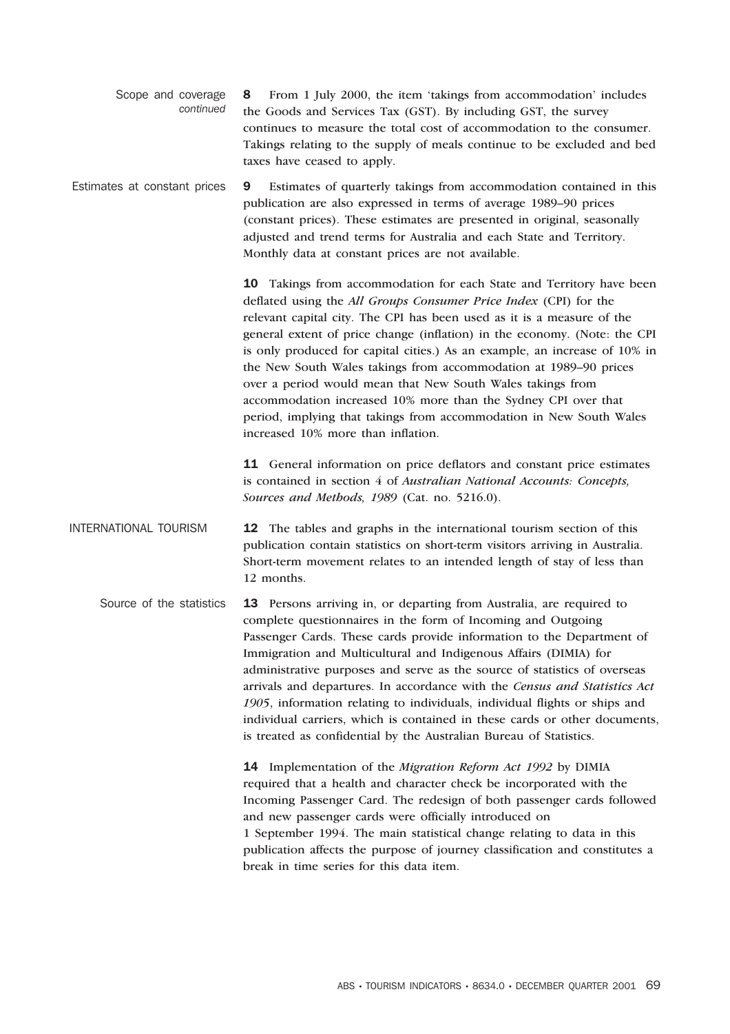### Scope and coverage *continued*

**8** From 1 July 2000, the item 'takings from accommodation' includes the Goods and Services Tax (GST). By including GST, the survey continues to measure the total cost of accommodation to the consumer. Takings relating to the supply of meals continue to be excluded and bed taxes have ceased to apply.

### Estimates at constant prices

**9** Estimates of quarterly takings from accommodation contained in this publication are also expressed in terms of average 1989–90 prices (constant prices). These estimates are presented in original, seasonally adjusted and trend terms for Australia and each State and Territory. Monthly data at constant prices are not available.

**10** Takings from accommodation for each State and Territory have been deflated using the *All Groups Consumer Price Index* (CPI) for the relevant capital city. The CPI has been used as it is a measure of the general extent of price change (inflation) in the economy. (Note: the CPI is only produced for capital cities.) As an example, an increase of 10% in the New South Wales takings from accommodation at 1989–90 prices over a period would mean that New South Wales takings from accommodation increased 10% more than the Sydney CPI over that period, implying that takings from accommodation in New South Wales increased 10% more than inflation.

**11** General information on price deflators and constant price estimates is contained in section 4 of *Australian National Accounts: Concepts, Sources and Methods, 1989* (Cat. no. 5216.0).

## INTERNATIONAL TOURISM

**12** The tables and graphs in the international tourism section of this publication contain statistics on short-term visitors arriving in Australia. Short-term movement relates to an intended length of stay of less than 12 months.

### Source of the statistics

**13** Persons arriving in, or departing from Australia, are required to complete questionnaires in the form of Incoming and Outgoing Passenger Cards. These cards provide information to the Department of Immigration and Multicultural and Indigenous Affairs (DIMIA) for administrative purposes and serve as the source of statistics of overseas arrivals and departures. In accordance with the *Census and Statistics Act 1905*, information relating to individuals, individual flights or ships and individual carriers, which is contained in these cards or other documents, is treated as confidential by the Australian Bureau of Statistics.

**14** Implementation of the *Migration Reform Act 1992* by DIMIA required that a health and character check be incorporated with the Incoming Passenger Card. The redesign of both passenger cards followed and new passenger cards were officially introduced on 1 September 1994. The main statistical change relating to data in this publication affects the purpose of journey classification and constitutes a break in time series for this data item.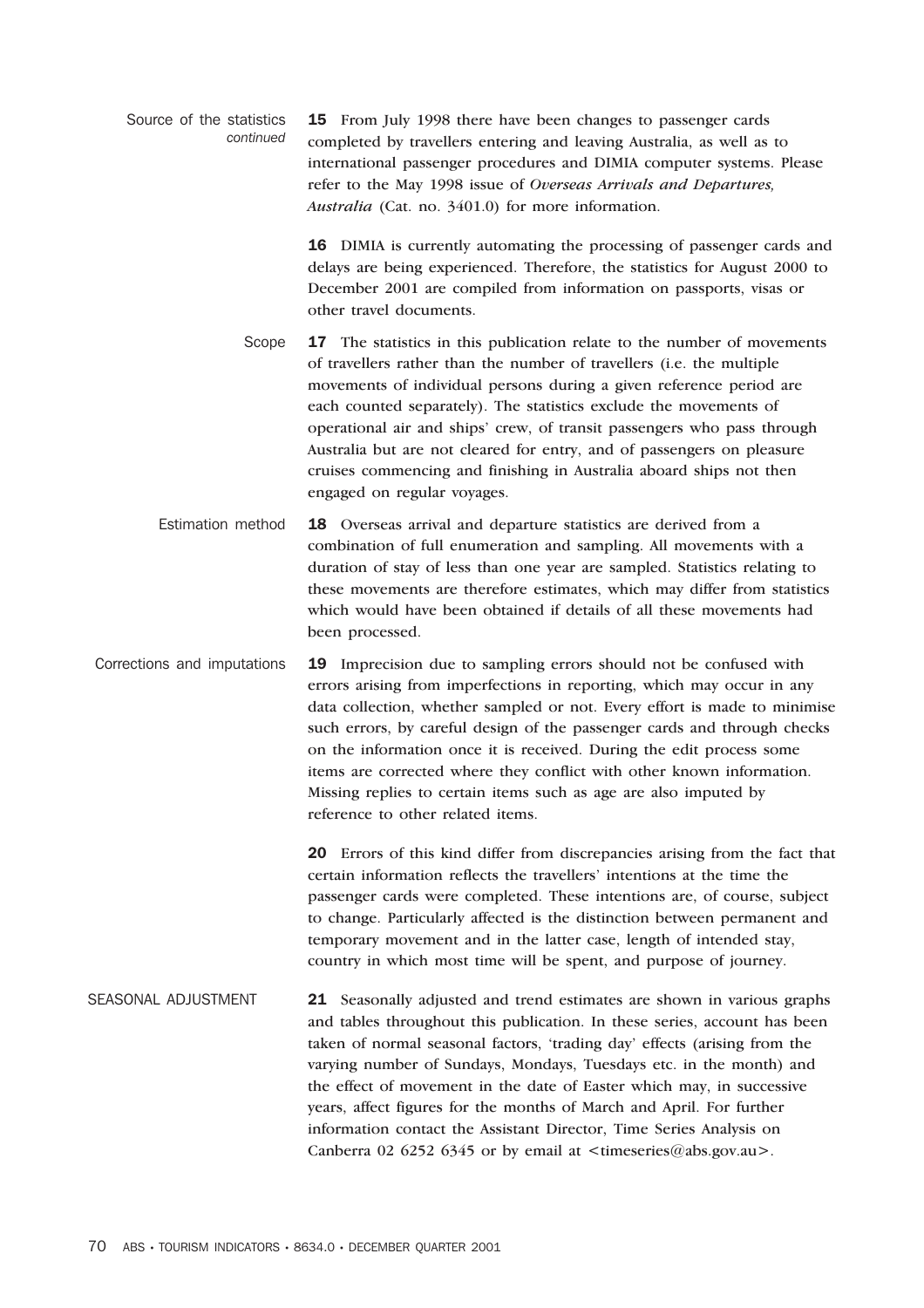Source of the statistics *continued*

**15** From July 1998 there have been changes to passenger cards completed by travellers entering and leaving Australia, as well as to international passenger procedures and DIMIA computer systems. Please refer to the May 1998 issue of ***Overseas Arrivals and Departures, Australia*** (Cat. no. 3401.0) for more information.

**16** DIMIA is currently automating the processing of passenger cards and delays are being experienced. Therefore, the statistics for August 2000 to December 2001 are compiled from information on passports, visas or other travel documents.

Scope

**17** The statistics in this publication relate to the number of movements of travellers rather than the number of travellers (i.e. the multiple movements of individual persons during a given reference period are each counted separately). The statistics exclude the movements of operational air and ships' crew, of transit passengers who pass through Australia but are not cleared for entry, and of passengers on pleasure cruises commencing and finishing in Australia aboard ships not then engaged on regular voyages.

Estimation method

**18** Overseas arrival and departure statistics are derived from a combination of full enumeration and sampling. All movements with a duration of stay of less than one year are sampled. Statistics relating to these movements are therefore estimates, which may differ from statistics which would have been obtained if details of all these movements had been processed.

Corrections and imputations

**19** Imprecision due to sampling errors should not be confused with errors arising from imperfections in reporting, which may occur in any data collection, whether sampled or not. Every effort is made to minimise such errors, by careful design of the passenger cards and through checks on the information once it is received. During the edit process some items are corrected where they conflict with other known information. Missing replies to certain items such as age are also imputed by reference to other related items.

**20** Errors of this kind differ from discrepancies arising from the fact that certain information reflects the travellers' intentions at the time the passenger cards were completed. These intentions are, of course, subject to change. Particularly affected is the distinction between permanent and temporary movement and in the latter case, length of intended stay, country in which most time will be spent, and purpose of journey.

## SEASONAL ADJUSTMENT

**21** Seasonally adjusted and trend estimates are shown in various graphs and tables throughout this publication. In these series, account has been taken of normal seasonal factors, 'trading day' effects (arising from the varying number of Sundays, Mondays, Tuesdays etc. in the month) and the effect of movement in the date of Easter which may, in successive years, affect figures for the months of March and April. For further information contact the Assistant Director, Time Series Analysis on Canberra 02 6252 6345 or by email at <timeseries@abs.gov.au>.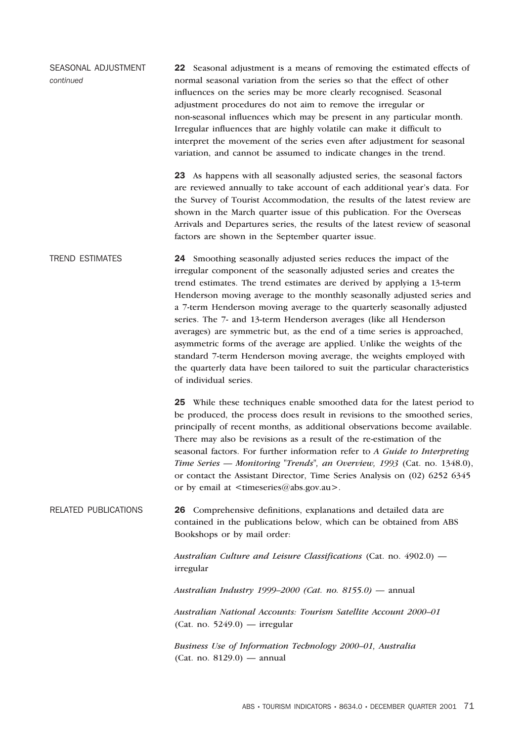## SEASONAL ADJUSTMENT *continued*

**22** Seasonal adjustment is a means of removing the estimated effects of normal seasonal variation from the series so that the effect of other influences on the series may be more clearly recognised. Seasonal adjustment procedures do not aim to remove the irregular or non-seasonal influences which may be present in any particular month. Irregular influences that are highly volatile can make it difficult to interpret the movement of the series even after adjustment for seasonal variation, and cannot be assumed to indicate changes in the trend.

**23** As happens with all seasonally adjusted series, the seasonal factors are reviewed annually to take account of each additional year's data. For the Survey of Tourist Accommodation, the results of the latest review are shown in the March quarter issue of this publication. For the Overseas Arrivals and Departures series, the results of the latest review of seasonal factors are shown in the September quarter issue.

## TREND ESTIMATES

**24** Smoothing seasonally adjusted series reduces the impact of the irregular component of the seasonally adjusted series and creates the trend estimates. The trend estimates are derived by applying a 13-term Henderson moving average to the monthly seasonally adjusted series and a 7-term Henderson moving average to the quarterly seasonally adjusted series. The 7- and 13-term Henderson averages (like all Henderson averages) are symmetric but, as the end of a time series is approached, asymmetric forms of the average are applied. Unlike the weights of the standard 7-term Henderson moving average, the weights employed with the quarterly data have been tailored to suit the particular characteristics of individual series.

**25** While these techniques enable smoothed data for the latest period to be produced, the process does result in revisions to the smoothed series, principally of recent months, as additional observations become available. There may also be revisions as a result of the re-estimation of the seasonal factors. For further information refer to *A Guide to Interpreting Time Series — Monitoring "Trends", an Overview, 1993* (Cat. no. 1348.0), or contact the Assistant Director, Time Series Analysis on (02) 6252 6345 or by email at <timeseries@abs.gov.au>.

## RELATED PUBLICATIONS

**26** Comprehensive definitions, explanations and detailed data are contained in the publications below, which can be obtained from ABS Bookshops or by mail order:

*Australian Culture and Leisure Classifications* (Cat. no. 4902.0) — irregular

*Australian Industry 1999–2000 (Cat. no. 8155.0)* — annual

*Australian National Accounts: Tourism Satellite Account 2000–01* (Cat. no. 5249.0) — irregular

*Business Use of Information Technology 2000–01, Australia* (Cat. no. 8129.0) — annual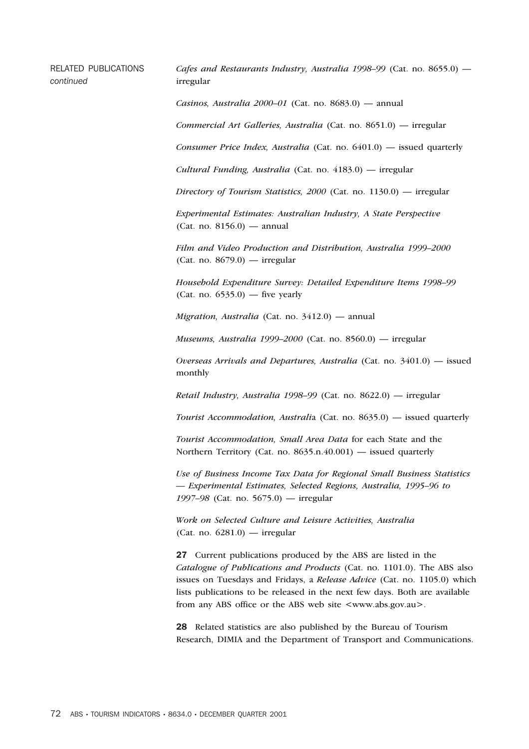RELATED PUBLICATIONS *continued*

*Cafes and Restaurants Industry, Australia 1998–99* (Cat. no. 8655.0) — irregular

*Casinos, Australia 2000–01* (Cat. no. 8683.0) — annual

*Commercial Art Galleries, Australia* (Cat. no. 8651.0) — irregular

*Consumer Price Index, Australia* (Cat. no. 6401.0) — issued quarterly

*Cultural Funding, Australia* (Cat. no. 4183.0) — irregular

*Directory of Tourism Statistics, 2000* (Cat. no. 1130.0) — irregular

*Experimental Estimates: Australian Industry, A State Perspective* (Cat. no. 8156.0) — annual

*Film and Video Production and Distribution, Australia 1999–2000* (Cat. no. 8679.0) — irregular

*Household Expenditure Survey: Detailed Expenditure Items 1998–99* (Cat. no. 6535.0) — five yearly

*Migration, Australia* (Cat. no. 3412.0) — annual

*Museums, Australia 1999–2000* (Cat. no. 8560.0) — irregular

*Overseas Arrivals and Departures, Australia* (Cat. no. 3401.0) — issued monthly

*Retail Industry, Australia 1998–99* (Cat. no. 8622.0) — irregular

*Tourist Accommodation, Australia* (Cat. no. 8635.0) — issued quarterly

*Tourist Accommodation, Small Area Data* for each State and the Northern Territory (Cat. no. 8635.n.40.001) — issued quarterly

*Use of Business Income Tax Data for Regional Small Business Statistics — Experimental Estimates, Selected Regions, Australia, 1995–96 to 1997–98* (Cat. no. 5675.0) — irregular

*Work on Selected Culture and Leisure Activities, Australia* (Cat. no. 6281.0) — irregular

**27** Current publications produced by the ABS are listed in the *Catalogue of Publications and Products* (Cat. no. 1101.0). The ABS also issues on Tuesdays and Fridays, a *Release Advice* (Cat. no. 1105.0) which lists publications to be released in the next few days. Both are available from any ABS office or the ABS web site <www.abs.gov.au>.

**28** Related statistics are also published by the Bureau of Tourism Research, DIMIA and the Department of Transport and Communications.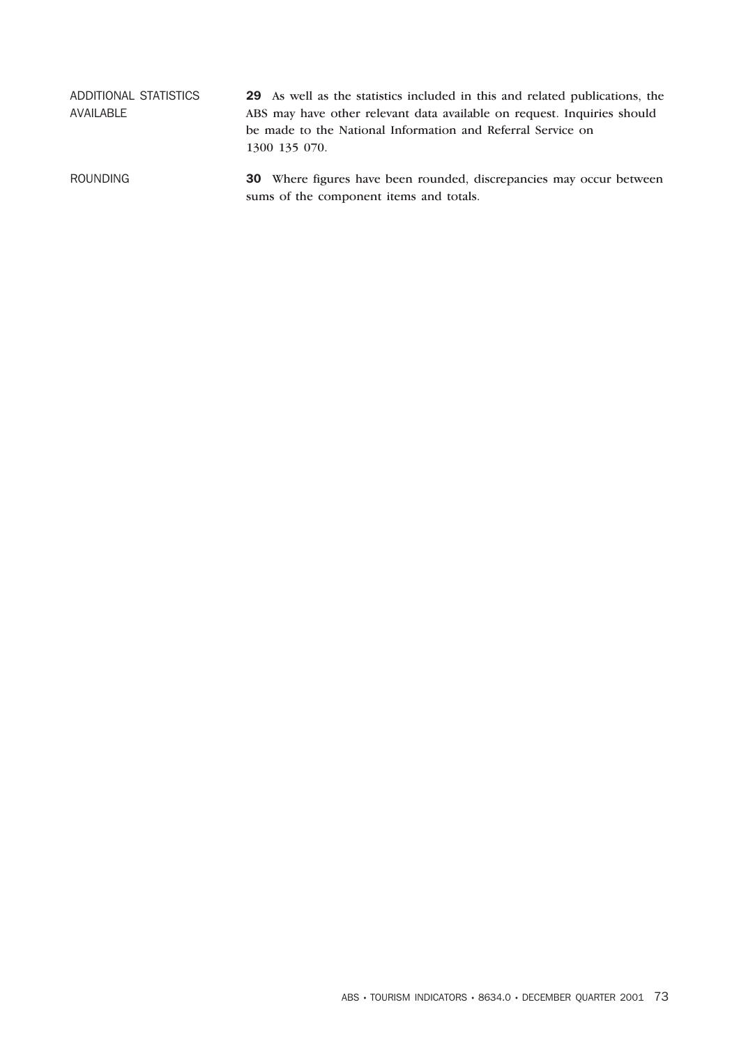### ADDITIONAL STATISTICS AVAILABLE

**29** As well as the statistics included in this and related publications, the ABS may have other relevant data available on request. Inquiries should be made to the National Information and Referral Service on 1300 135 070.

### ROUNDING

**30** Where figures have been rounded, discrepancies may occur between sums of the component items and totals.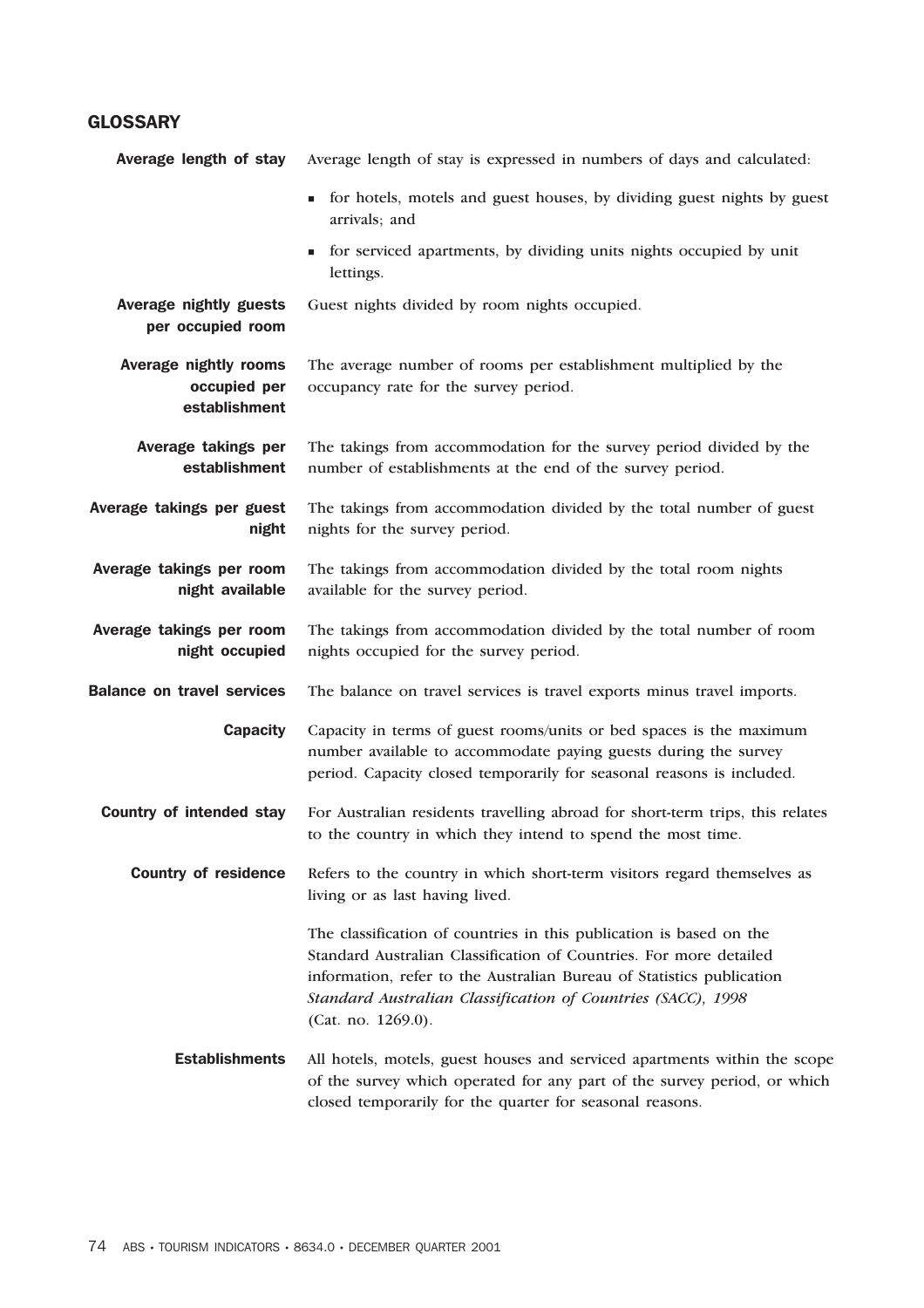## GLOSSARY

**Average length of stay**

Average length of stay is expressed in numbers of days and calculated:

- for hotels, motels and guest houses, by dividing guest nights by guest arrivals; and
- for serviced apartments, by dividing units nights occupied by unit lettings.

**Average nightly guests per occupied room**

Guest nights divided by room nights occupied.

**Average nightly rooms occupied per establishment**

The average number of rooms per establishment multiplied by the occupancy rate for the survey period.

**Average takings per establishment**

The takings from accommodation for the survey period divided by the number of establishments at the end of the survey period.

**Average takings per guest night**

The takings from accommodation divided by the total number of guest nights for the survey period.

**Average takings per room night available**

The takings from accommodation divided by the total room nights available for the survey period.

**Average takings per room night occupied**

The takings from accommodation divided by the total number of room nights occupied for the survey period.

**Balance on travel services**

The balance on travel services is travel exports minus travel imports.

**Capacity**

Capacity in terms of guest rooms/units or bed spaces is the maximum number available to accommodate paying guests during the survey period. Capacity closed temporarily for seasonal reasons is included.

**Country of intended stay**

For Australian residents travelling abroad for short-term trips, this relates to the country in which they intend to spend the most time.

**Country of residence**

Refers to the country in which short-term visitors regard themselves as living or as last having lived.

The classification of countries in this publication is based on the Standard Australian Classification of Countries. For more detailed information, refer to the Australian Bureau of Statistics publication *Standard Australian Classification of Countries (SACC), 1998* (Cat. no. 1269.0).

**Establishments**

All hotels, motels, guest houses and serviced apartments within the scope of the survey which operated for any part of the survey period, or which closed temporarily for the quarter for seasonal reasons.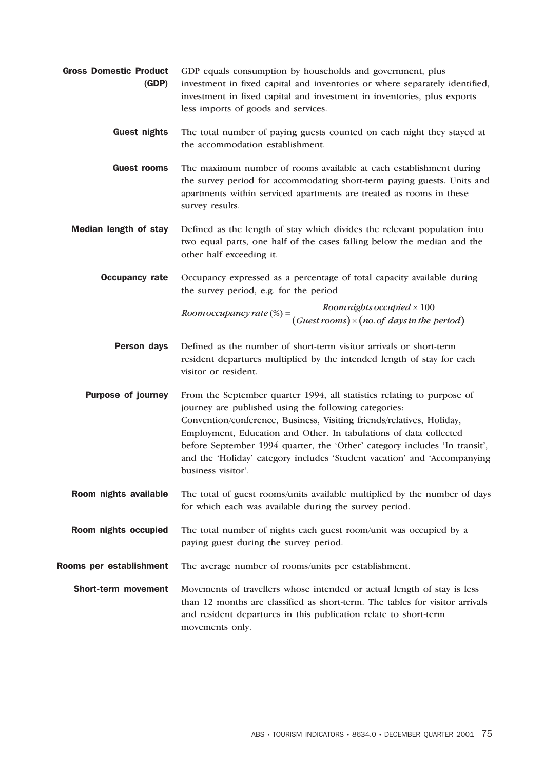**Gross Domestic Product (GDP)** GDP equals consumption by households and government, plus investment in fixed capital and inventories or where separately identified, investment in fixed capital and investment in inventories, plus exports less imports of goods and services.

**Guest nights** The total number of paying guests counted on each night they stayed at the accommodation establishment.

**Guest rooms** The maximum number of rooms available at each establishment during the survey period for accommodating short-term paying guests. Units and apartments within serviced apartments are treated as rooms in these survey results.

**Median length of stay** Defined as the length of stay which divides the relevant population into two equal parts, one half of the cases falling below the median and the other half exceeding it.

**Occupancy rate** Occupancy expressed as a percentage of total capacity available during the survey period, e.g. for the period

$$Room\,occupancy\,rate\,(\%) = \frac{Room\,nights\,occupied \times 100}{(Guest\,rooms) \times (no.\,of\,days\,in\,the\,period)}$$

**Person days** Defined as the number of short-term visitor arrivals or short-term resident departures multiplied by the intended length of stay for each visitor or resident.

**Purpose of journey** From the September quarter 1994, all statistics relating to purpose of journey are published using the following categories: Convention/conference, Business, Visiting friends/relatives, Holiday, Employment, Education and Other. In tabulations of data collected before September 1994 quarter, the 'Other' category includes 'In transit', and the 'Holiday' category includes 'Student vacation' and 'Accompanying business visitor'.

**Room nights available** The total of guest rooms/units available multiplied by the number of days for which each was available during the survey period.

**Room nights occupied** The total number of nights each guest room/unit was occupied by a paying guest during the survey period.

**Rooms per establishment** The average number of rooms/units per establishment.

**Short-term movement** Movements of travellers whose intended or actual length of stay is less than 12 months are classified as short-term. The tables for visitor arrivals and resident departures in this publication relate to short-term movements only.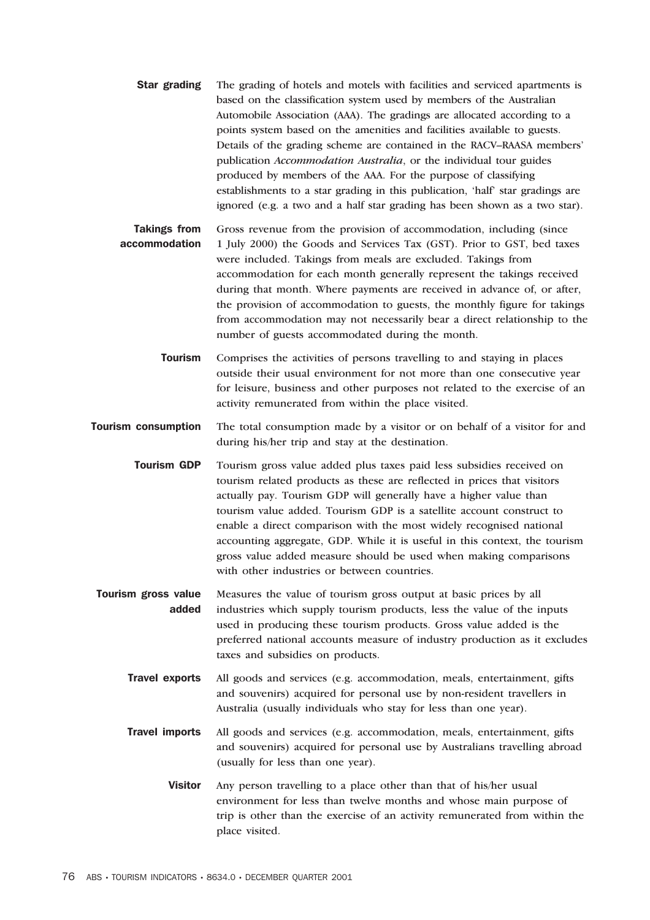**Star grading** The grading of hotels and motels with facilities and serviced apartments is based on the classification system used by members of the Australian Automobile Association (AAA). The gradings are allocated according to a points system based on the amenities and facilities available to guests. Details of the grading scheme are contained in the RACV–RAASA members' publication *Accommodation Australia*, or the individual tour guides produced by members of the AAA. For the purpose of classifying establishments to a star grading in this publication, 'half' star gradings are ignored (e.g. a two and a half star grading has been shown as a two star).

**Takings from accommodation** Gross revenue from the provision of accommodation, including (since 1 July 2000) the Goods and Services Tax (GST). Prior to GST, bed taxes were included. Takings from meals are excluded. Takings from accommodation for each month generally represent the takings received during that month. Where payments are received in advance of, or after, the provision of accommodation to guests, the monthly figure for takings from accommodation may not necessarily bear a direct relationship to the number of guests accommodated during the month.

**Tourism** Comprises the activities of persons travelling to and staying in places outside their usual environment for not more than one consecutive year for leisure, business and other purposes not related to the exercise of an activity remunerated from within the place visited.

**Tourism consumption** The total consumption made by a visitor or on behalf of a visitor for and during his/her trip and stay at the destination.

**Tourism GDP** Tourism gross value added plus taxes paid less subsidies received on tourism related products as these are reflected in prices that visitors actually pay. Tourism GDP will generally have a higher value than tourism value added. Tourism GDP is a satellite account construct to enable a direct comparison with the most widely recognised national accounting aggregate, GDP. While it is useful in this context, the tourism gross value added measure should be used when making comparisons with other industries or between countries.

**Tourism gross value added** Measures the value of tourism gross output at basic prices by all industries which supply tourism products, less the value of the inputs used in producing these tourism products. Gross value added is the preferred national accounts measure of industry production as it excludes taxes and subsidies on products.

**Travel exports** All goods and services (e.g. accommodation, meals, entertainment, gifts and souvenirs) acquired for personal use by non-resident travellers in Australia (usually individuals who stay for less than one year).

**Travel imports** All goods and services (e.g. accommodation, meals, entertainment, gifts and souvenirs) acquired for personal use by Australians travelling abroad (usually for less than one year).

**Visitor** Any person travelling to a place other than that of his/her usual environment for less than twelve months and whose main purpose of trip is other than the exercise of an activity remunerated from within the place visited.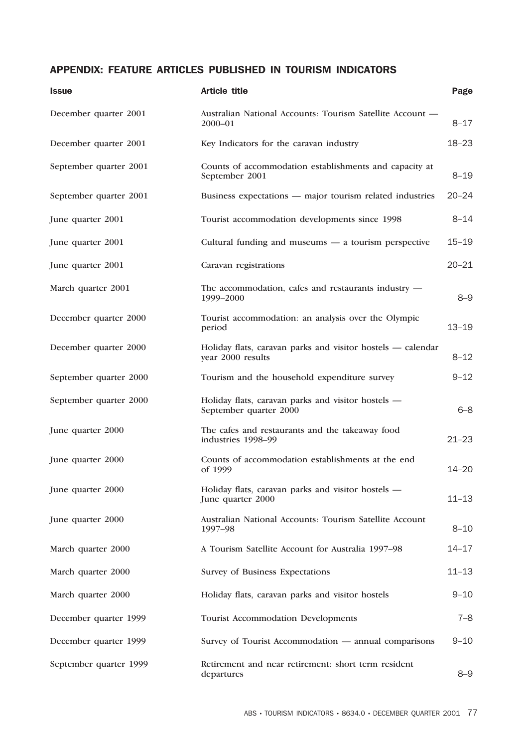## APPENDIX: FEATURE ARTICLES PUBLISHED IN TOURISM INDICATORS

| Issue | Article title | Page |
|---|---|---|
| December quarter 2001 | Australian National Accounts: Tourism Satellite Account — 2000–01 | 8–17 |
| December quarter 2001 | Key Indicators for the caravan industry | 18–23 |
| September quarter 2001 | Counts of accommodation establishments and capacity at September 2001 | 8–19 |
| September quarter 2001 | Business expectations — major tourism related industries | 20–24 |
| June quarter 2001 | Tourist accommodation developments since 1998 | 8–14 |
| June quarter 2001 | Cultural funding and museums — a tourism perspective | 15–19 |
| June quarter 2001 | Caravan registrations | 20–21 |
| March quarter 2001 | The accommodation, cafes and restaurants industry — 1999–2000 | 8–9 |
| December quarter 2000 | Tourist accommodation: an analysis over the Olympic period | 13–19 |
| December quarter 2000 | Holiday flats, caravan parks and visitor hostels — calendar year 2000 results | 8–12 |
| September quarter 2000 | Tourism and the household expenditure survey | 9–12 |
| September quarter 2000 | Holiday flats, caravan parks and visitor hostels — September quarter 2000 | 6–8 |
| June quarter 2000 | The cafes and restaurants and the takeaway food industries 1998–99 | 21–23 |
| June quarter 2000 | Counts of accommodation establishments at the end of 1999 | 14–20 |
| June quarter 2000 | Holiday flats, caravan parks and visitor hostels — June quarter 2000 | 11–13 |
| June quarter 2000 | Australian National Accounts: Tourism Satellite Account 1997–98 | 8–10 |
| March quarter 2000 | A Tourism Satellite Account for Australia 1997–98 | 14–17 |
| March quarter 2000 | Survey of Business Expectations | 11–13 |
| March quarter 2000 | Holiday flats, caravan parks and visitor hostels | 9–10 |
| December quarter 1999 | Tourist Accommodation Developments | 7–8 |
| December quarter 1999 | Survey of Tourist Accommodation — annual comparisons | 9–10 |
| September quarter 1999 | Retirement and near retirement: short term resident departures | 8–9 |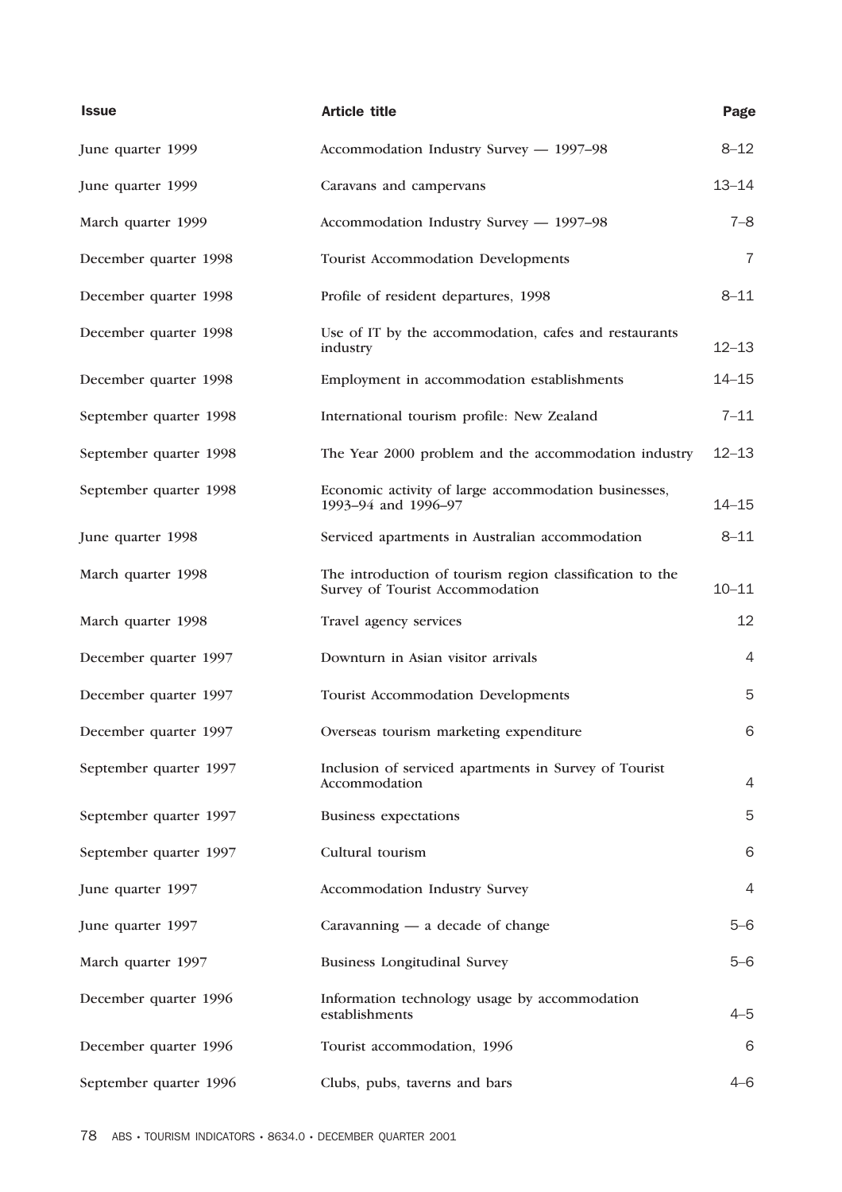| Issue | Article title | Page |
| --- | --- | --- |
| June quarter 1999 | Accommodation Industry Survey — 1997–98 | 8–12 |
| June quarter 1999 | Caravans and campervans | 13–14 |
| March quarter 1999 | Accommodation Industry Survey — 1997–98 | 7–8 |
| December quarter 1998 | Tourist Accommodation Developments | 7 |
| December quarter 1998 | Profile of resident departures, 1998 | 8–11 |
| December quarter 1998 | Use of IT by the accommodation, cafes and restaurants industry | 12–13 |
| December quarter 1998 | Employment in accommodation establishments | 14–15 |
| September quarter 1998 | International tourism profile: New Zealand | 7–11 |
| September quarter 1998 | The Year 2000 problem and the accommodation industry | 12–13 |
| September quarter 1998 | Economic activity of large accommodation businesses, 1993–94 and 1996–97 | 14–15 |
| June quarter 1998 | Serviced apartments in Australian accommodation | 8–11 |
| March quarter 1998 | The introduction of tourism region classification to the Survey of Tourist Accommodation | 10–11 |
| March quarter 1998 | Travel agency services | 12 |
| December quarter 1997 | Downturn in Asian visitor arrivals | 4 |
| December quarter 1997 | Tourist Accommodation Developments | 5 |
| December quarter 1997 | Overseas tourism marketing expenditure | 6 |
| September quarter 1997 | Inclusion of serviced apartments in Survey of Tourist Accommodation | 4 |
| September quarter 1997 | Business expectations | 5 |
| September quarter 1997 | Cultural tourism | 6 |
| June quarter 1997 | Accommodation Industry Survey | 4 |
| June quarter 1997 | Caravanning — a decade of change | 5–6 |
| March quarter 1997 | Business Longitudinal Survey | 5–6 |
| December quarter 1996 | Information technology usage by accommodation establishments | 4–5 |
| December quarter 1996 | Tourist accommodation, 1996 | 6 |
| September quarter 1996 | Clubs, pubs, taverns and bars | 4–6 |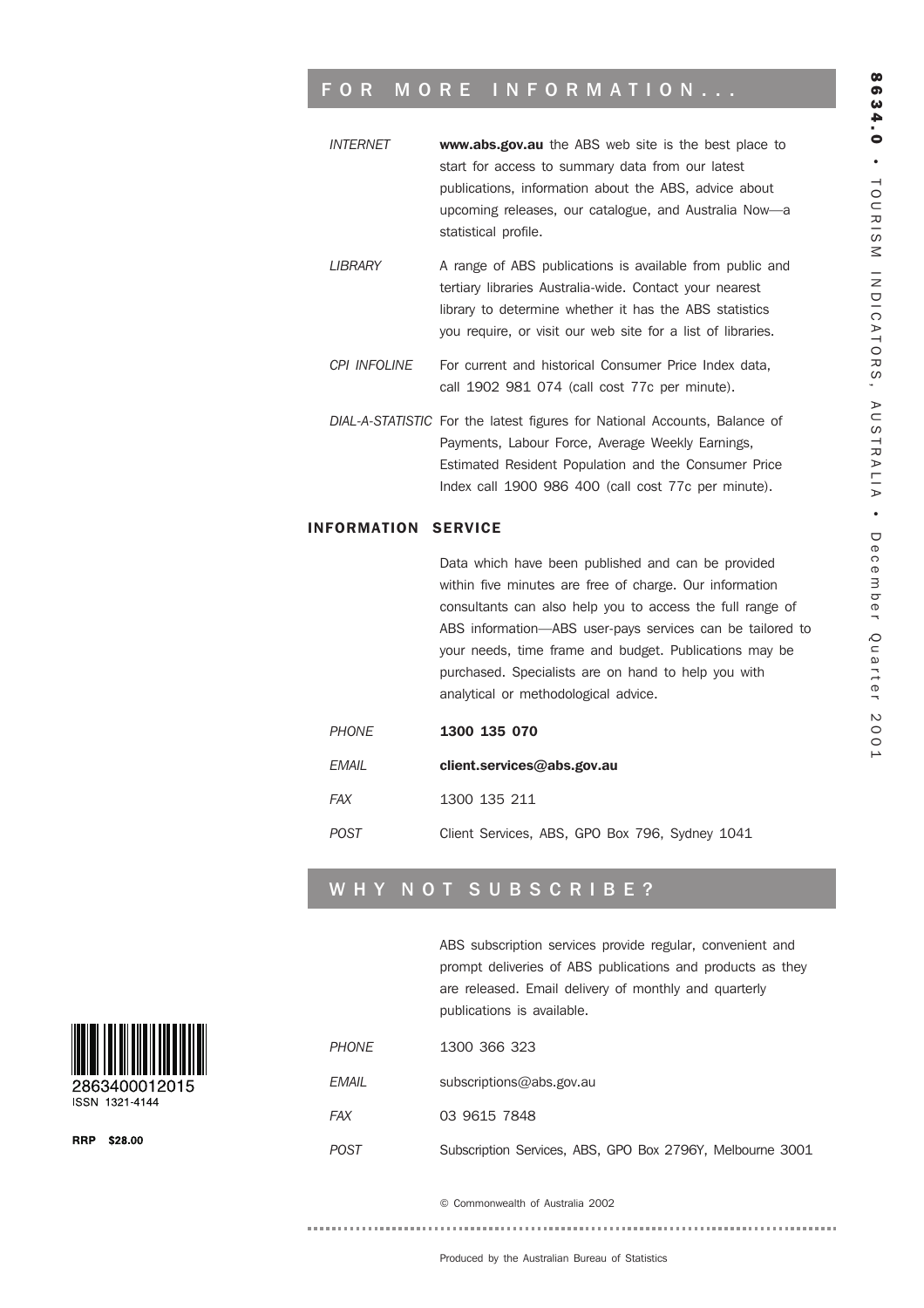## FOR MORE INFORMATION...

| | |
|---|---|
| *INTERNET* | **www.abs.gov.au** the ABS web site is the best place to start for access to summary data from our latest publications, information about the ABS, advice about upcoming releases, our catalogue, and Australia Now—a statistical profile. |
| *LIBRARY* | A range of ABS publications is available from public and tertiary libraries Australia-wide. Contact your nearest library to determine whether it has the ABS statistics you require, or visit our web site for a list of libraries. |
| *CPI INFOLINE* | For current and historical Consumer Price Index data, call 1902 981 074 (call cost 77c per minute). |
| *DIAL-A-STATISTIC* | For the latest figures for National Accounts, Balance of Payments, Labour Force, Average Weekly Earnings, Estimated Resident Population and the Consumer Price Index call 1900 986 400 (call cost 77c per minute). |

### INFORMATION SERVICE

Data which have been published and can be provided within five minutes are free of charge. Our information consultants can also help you to access the full range of ABS information—ABS user-pays services can be tailored to your needs, time frame and budget. Publications may be purchased. Specialists are on hand to help you with analytical or methodological advice.

| | |
|---|---|
| *PHONE* | **1300 135 070** |
| *EMAIL* | **client.services@abs.gov.au** |
| *FAX* | 1300 135 211 |
| *POST* | Client Services, ABS, GPO Box 796, Sydney 1041 |

## WHY NOT SUBSCRIBE?

ABS subscription services provide regular, convenient and prompt deliveries of ABS publications and products as they are released. Email delivery of monthly and quarterly publications is available.

| | |
|---|---|
| *PHONE* | 1300 366 323 |
| *EMAIL* | subscriptions@abs.gov.au |
| *FAX* | 03 9615 7848 |
| *POST* | Subscription Services, ABS, GPO Box 2796Y, Melbourne 3001 |

2863400012015

ISSN 1321-4144

**RRP $28.00**

© Commonwealth of Australia 2002

Produced by the Australian Bureau of Statistics